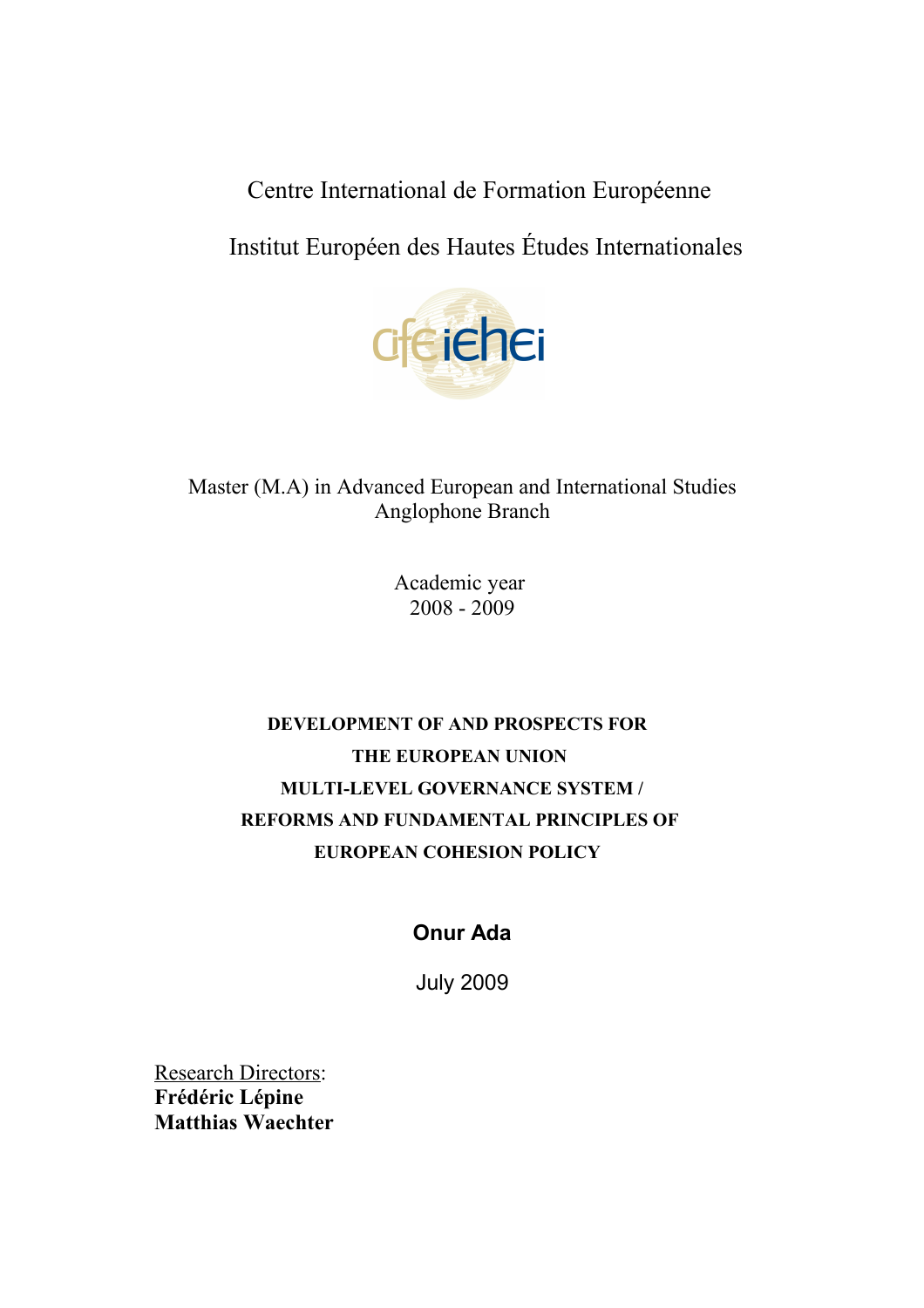Centre International de Formation Européenne

Institut Européen des Hautes Études Internationales

Master (M.A) in Advanced European and International Studies
Anglophone Branch

Academic year
2008 - 2009

# DEVELOPMENT OF AND PROSPECTS FOR THE EUROPEAN UNION MULTI-LEVEL GOVERNANCE SYSTEM / REFORMS AND FUNDAMENTAL PRINCIPLES OF EUROPEAN COHESION POLICY

**Onur Ada**

July 2009

Research Directors:
**Frédéric Lépine**
**Matthias Waechter**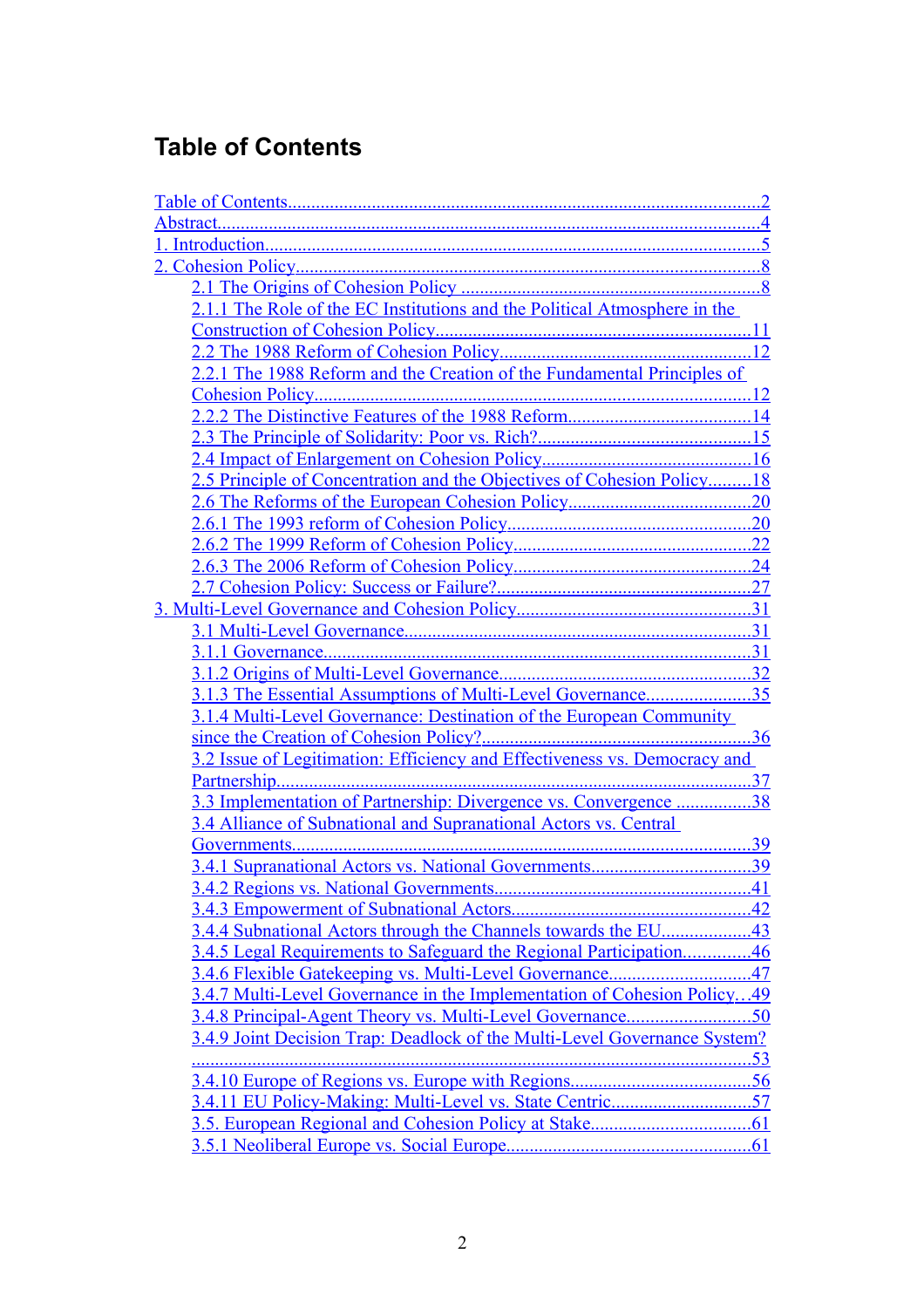# Table of Contents

- Table of Contents ..... 2
- Abstract ..... 4
- 1. Introduction ..... 5
- 2. Cohesion Policy ..... 8
  - 2.1 The Origins of Cohesion Policy ..... 8
  - 2.1.1 The Role of the EC Institutions and the Political Atmosphere in the Construction of Cohesion Policy ..... 11
  - 2.2 The 1988 Reform of Cohesion Policy ..... 12
  - 2.2.1 The 1988 Reform and the Creation of the Fundamental Principles of Cohesion Policy ..... 12
  - 2.2.2 The Distinctive Features of the 1988 Reform ..... 14
  - 2.3 The Principle of Solidarity: Poor vs. Rich? ..... 15
  - 2.4 Impact of Enlargement on Cohesion Policy ..... 16
  - 2.5 Principle of Concentration and the Objectives of Cohesion Policy ..... 18
  - 2.6 The Reforms of the European Cohesion Policy ..... 20
  - 2.6.1 The 1993 reform of Cohesion Policy ..... 20
  - 2.6.2 The 1999 Reform of Cohesion Policy ..... 22
  - 2.6.3 The 2006 Reform of Cohesion Policy ..... 24
  - 2.7 Cohesion Policy: Success or Failure? ..... 27
- 3. Multi-Level Governance and Cohesion Policy ..... 31
  - 3.1 Multi-Level Governance ..... 31
  - 3.1.1 Governance ..... 31
  - 3.1.2 Origins of Multi-Level Governance ..... 32
  - 3.1.3 The Essential Assumptions of Multi-Level Governance ..... 35
  - 3.1.4 Multi-Level Governance: Destination of the European Community since the Creation of Cohesion Policy? ..... 36
  - 3.2 Issue of Legitimation: Efficiency and Effectiveness vs. Democracy and Partnership ..... 37
  - 3.3 Implementation of Partnership: Divergence vs. Convergence ..... 38
  - 3.4 Alliance of Subnational and Supranational Actors vs. Central Governments ..... 39
  - 3.4.1 Supranational Actors vs. National Governments ..... 39
  - 3.4.2 Regions vs. National Governments ..... 41
  - 3.4.3 Empowerment of Subnational Actors ..... 42
  - 3.4.4 Subnational Actors through the Channels towards the EU ..... 43
  - 3.4.5 Legal Requirements to Safeguard the Regional Participation ..... 46
  - 3.4.6 Flexible Gatekeeping vs. Multi-Level Governance ..... 47
  - 3.4.7 Multi-Level Governance in the Implementation of Cohesion Policy ..... 49
  - 3.4.8 Principal-Agent Theory vs. Multi-Level Governance ..... 50
  - 3.4.9 Joint Decision Trap: Deadlock of the Multi-Level Governance System? ..... 53
  - 3.4.10 Europe of Regions vs. Europe with Regions ..... 56
  - 3.4.11 EU Policy-Making: Multi-Level vs. State Centric ..... 57
  - 3.5. European Regional and Cohesion Policy at Stake ..... 61
  - 3.5.1 Neoliberal Europe vs. Social Europe ..... 61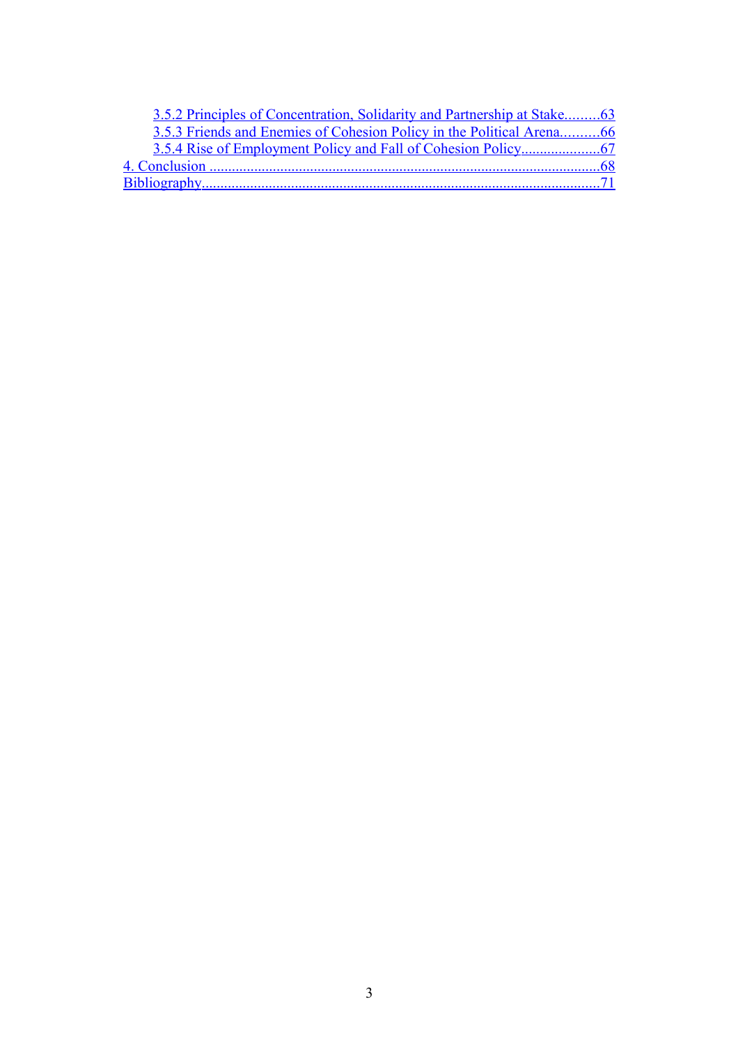3.5.2 Principles of Concentration, Solidarity and Partnership at Stake.........63
3.5.3 Friends and Enemies of Cohesion Policy in the Political Arena..........66
3.5.4 Rise of Employment Policy and Fall of Cohesion Policy.....................67
4. Conclusion .........................................................................................................68
Bibliography..........................................................................................................71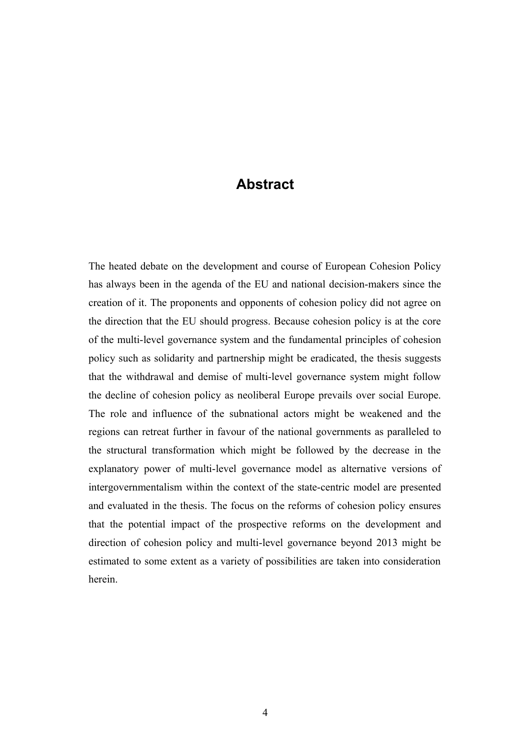# Abstract

The heated debate on the development and course of European Cohesion Policy has always been in the agenda of the EU and national decision-makers since the creation of it. The proponents and opponents of cohesion policy did not agree on the direction that the EU should progress. Because cohesion policy is at the core of the multi-level governance system and the fundamental principles of cohesion policy such as solidarity and partnership might be eradicated, the thesis suggests that the withdrawal and demise of multi-level governance system might follow the decline of cohesion policy as neoliberal Europe prevails over social Europe. The role and influence of the subnational actors might be weakened and the regions can retreat further in favour of the national governments as paralleled to the structural transformation which might be followed by the decrease in the explanatory power of multi-level governance model as alternative versions of intergovernmentalism within the context of the state-centric model are presented and evaluated in the thesis. The focus on the reforms of cohesion policy ensures that the potential impact of the prospective reforms on the development and direction of cohesion policy and multi-level governance beyond 2013 might be estimated to some extent as a variety of possibilities are taken into consideration herein.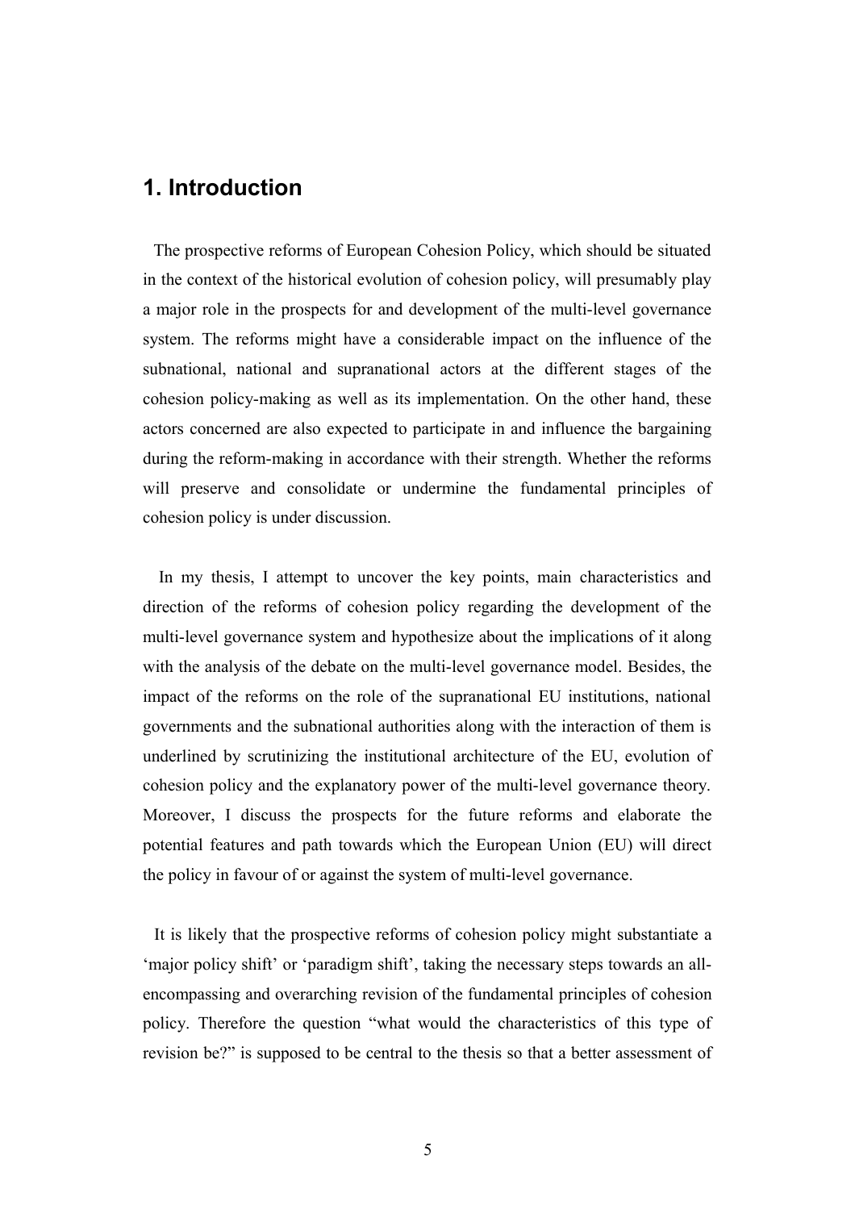# 1. Introduction

The prospective reforms of European Cohesion Policy, which should be situated in the context of the historical evolution of cohesion policy, will presumably play a major role in the prospects for and development of the multi-level governance system. The reforms might have a considerable impact on the influence of the subnational, national and supranational actors at the different stages of the cohesion policy-making as well as its implementation. On the other hand, these actors concerned are also expected to participate in and influence the bargaining during the reform-making in accordance with their strength. Whether the reforms will preserve and consolidate or undermine the fundamental principles of cohesion policy is under discussion.

In my thesis, I attempt to uncover the key points, main characteristics and direction of the reforms of cohesion policy regarding the development of the multi-level governance system and hypothesize about the implications of it along with the analysis of the debate on the multi-level governance model. Besides, the impact of the reforms on the role of the supranational EU institutions, national governments and the subnational authorities along with the interaction of them is underlined by scrutinizing the institutional architecture of the EU, evolution of cohesion policy and the explanatory power of the multi-level governance theory. Moreover, I discuss the prospects for the future reforms and elaborate the potential features and path towards which the European Union (EU) will direct the policy in favour of or against the system of multi-level governance.

It is likely that the prospective reforms of cohesion policy might substantiate a 'major policy shift' or 'paradigm shift', taking the necessary steps towards an all-encompassing and overarching revision of the fundamental principles of cohesion policy. Therefore the question "what would the characteristics of this type of revision be?" is supposed to be central to the thesis so that a better assessment of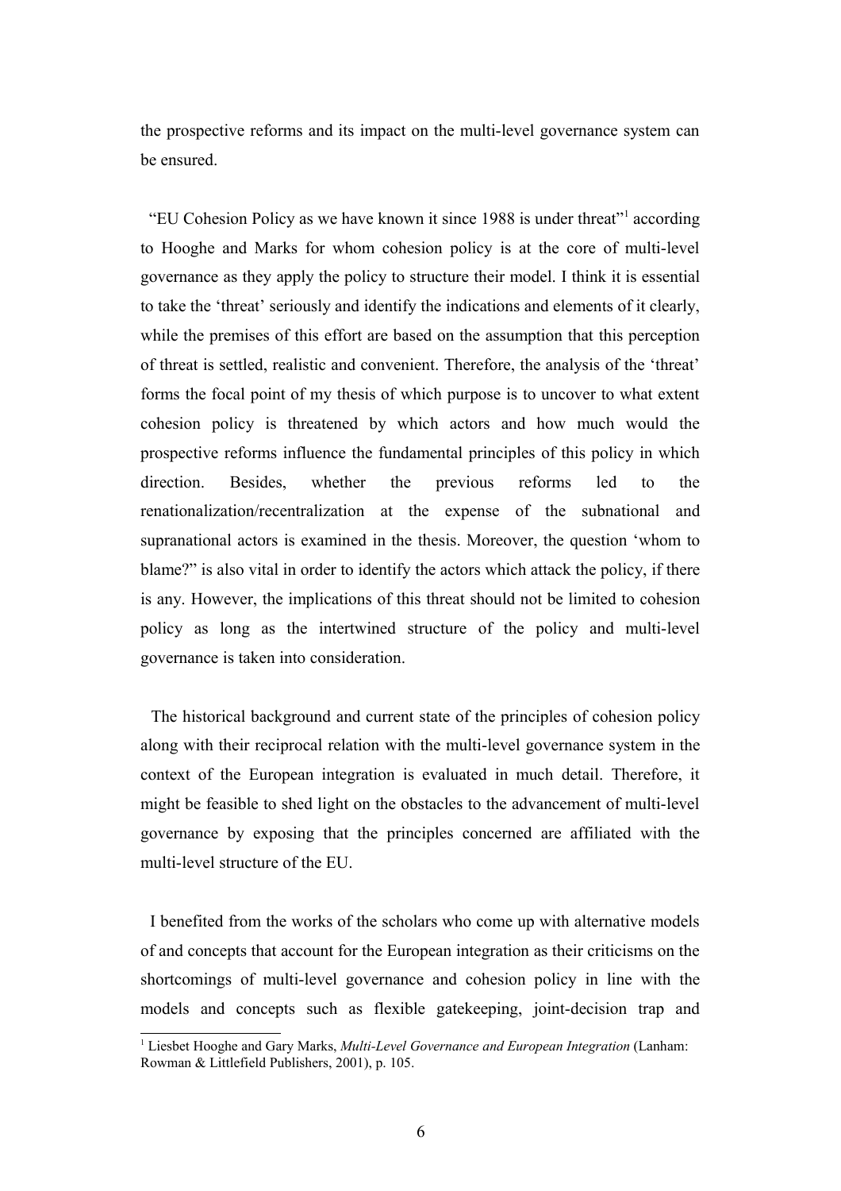the prospective reforms and its impact on the multi-level governance system can be ensured.

"EU Cohesion Policy as we have known it since 1988 is under threat"[1] according to Hooghe and Marks for whom cohesion policy is at the core of multi-level governance as they apply the policy to structure their model. I think it is essential to take the 'threat' seriously and identify the indications and elements of it clearly, while the premises of this effort are based on the assumption that this perception of threat is settled, realistic and convenient. Therefore, the analysis of the 'threat' forms the focal point of my thesis of which purpose is to uncover to what extent cohesion policy is threatened by which actors and how much would the prospective reforms influence the fundamental principles of this policy in which direction. Besides, whether the previous reforms led to the renationalization/recentralization at the expense of the subnational and supranational actors is examined in the thesis. Moreover, the question 'whom to blame?" is also vital in order to identify the actors which attack the policy, if there is any. However, the implications of this threat should not be limited to cohesion policy as long as the intertwined structure of the policy and multi-level governance is taken into consideration.

The historical background and current state of the principles of cohesion policy along with their reciprocal relation with the multi-level governance system in the context of the European integration is evaluated in much detail. Therefore, it might be feasible to shed light on the obstacles to the advancement of multi-level governance by exposing that the principles concerned are affiliated with the multi-level structure of the EU.

I benefited from the works of the scholars who come up with alternative models of and concepts that account for the European integration as their criticisms on the shortcomings of multi-level governance and cohesion policy in line with the models and concepts such as flexible gatekeeping, joint-decision trap and

---

[1] Liesbet Hooghe and Gary Marks, *Multi-Level Governance and European Integration* (Lanham: Rowman & Littlefield Publishers, 2001), p. 105.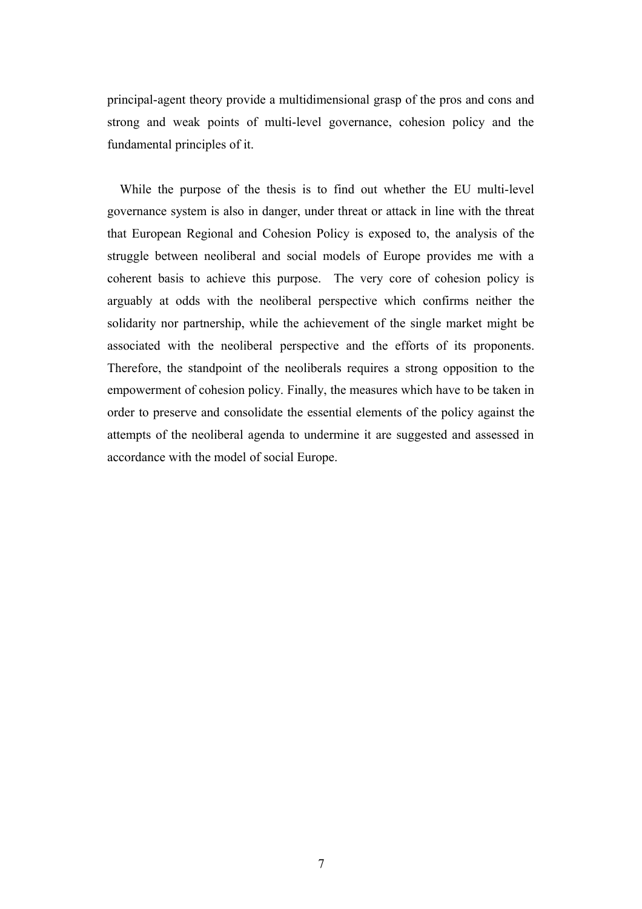principal-agent theory provide a multidimensional grasp of the pros and cons and strong and weak points of multi-level governance, cohesion policy and the fundamental principles of it.

While the purpose of the thesis is to find out whether the EU multi-level governance system is also in danger, under threat or attack in line with the threat that European Regional and Cohesion Policy is exposed to, the analysis of the struggle between neoliberal and social models of Europe provides me with a coherent basis to achieve this purpose. The very core of cohesion policy is arguably at odds with the neoliberal perspective which confirms neither the solidarity nor partnership, while the achievement of the single market might be associated with the neoliberal perspective and the efforts of its proponents. Therefore, the standpoint of the neoliberals requires a strong opposition to the empowerment of cohesion policy. Finally, the measures which have to be taken in order to preserve and consolidate the essential elements of the policy against the attempts of the neoliberal agenda to undermine it are suggested and assessed in accordance with the model of social Europe.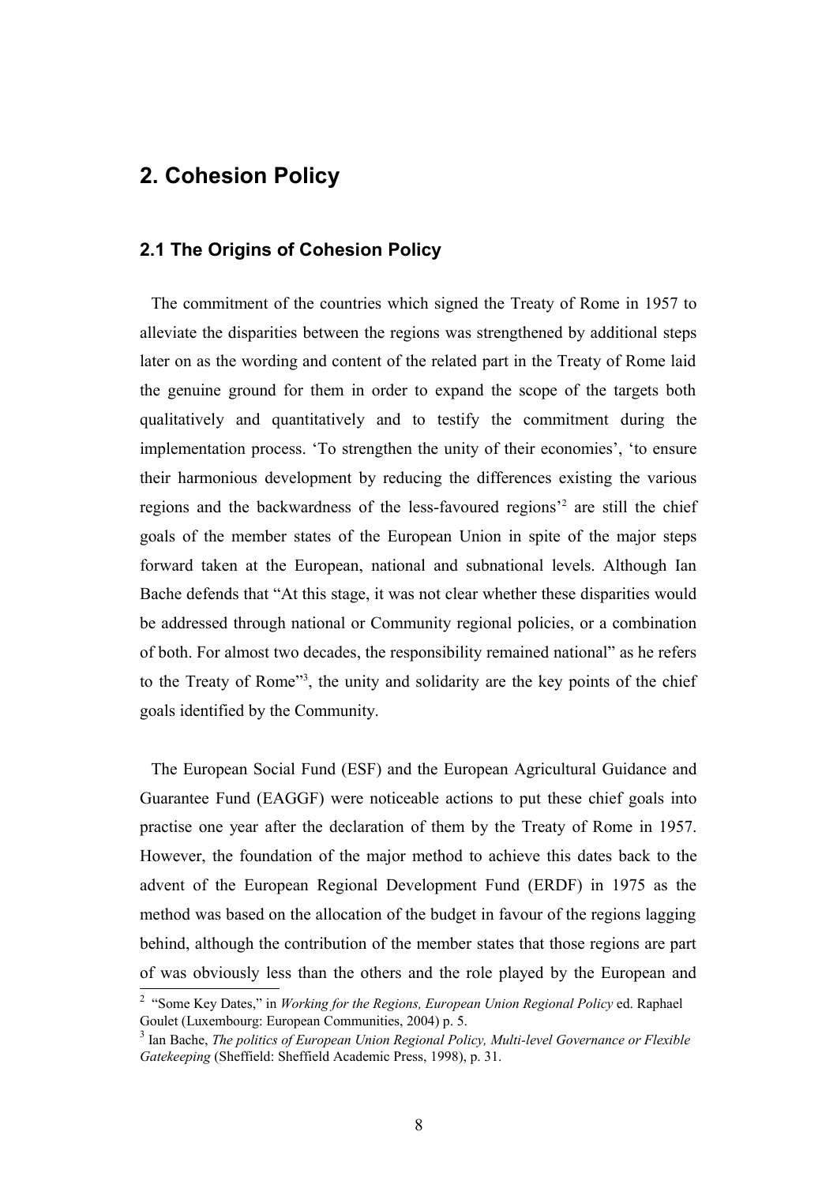## 2. Cohesion Policy

### 2.1 The Origins of Cohesion Policy

The commitment of the countries which signed the Treaty of Rome in 1957 to alleviate the disparities between the regions was strengthened by additional steps later on as the wording and content of the related part in the Treaty of Rome laid the genuine ground for them in order to expand the scope of the targets both qualitatively and quantitatively and to testify the commitment during the implementation process. 'To strengthen the unity of their economies', 'to ensure their harmonious development by reducing the differences existing the various regions and the backwardness of the less-favoured regions'[2] are still the chief goals of the member states of the European Union in spite of the major steps forward taken at the European, national and subnational levels. Although Ian Bache defends that "At this stage, it was not clear whether these disparities would be addressed through national or Community regional policies, or a combination of both. For almost two decades, the responsibility remained national" as he refers to the Treaty of Rome"[3], the unity and solidarity are the key points of the chief goals identified by the Community.

The European Social Fund (ESF) and the European Agricultural Guidance and Guarantee Fund (EAGGF) were noticeable actions to put these chief goals into practise one year after the declaration of them by the Treaty of Rome in 1957. However, the foundation of the major method to achieve this dates back to the advent of the European Regional Development Fund (ERDF) in 1975 as the method was based on the allocation of the budget in favour of the regions lagging behind, although the contribution of the member states that those regions are part of was obviously less than the others and the role played by the European and

---

[2] "Some Key Dates," in *Working for the Regions, European Union Regional Policy* ed. Raphael Goulet (Luxembourg: European Communities, 2004) p. 5.

[3] Ian Bache, *The politics of European Union Regional Policy, Multi-level Governance or Flexible Gatekeeping* (Sheffield: Sheffield Academic Press, 1998), p. 31.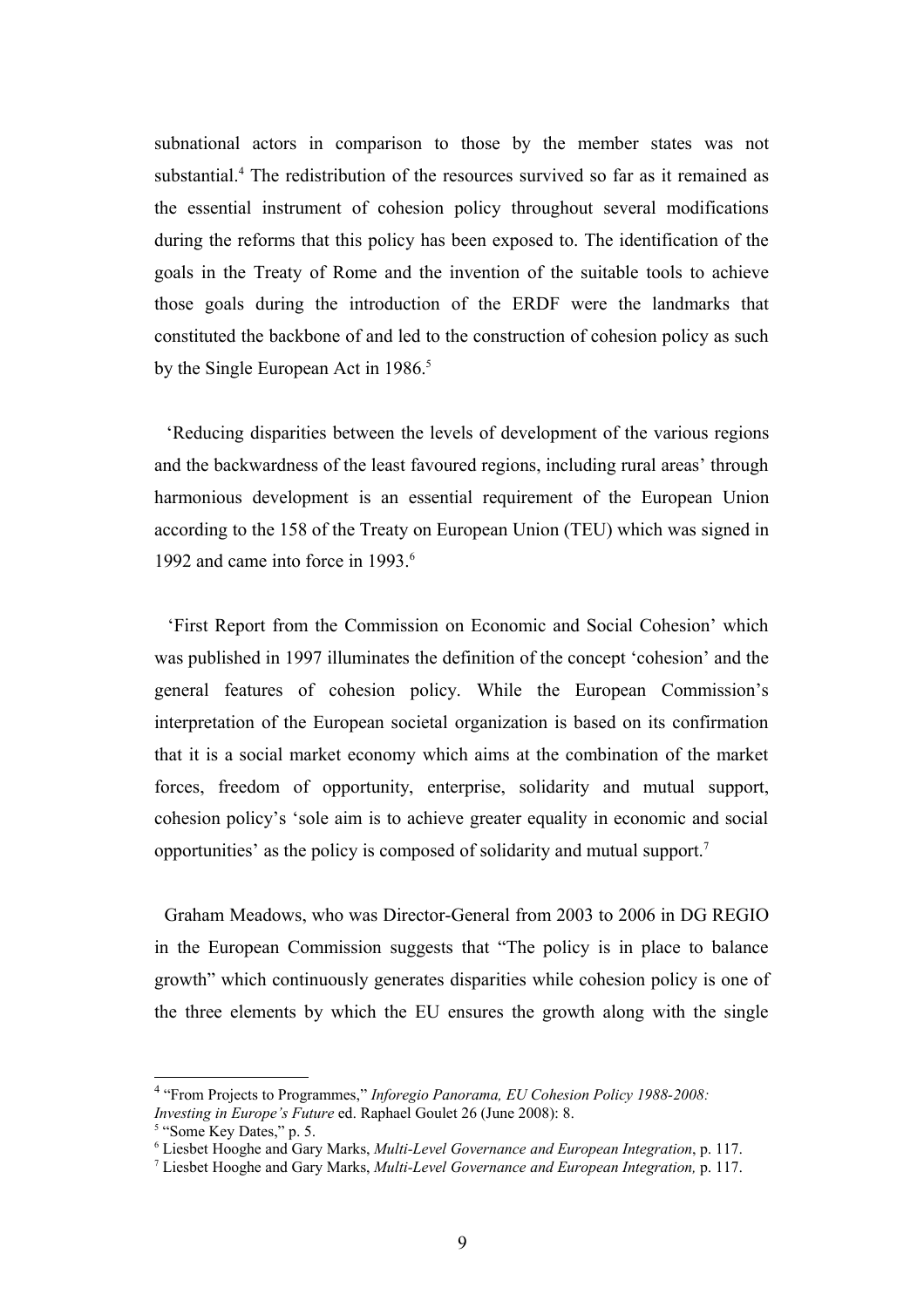subnational actors in comparison to those by the member states was not substantial.[4] The redistribution of the resources survived so far as it remained as the essential instrument of cohesion policy throughout several modifications during the reforms that this policy has been exposed to. The identification of the goals in the Treaty of Rome and the invention of the suitable tools to achieve those goals during the introduction of the ERDF were the landmarks that constituted the backbone of and led to the construction of cohesion policy as such by the Single European Act in 1986.[5]

'Reducing disparities between the levels of development of the various regions and the backwardness of the least favoured regions, including rural areas' through harmonious development is an essential requirement of the European Union according to the 158 of the Treaty on European Union (TEU) which was signed in 1992 and came into force in 1993.[6]

'First Report from the Commission on Economic and Social Cohesion' which was published in 1997 illuminates the definition of the concept 'cohesion' and the general features of cohesion policy. While the European Commission's interpretation of the European societal organization is based on its confirmation that it is a social market economy which aims at the combination of the market forces, freedom of opportunity, enterprise, solidarity and mutual support, cohesion policy's 'sole aim is to achieve greater equality in economic and social opportunities' as the policy is composed of solidarity and mutual support.[7]

Graham Meadows, who was Director-General from 2003 to 2006 in DG REGIO in the European Commission suggests that "The policy is in place to balance growth" which continuously generates disparities while cohesion policy is one of the three elements by which the EU ensures the growth along with the single

---

[4] "From Projects to Programmes," *Inforegio Panorama, EU Cohesion Policy 1988-2008: Investing in Europe's Future* ed. Raphael Goulet 26 (June 2008): 8.

[5] "Some Key Dates," p. 5.

[6] Liesbet Hooghe and Gary Marks, *Multi-Level Governance and European Integration*, p. 117.

[7] Liesbet Hooghe and Gary Marks, *Multi-Level Governance and European Integration,* p. 117.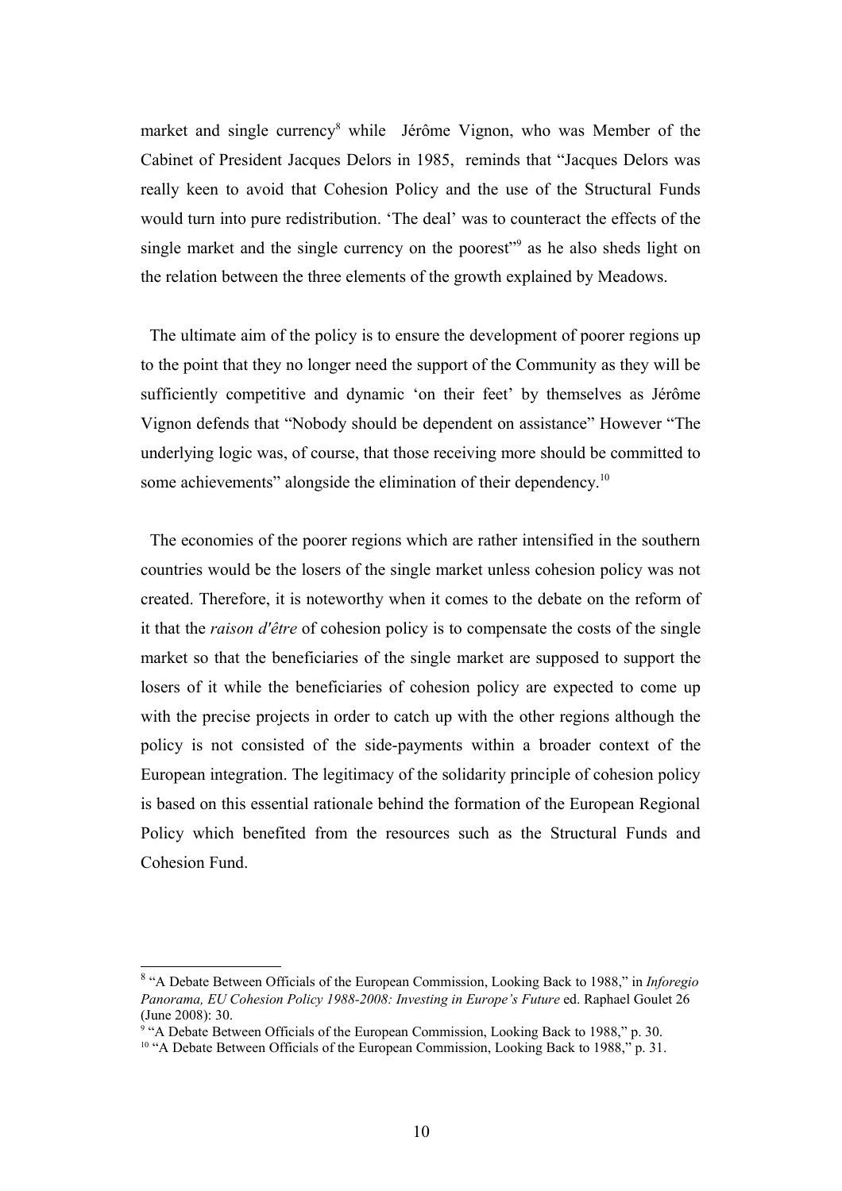market and single currency[8] while Jérôme Vignon, who was Member of the Cabinet of President Jacques Delors in 1985, reminds that "Jacques Delors was really keen to avoid that Cohesion Policy and the use of the Structural Funds would turn into pure redistribution. 'The deal' was to counteract the effects of the single market and the single currency on the poorest"[9] as he also sheds light on the relation between the three elements of the growth explained by Meadows.

The ultimate aim of the policy is to ensure the development of poorer regions up to the point that they no longer need the support of the Community as they will be sufficiently competitive and dynamic 'on their feet' by themselves as Jérôme Vignon defends that "Nobody should be dependent on assistance" However "The underlying logic was, of course, that those receiving more should be committed to some achievements" alongside the elimination of their dependency.[10]

The economies of the poorer regions which are rather intensified in the southern countries would be the losers of the single market unless cohesion policy was not created. Therefore, it is noteworthy when it comes to the debate on the reform of it that the *raison d'être* of cohesion policy is to compensate the costs of the single market so that the beneficiaries of the single market are supposed to support the losers of it while the beneficiaries of cohesion policy are expected to come up with the precise projects in order to catch up with the other regions although the policy is not consisted of the side-payments within a broader context of the European integration. The legitimacy of the solidarity principle of cohesion policy is based on this essential rationale behind the formation of the European Regional Policy which benefited from the resources such as the Structural Funds and Cohesion Fund.

---

[8] "A Debate Between Officials of the European Commission, Looking Back to 1988," in *Inforegio Panorama, EU Cohesion Policy 1988-2008: Investing in Europe's Future* ed. Raphael Goulet 26 (June 2008): 30.

[9] "A Debate Between Officials of the European Commission, Looking Back to 1988," p. 30.

[10] "A Debate Between Officials of the European Commission, Looking Back to 1988," p. 31.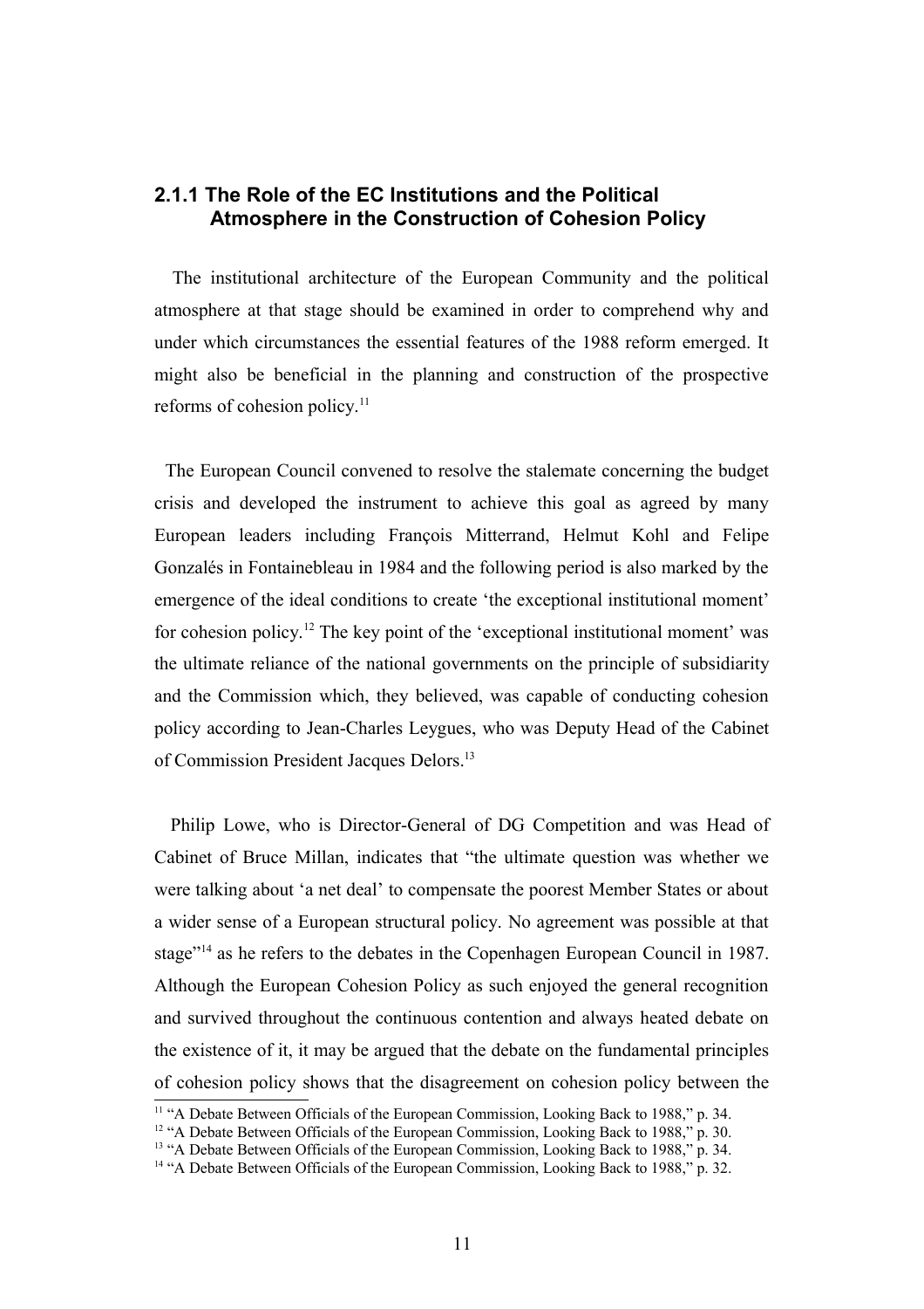### 2.1.1 The Role of the EC Institutions and the Political Atmosphere in the Construction of Cohesion Policy

The institutional architecture of the European Community and the political atmosphere at that stage should be examined in order to comprehend why and under which circumstances the essential features of the 1988 reform emerged. It might also be beneficial in the planning and construction of the prospective reforms of cohesion policy.[11]

The European Council convened to resolve the stalemate concerning the budget crisis and developed the instrument to achieve this goal as agreed by many European leaders including François Mitterrand, Helmut Kohl and Felipe Gonzalés in Fontainebleau in 1984 and the following period is also marked by the emergence of the ideal conditions to create 'the exceptional institutional moment' for cohesion policy.[12] The key point of the 'exceptional institutional moment' was the ultimate reliance of the national governments on the principle of subsidiarity and the Commission which, they believed, was capable of conducting cohesion policy according to Jean-Charles Leygues, who was Deputy Head of the Cabinet of Commission President Jacques Delors.[13]

Philip Lowe, who is Director-General of DG Competition and was Head of Cabinet of Bruce Millan, indicates that "the ultimate question was whether we were talking about 'a net deal' to compensate the poorest Member States or about a wider sense of a European structural policy. No agreement was possible at that stage"[14] as he refers to the debates in the Copenhagen European Council in 1987. Although the European Cohesion Policy as such enjoyed the general recognition and survived throughout the continuous contention and always heated debate on the existence of it, it may be argued that the debate on the fundamental principles of cohesion policy shows that the disagreement on cohesion policy between the

[11] "A Debate Between Officials of the European Commission, Looking Back to 1988," p. 34.
[12] "A Debate Between Officials of the European Commission, Looking Back to 1988," p. 30.
[13] "A Debate Between Officials of the European Commission, Looking Back to 1988," p. 34.
[14] "A Debate Between Officials of the European Commission, Looking Back to 1988," p. 32.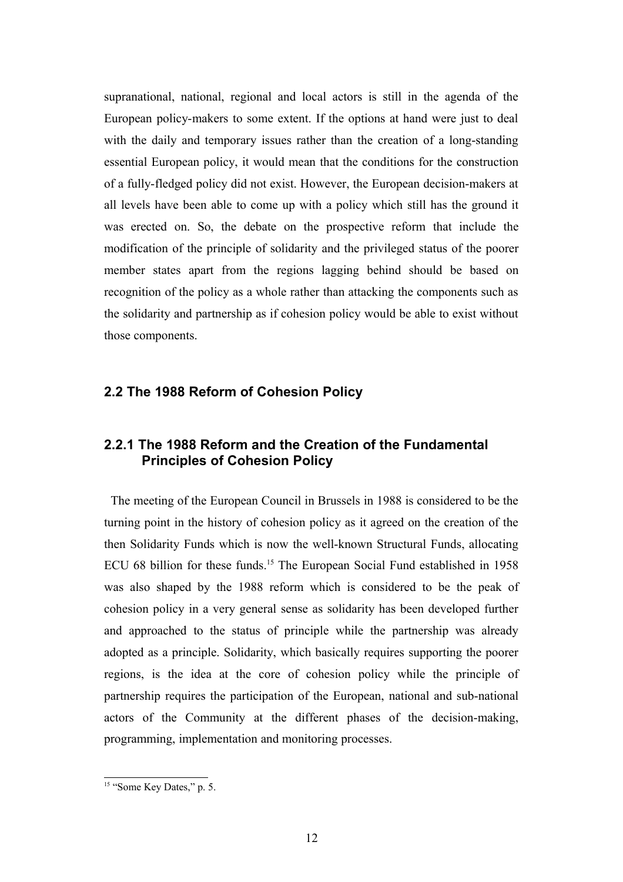supranational, national, regional and local actors is still in the agenda of the European policy-makers to some extent. If the options at hand were just to deal with the daily and temporary issues rather than the creation of a long-standing essential European policy, it would mean that the conditions for the construction of a fully-fledged policy did not exist. However, the European decision-makers at all levels have been able to come up with a policy which still has the ground it was erected on. So, the debate on the prospective reform that include the modification of the principle of solidarity and the privileged status of the poorer member states apart from the regions lagging behind should be based on recognition of the policy as a whole rather than attacking the components such as the solidarity and partnership as if cohesion policy would be able to exist without those components.

## 2.2 The 1988 Reform of Cohesion Policy

### 2.2.1 The 1988 Reform and the Creation of the Fundamental Principles of Cohesion Policy

The meeting of the European Council in Brussels in 1988 is considered to be the turning point in the history of cohesion policy as it agreed on the creation of the then Solidarity Funds which is now the well-known Structural Funds, allocating ECU 68 billion for these funds.[15] The European Social Fund established in 1958 was also shaped by the 1988 reform which is considered to be the peak of cohesion policy in a very general sense as solidarity has been developed further and approached to the status of principle while the partnership was already adopted as a principle. Solidarity, which basically requires supporting the poorer regions, is the idea at the core of cohesion policy while the principle of partnership requires the participation of the European, national and sub-national actors of the Community at the different phases of the decision-making, programming, implementation and monitoring processes.

[15] "Some Key Dates," p. 5.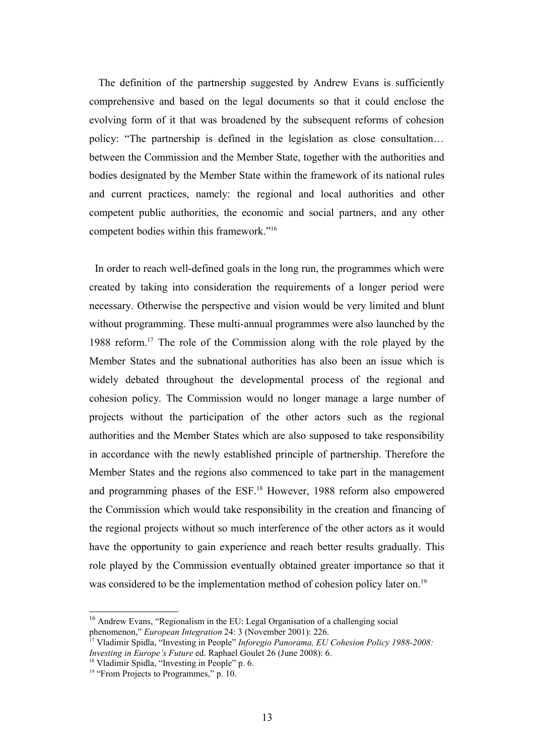The definition of the partnership suggested by Andrew Evans is sufficiently comprehensive and based on the legal documents so that it could enclose the evolving form of it that was broadened by the subsequent reforms of cohesion policy: "The partnership is defined in the legislation as close consultation… between the Commission and the Member State, together with the authorities and bodies designated by the Member State within the framework of its national rules and current practices, namely: the regional and local authorities and other competent public authorities, the economic and social partners, and any other competent bodies within this framework."[16]

In order to reach well-defined goals in the long run, the programmes which were created by taking into consideration the requirements of a longer period were necessary. Otherwise the perspective and vision would be very limited and blunt without programming. These multi-annual programmes were also launched by the 1988 reform.[17] The role of the Commission along with the role played by the Member States and the subnational authorities has also been an issue which is widely debated throughout the developmental process of the regional and cohesion policy. The Commission would no longer manage a large number of projects without the participation of the other actors such as the regional authorities and the Member States which are also supposed to take responsibility in accordance with the newly established principle of partnership. Therefore the Member States and the regions also commenced to take part in the management and programming phases of the ESF.[18] However, 1988 reform also empowered the Commission which would take responsibility in the creation and financing of the regional projects without so much interference of the other actors as it would have the opportunity to gain experience and reach better results gradually. This role played by the Commission eventually obtained greater importance so that it was considered to be the implementation method of cohesion policy later on.[19]

---

[16] Andrew Evans, "Regionalism in the EU: Legal Organisation of a challenging social phenomenon," *European Integration* 24: 3 (November 2001): 226.

[17] Vladimir Spidla, "Investing in People" *Inforegio Panorama, EU Cohesion Policy 1988-2008: Investing in Europe's Future* ed. Raphael Goulet 26 (June 2008): 6.

[18] Vladimir Spidla, "Investing in People" p. 6.

[19] "From Projects to Programmes," p. 10.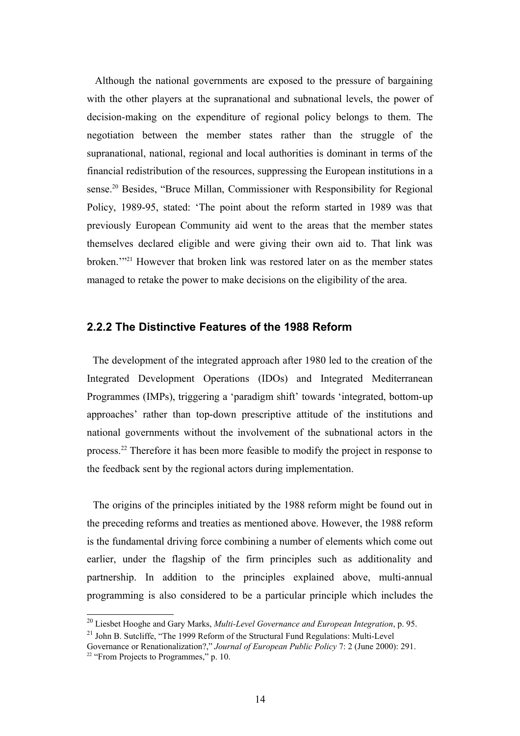Although the national governments are exposed to the pressure of bargaining with the other players at the supranational and subnational levels, the power of decision-making on the expenditure of regional policy belongs to them. The negotiation between the member states rather than the struggle of the supranational, national, regional and local authorities is dominant in terms of the financial redistribution of the resources, suppressing the European institutions in a sense.[20] Besides, "Bruce Millan, Commissioner with Responsibility for Regional Policy, 1989-95, stated: 'The point about the reform started in 1989 was that previously European Community aid went to the areas that the member states themselves declared eligible and were giving their own aid to. That link was broken.'"[21] However that broken link was restored later on as the member states managed to retake the power to make decisions on the eligibility of the area.

### 2.2.2 The Distinctive Features of the 1988 Reform

The development of the integrated approach after 1980 led to the creation of the Integrated Development Operations (IDOs) and Integrated Mediterranean Programmes (IMPs), triggering a 'paradigm shift' towards 'integrated, bottom-up approaches' rather than top-down prescriptive attitude of the institutions and national governments without the involvement of the subnational actors in the process.[22] Therefore it has been more feasible to modify the project in response to the feedback sent by the regional actors during implementation.

The origins of the principles initiated by the 1988 reform might be found out in the preceding reforms and treaties as mentioned above. However, the 1988 reform is the fundamental driving force combining a number of elements which come out earlier, under the flagship of the firm principles such as additionality and partnership. In addition to the principles explained above, multi-annual programming is also considered to be a particular principle which includes the

---

[20] Liesbet Hooghe and Gary Marks, *Multi-Level Governance and European Integration*, p. 95.

[21] John B. Sutcliffe, "The 1999 Reform of the Structural Fund Regulations: Multi-Level Governance or Renationalization?," *Journal of European Public Policy* 7: 2 (June 2000): 291.

[22] "From Projects to Programmes," p. 10.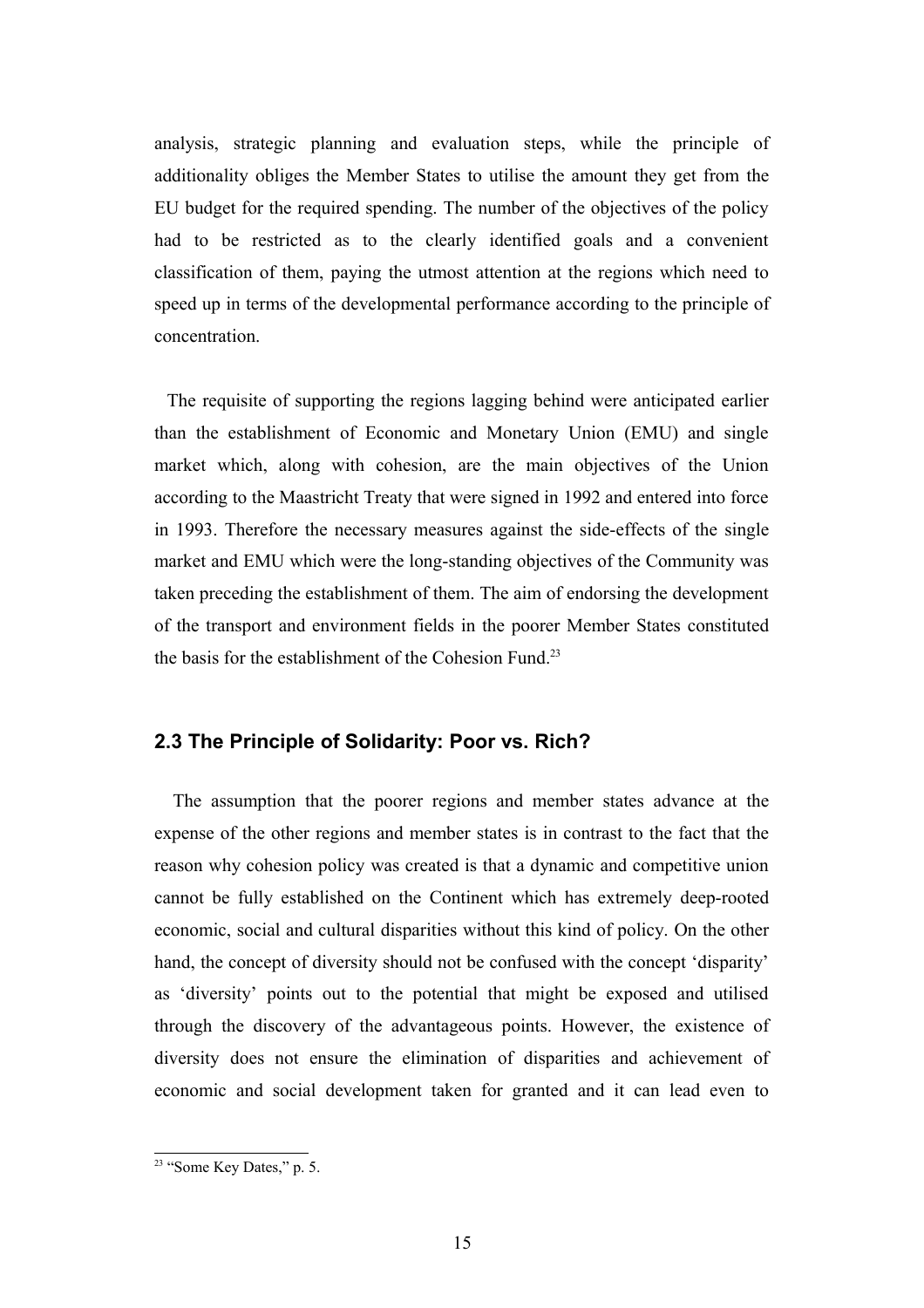analysis, strategic planning and evaluation steps, while the principle of additionality obliges the Member States to utilise the amount they get from the EU budget for the required spending. The number of the objectives of the policy had to be restricted as to the clearly identified goals and a convenient classification of them, paying the utmost attention at the regions which need to speed up in terms of the developmental performance according to the principle of concentration.

The requisite of supporting the regions lagging behind were anticipated earlier than the establishment of Economic and Monetary Union (EMU) and single market which, along with cohesion, are the main objectives of the Union according to the Maastricht Treaty that were signed in 1992 and entered into force in 1993. Therefore the necessary measures against the side-effects of the single market and EMU which were the long-standing objectives of the Community was taken preceding the establishment of them. The aim of endorsing the development of the transport and environment fields in the poorer Member States constituted the basis for the establishment of the Cohesion Fund.[23]

### 2.3 The Principle of Solidarity: Poor vs. Rich?

The assumption that the poorer regions and member states advance at the expense of the other regions and member states is in contrast to the fact that the reason why cohesion policy was created is that a dynamic and competitive union cannot be fully established on the Continent which has extremely deep-rooted economic, social and cultural disparities without this kind of policy. On the other hand, the concept of diversity should not be confused with the concept 'disparity' as 'diversity' points out to the potential that might be exposed and utilised through the discovery of the advantageous points. However, the existence of diversity does not ensure the elimination of disparities and achievement of economic and social development taken for granted and it can lead even to

[23] "Some Key Dates," p. 5.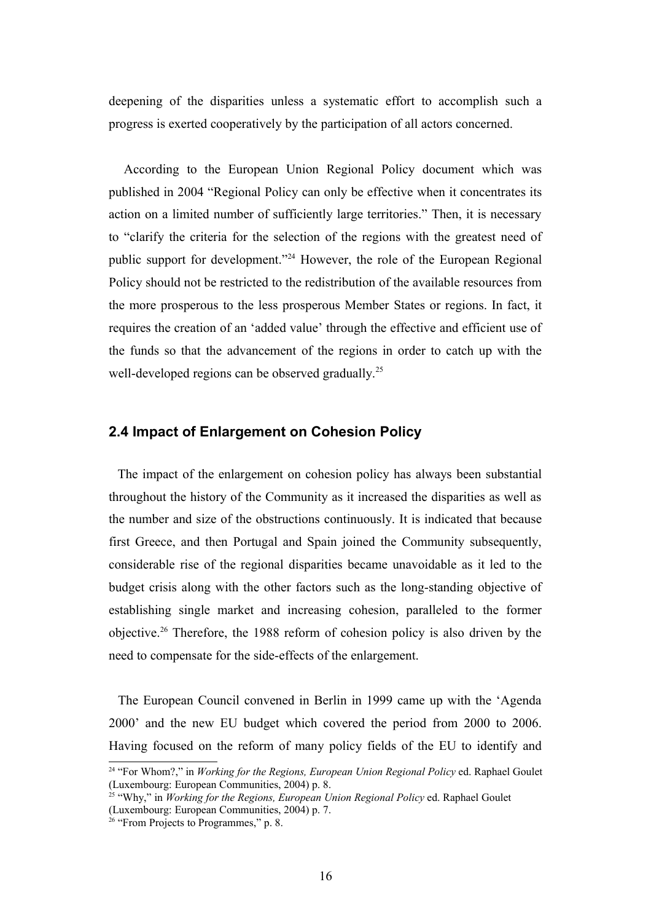deepening of the disparities unless a systematic effort to accomplish such a progress is exerted cooperatively by the participation of all actors concerned.

According to the European Union Regional Policy document which was published in 2004 "Regional Policy can only be effective when it concentrates its action on a limited number of sufficiently large territories." Then, it is necessary to "clarify the criteria for the selection of the regions with the greatest need of public support for development."[24] However, the role of the European Regional Policy should not be restricted to the redistribution of the available resources from the more prosperous to the less prosperous Member States or regions. In fact, it requires the creation of an 'added value' through the effective and efficient use of the funds so that the advancement of the regions in order to catch up with the well-developed regions can be observed gradually.[25]

### 2.4 Impact of Enlargement on Cohesion Policy

The impact of the enlargement on cohesion policy has always been substantial throughout the history of the Community as it increased the disparities as well as the number and size of the obstructions continuously. It is indicated that because first Greece, and then Portugal and Spain joined the Community subsequently, considerable rise of the regional disparities became unavoidable as it led to the budget crisis along with the other factors such as the long-standing objective of establishing single market and increasing cohesion, paralleled to the former objective.[26] Therefore, the 1988 reform of cohesion policy is also driven by the need to compensate for the side-effects of the enlargement.

The European Council convened in Berlin in 1999 came up with the 'Agenda 2000' and the new EU budget which covered the period from 2000 to 2006. Having focused on the reform of many policy fields of the EU to identify and

---

[24] "For Whom?," in *Working for the Regions, European Union Regional Policy* ed. Raphael Goulet (Luxembourg: European Communities, 2004) p. 8.

[25] "Why," in *Working for the Regions, European Union Regional Policy* ed. Raphael Goulet (Luxembourg: European Communities, 2004) p. 7.

[26] "From Projects to Programmes," p. 8.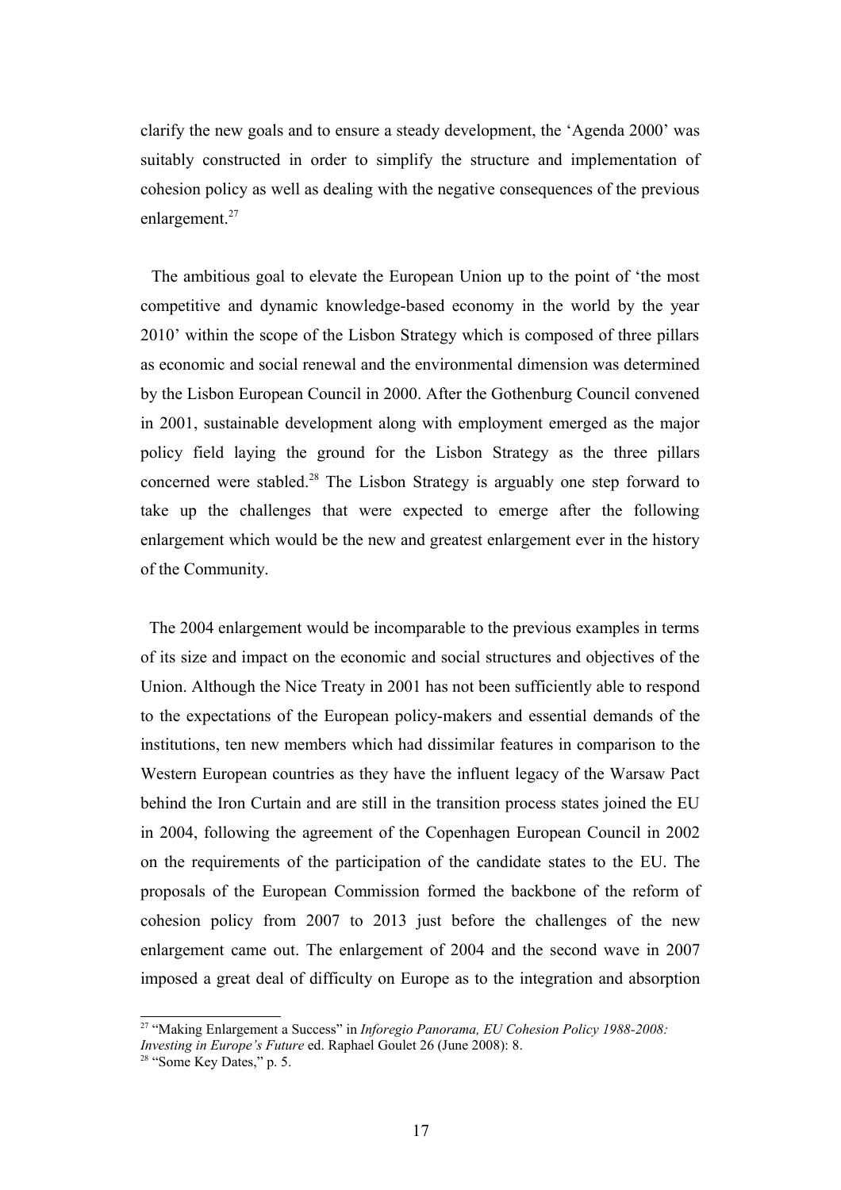clarify the new goals and to ensure a steady development, the 'Agenda 2000' was suitably constructed in order to simplify the structure and implementation of cohesion policy as well as dealing with the negative consequences of the previous enlargement.[27]

The ambitious goal to elevate the European Union up to the point of 'the most competitive and dynamic knowledge-based economy in the world by the year 2010' within the scope of the Lisbon Strategy which is composed of three pillars as economic and social renewal and the environmental dimension was determined by the Lisbon European Council in 2000. After the Gothenburg Council convened in 2001, sustainable development along with employment emerged as the major policy field laying the ground for the Lisbon Strategy as the three pillars concerned were stabled.[28] The Lisbon Strategy is arguably one step forward to take up the challenges that were expected to emerge after the following enlargement which would be the new and greatest enlargement ever in the history of the Community.

The 2004 enlargement would be incomparable to the previous examples in terms of its size and impact on the economic and social structures and objectives of the Union. Although the Nice Treaty in 2001 has not been sufficiently able to respond to the expectations of the European policy-makers and essential demands of the institutions, ten new members which had dissimilar features in comparison to the Western European countries as they have the influent legacy of the Warsaw Pact behind the Iron Curtain and are still in the transition process states joined the EU in 2004, following the agreement of the Copenhagen European Council in 2002 on the requirements of the participation of the candidate states to the EU. The proposals of the European Commission formed the backbone of the reform of cohesion policy from 2007 to 2013 just before the challenges of the new enlargement came out. The enlargement of 2004 and the second wave in 2007 imposed a great deal of difficulty on Europe as to the integration and absorption

[27] "Making Enlargement a Success" in *Inforegio Panorama, EU Cohesion Policy 1988-2008: Investing in Europe's Future* ed. Raphael Goulet 26 (June 2008): 8.

[28] "Some Key Dates," p. 5.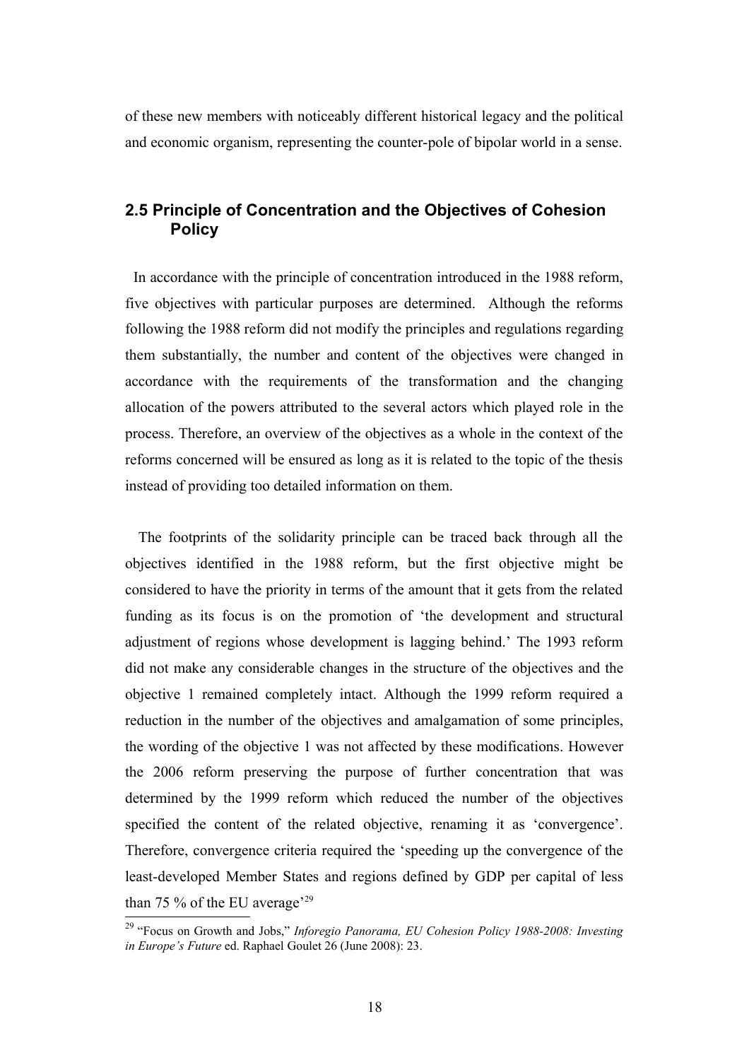of these new members with noticeably different historical legacy and the political and economic organism, representing the counter-pole of bipolar world in a sense.

## 2.5 Principle of Concentration and the Objectives of Cohesion Policy

In accordance with the principle of concentration introduced in the 1988 reform, five objectives with particular purposes are determined. Although the reforms following the 1988 reform did not modify the principles and regulations regarding them substantially, the number and content of the objectives were changed in accordance with the requirements of the transformation and the changing allocation of the powers attributed to the several actors which played role in the process. Therefore, an overview of the objectives as a whole in the context of the reforms concerned will be ensured as long as it is related to the topic of the thesis instead of providing too detailed information on them.

The footprints of the solidarity principle can be traced back through all the objectives identified in the 1988 reform, but the first objective might be considered to have the priority in terms of the amount that it gets from the related funding as its focus is on the promotion of 'the development and structural adjustment of regions whose development is lagging behind.' The 1993 reform did not make any considerable changes in the structure of the objectives and the objective 1 remained completely intact. Although the 1999 reform required a reduction in the number of the objectives and amalgamation of some principles, the wording of the objective 1 was not affected by these modifications. However the 2006 reform preserving the purpose of further concentration that was determined by the 1999 reform which reduced the number of the objectives specified the content of the related objective, renaming it as 'convergence'. Therefore, convergence criteria required the 'speeding up the convergence of the least-developed Member States and regions defined by GDP per capital of less than 75 % of the EU average'[29]

---

[29] "Focus on Growth and Jobs," *Inforegio Panorama, EU Cohesion Policy 1988-2008: Investing in Europe's Future* ed. Raphael Goulet 26 (June 2008): 23.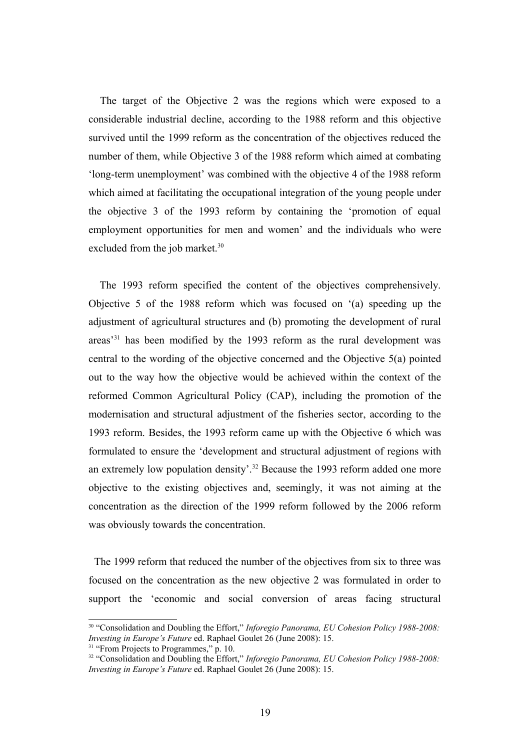The target of the Objective 2 was the regions which were exposed to a considerable industrial decline, according to the 1988 reform and this objective survived until the 1999 reform as the concentration of the objectives reduced the number of them, while Objective 3 of the 1988 reform which aimed at combating 'long-term unemployment' was combined with the objective 4 of the 1988 reform which aimed at facilitating the occupational integration of the young people under the objective 3 of the 1993 reform by containing the 'promotion of equal employment opportunities for men and women' and the individuals who were excluded from the job market.[30]

The 1993 reform specified the content of the objectives comprehensively. Objective 5 of the 1988 reform which was focused on '(a) speeding up the adjustment of agricultural structures and (b) promoting the development of rural areas'[31] has been modified by the 1993 reform as the rural development was central to the wording of the objective concerned and the Objective 5(a) pointed out to the way how the objective would be achieved within the context of the reformed Common Agricultural Policy (CAP), including the promotion of the modernisation and structural adjustment of the fisheries sector, according to the 1993 reform. Besides, the 1993 reform came up with the Objective 6 which was formulated to ensure the 'development and structural adjustment of regions with an extremely low population density'.[32] Because the 1993 reform added one more objective to the existing objectives and, seemingly, it was not aiming at the concentration as the direction of the 1999 reform followed by the 2006 reform was obviously towards the concentration.

The 1999 reform that reduced the number of the objectives from six to three was focused on the concentration as the new objective 2 was formulated in order to support the 'economic and social conversion of areas facing structural

---

[30] "Consolidation and Doubling the Effort," *Inforegio Panorama, EU Cohesion Policy 1988-2008: Investing in Europe's Future* ed. Raphael Goulet 26 (June 2008): 15.

[31] "From Projects to Programmes," p. 10.

[32] "Consolidation and Doubling the Effort," *Inforegio Panorama, EU Cohesion Policy 1988-2008: Investing in Europe's Future* ed. Raphael Goulet 26 (June 2008): 15.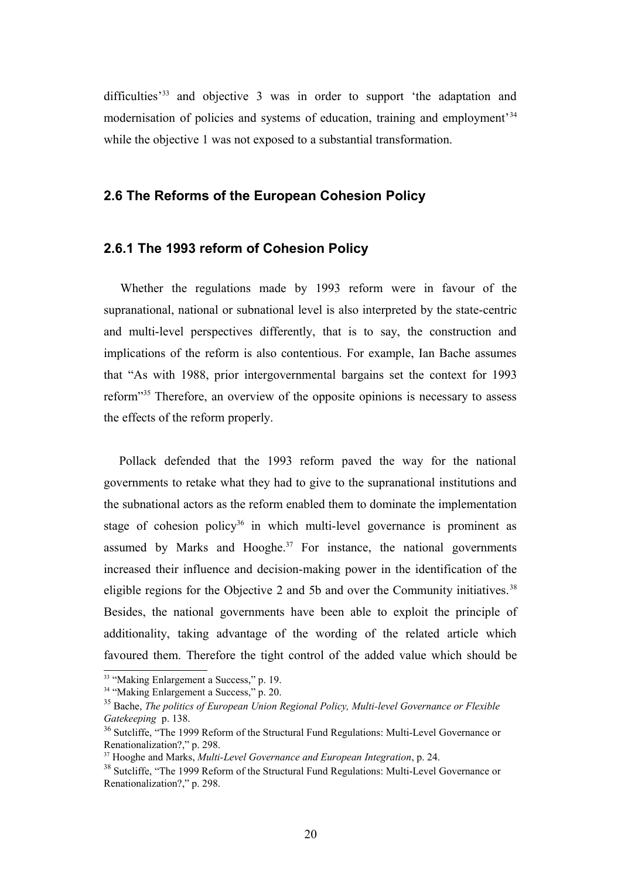difficulties'[33] and objective 3 was in order to support 'the adaptation and modernisation of policies and systems of education, training and employment'[34] while the objective 1 was not exposed to a substantial transformation.

## 2.6 The Reforms of the European Cohesion Policy

### 2.6.1 The 1993 reform of Cohesion Policy

Whether the regulations made by 1993 reform were in favour of the supranational, national or subnational level is also interpreted by the state-centric and multi-level perspectives differently, that is to say, the construction and implications of the reform is also contentious. For example, Ian Bache assumes that "As with 1988, prior intergovernmental bargains set the context for 1993 reform"[35] Therefore, an overview of the opposite opinions is necessary to assess the effects of the reform properly.

Pollack defended that the 1993 reform paved the way for the national governments to retake what they had to give to the supranational institutions and the subnational actors as the reform enabled them to dominate the implementation stage of cohesion policy[36] in which multi-level governance is prominent as assumed by Marks and Hooghe.[37] For instance, the national governments increased their influence and decision-making power in the identification of the eligible regions for the Objective 2 and 5b and over the Community initiatives.[38] Besides, the national governments have been able to exploit the principle of additionality, taking advantage of the wording of the related article which favoured them. Therefore the tight control of the added value which should be

---

[33] "Making Enlargement a Success," p. 19.

[34] "Making Enlargement a Success," p. 20.

[35] Bache, *The politics of European Union Regional Policy, Multi-level Governance or Flexible Gatekeeping* p. 138.

[36] Sutcliffe, "The 1999 Reform of the Structural Fund Regulations: Multi-Level Governance or Renationalization?," p. 298.

[37] Hooghe and Marks, *Multi-Level Governance and European Integration*, p. 24.

[38] Sutcliffe, "The 1999 Reform of the Structural Fund Regulations: Multi-Level Governance or Renationalization?," p. 298.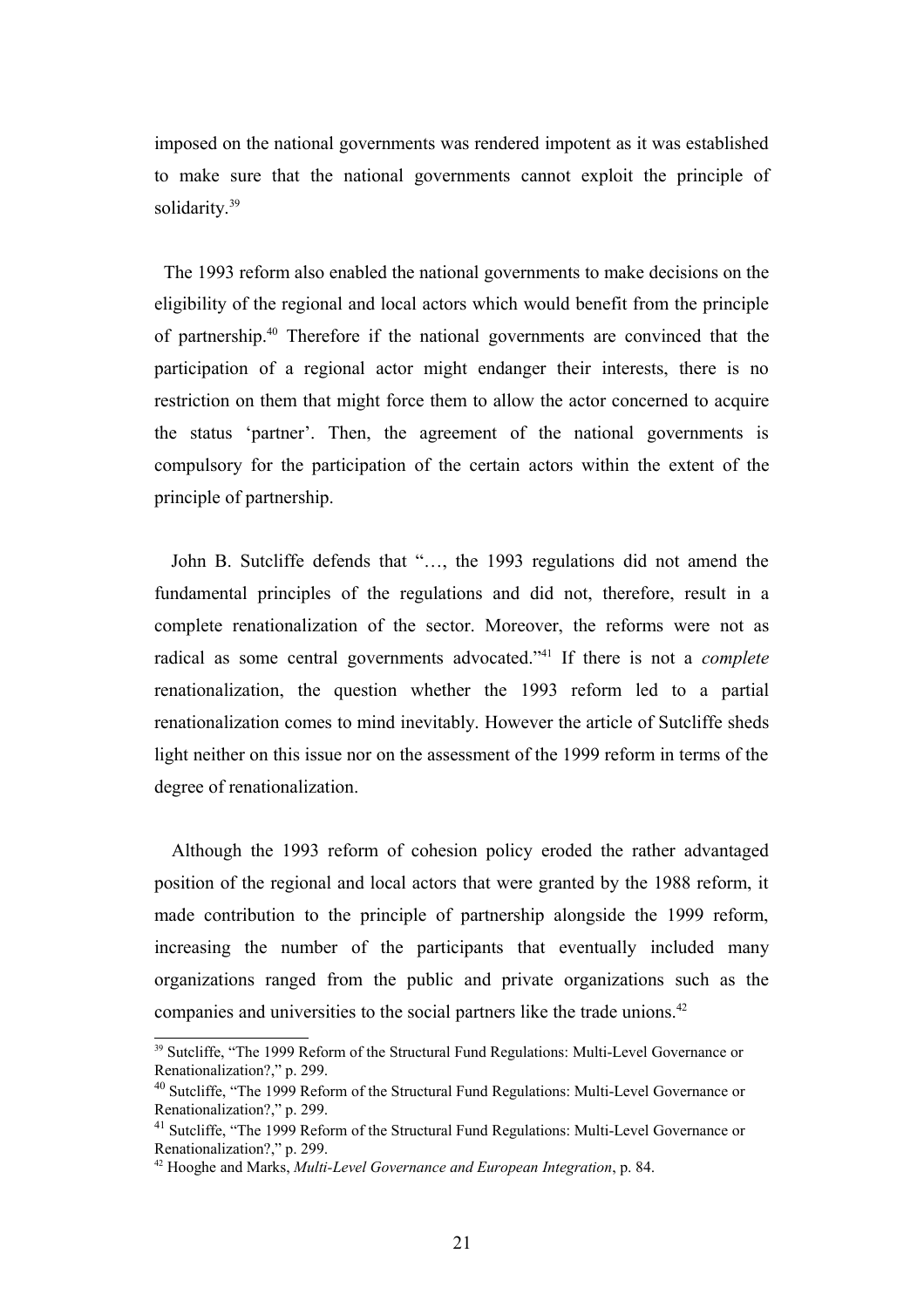imposed on the national governments was rendered impotent as it was established to make sure that the national governments cannot exploit the principle of solidarity.[39]

The 1993 reform also enabled the national governments to make decisions on the eligibility of the regional and local actors which would benefit from the principle of partnership.[40] Therefore if the national governments are convinced that the participation of a regional actor might endanger their interests, there is no restriction on them that might force them to allow the actor concerned to acquire the status 'partner'. Then, the agreement of the national governments is compulsory for the participation of the certain actors within the extent of the principle of partnership.

John B. Sutcliffe defends that "…, the 1993 regulations did not amend the fundamental principles of the regulations and did not, therefore, result in a complete renationalization of the sector. Moreover, the reforms were not as radical as some central governments advocated."[41] If there is not a *complete* renationalization, the question whether the 1993 reform led to a partial renationalization comes to mind inevitably. However the article of Sutcliffe sheds light neither on this issue nor on the assessment of the 1999 reform in terms of the degree of renationalization.

Although the 1993 reform of cohesion policy eroded the rather advantaged position of the regional and local actors that were granted by the 1988 reform, it made contribution to the principle of partnership alongside the 1999 reform, increasing the number of the participants that eventually included many organizations ranged from the public and private organizations such as the companies and universities to the social partners like the trade unions.[42]

---

[39] Sutcliffe, "The 1999 Reform of the Structural Fund Regulations: Multi-Level Governance or Renationalization?," p. 299.

[40] Sutcliffe, "The 1999 Reform of the Structural Fund Regulations: Multi-Level Governance or Renationalization?," p. 299.

[41] Sutcliffe, "The 1999 Reform of the Structural Fund Regulations: Multi-Level Governance or Renationalization?," p. 299.

[42] Hooghe and Marks, *Multi-Level Governance and European Integration*, p. 84.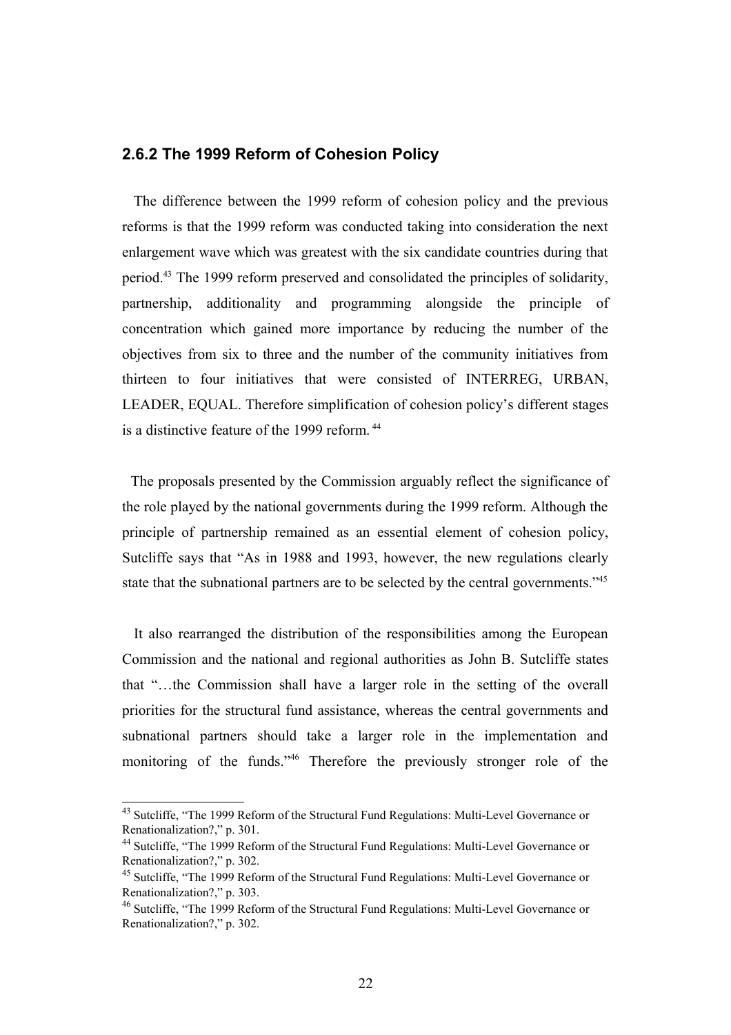### 2.6.2 The 1999 Reform of Cohesion Policy

The difference between the 1999 reform of cohesion policy and the previous reforms is that the 1999 reform was conducted taking into consideration the next enlargement wave which was greatest with the six candidate countries during that period.[43] The 1999 reform preserved and consolidated the principles of solidarity, partnership, additionality and programming alongside the principle of concentration which gained more importance by reducing the number of the objectives from six to three and the number of the community initiatives from thirteen to four initiatives that were consisted of INTERREG, URBAN, LEADER, EQUAL. Therefore simplification of cohesion policy's different stages is a distinctive feature of the 1999 reform.[44]

The proposals presented by the Commission arguably reflect the significance of the role played by the national governments during the 1999 reform. Although the principle of partnership remained as an essential element of cohesion policy, Sutcliffe says that "As in 1988 and 1993, however, the new regulations clearly state that the subnational partners are to be selected by the central governments."[45]

It also rearranged the distribution of the responsibilities among the European Commission and the national and regional authorities as John B. Sutcliffe states that "…the Commission shall have a larger role in the setting of the overall priorities for the structural fund assistance, whereas the central governments and subnational partners should take a larger role in the implementation and monitoring of the funds."[46] Therefore the previously stronger role of the

---

[43] Sutcliffe, "The 1999 Reform of the Structural Fund Regulations: Multi-Level Governance or Renationalization?," p. 301.

[44] Sutcliffe, "The 1999 Reform of the Structural Fund Regulations: Multi-Level Governance or Renationalization?," p. 302.

[45] Sutcliffe, "The 1999 Reform of the Structural Fund Regulations: Multi-Level Governance or Renationalization?," p. 303.

[46] Sutcliffe, "The 1999 Reform of the Structural Fund Regulations: Multi-Level Governance or Renationalization?," p. 302.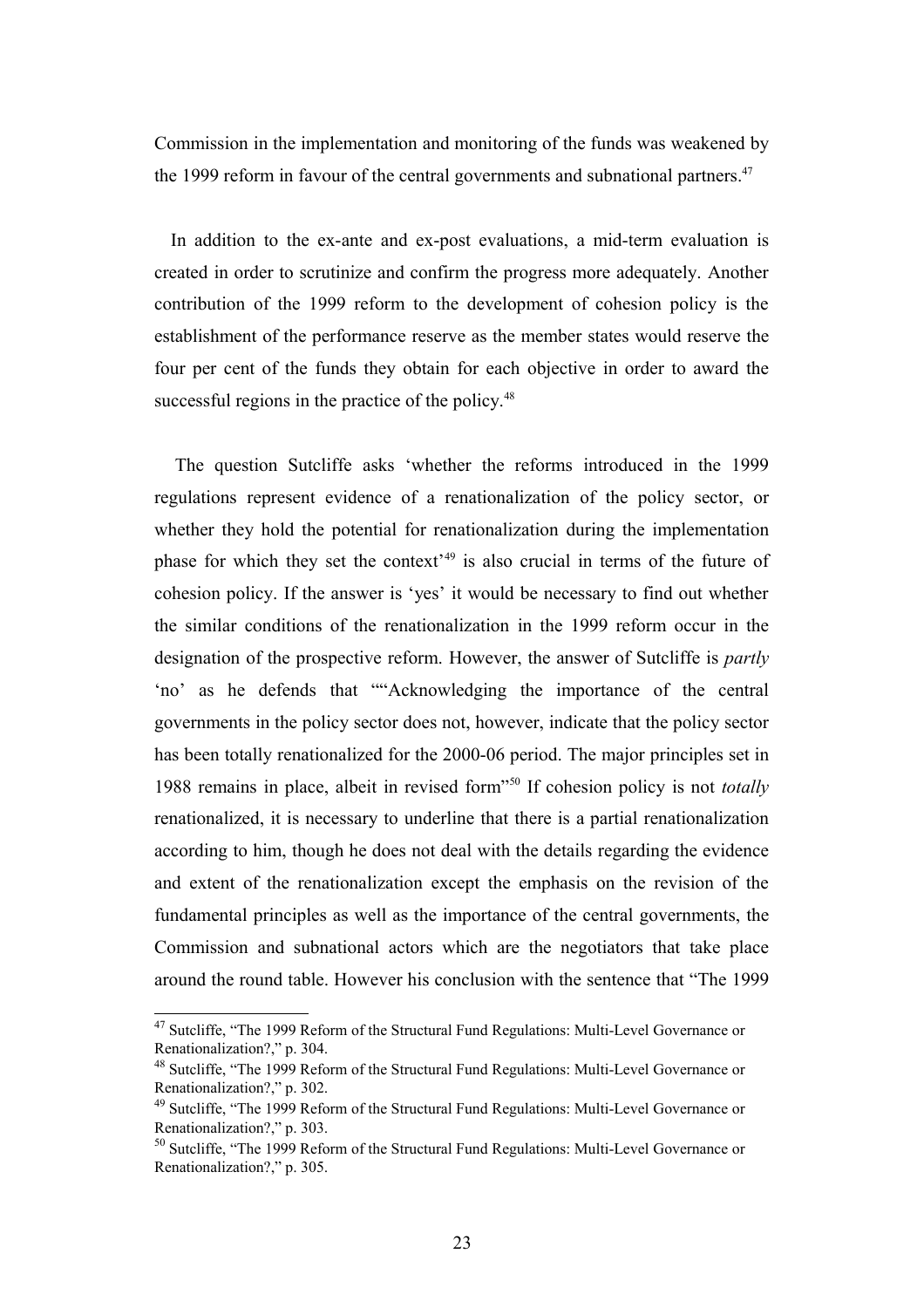Commission in the implementation and monitoring of the funds was weakened by the 1999 reform in favour of the central governments and subnational partners.[47]

In addition to the ex-ante and ex-post evaluations, a mid-term evaluation is created in order to scrutinize and confirm the progress more adequately. Another contribution of the 1999 reform to the development of cohesion policy is the establishment of the performance reserve as the member states would reserve the four per cent of the funds they obtain for each objective in order to award the successful regions in the practice of the policy.[48]

The question Sutcliffe asks 'whether the reforms introduced in the 1999 regulations represent evidence of a renationalization of the policy sector, or whether they hold the potential for renationalization during the implementation phase for which they set the context'[49] is also crucial in terms of the future of cohesion policy. If the answer is 'yes' it would be necessary to find out whether the similar conditions of the renationalization in the 1999 reform occur in the designation of the prospective reform. However, the answer of Sutcliffe is *partly* 'no' as he defends that ""Acknowledging the importance of the central governments in the policy sector does not, however, indicate that the policy sector has been totally renationalized for the 2000-06 period. The major principles set in 1988 remains in place, albeit in revised form"[50] If cohesion policy is not *totally* renationalized, it is necessary to underline that there is a partial renationalization according to him, though he does not deal with the details regarding the evidence and extent of the renationalization except the emphasis on the revision of the fundamental principles as well as the importance of the central governments, the Commission and subnational actors which are the negotiators that take place around the round table. However his conclusion with the sentence that "The 1999

---

[47] Sutcliffe, "The 1999 Reform of the Structural Fund Regulations: Multi-Level Governance or Renationalization?," p. 304.

[48] Sutcliffe, "The 1999 Reform of the Structural Fund Regulations: Multi-Level Governance or Renationalization?," p. 302.

[49] Sutcliffe, "The 1999 Reform of the Structural Fund Regulations: Multi-Level Governance or Renationalization?," p. 303.

[50] Sutcliffe, "The 1999 Reform of the Structural Fund Regulations: Multi-Level Governance or Renationalization?," p. 305.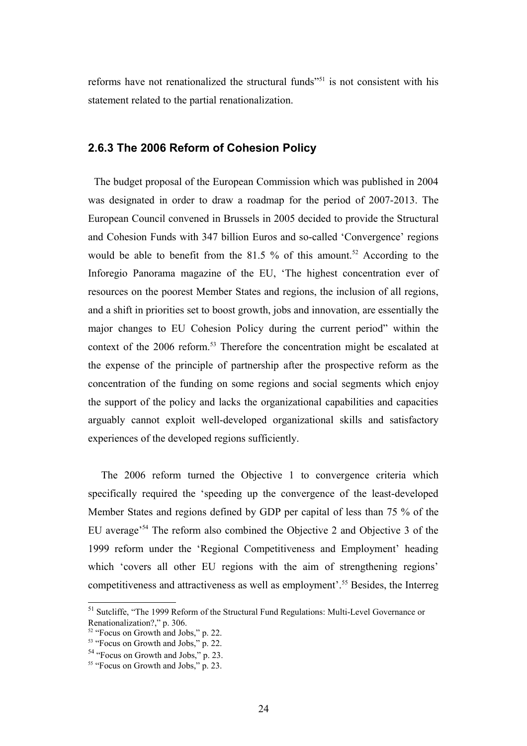reforms have not renationalized the structural funds"[51] is not consistent with his statement related to the partial renationalization.

### 2.6.3 The 2006 Reform of Cohesion Policy

The budget proposal of the European Commission which was published in 2004 was designated in order to draw a roadmap for the period of 2007-2013. The European Council convened in Brussels in 2005 decided to provide the Structural and Cohesion Funds with 347 billion Euros and so-called 'Convergence' regions would be able to benefit from the 81.5 % of this amount.[52] According to the Inforegio Panorama magazine of the EU, 'The highest concentration ever of resources on the poorest Member States and regions, the inclusion of all regions, and a shift in priorities set to boost growth, jobs and innovation, are essentially the major changes to EU Cohesion Policy during the current period" within the context of the 2006 reform.[53] Therefore the concentration might be escalated at the expense of the principle of partnership after the prospective reform as the concentration of the funding on some regions and social segments which enjoy the support of the policy and lacks the organizational capabilities and capacities arguably cannot exploit well-developed organizational skills and satisfactory experiences of the developed regions sufficiently.

The 2006 reform turned the Objective 1 to convergence criteria which specifically required the 'speeding up the convergence of the least-developed Member States and regions defined by GDP per capital of less than 75 % of the EU average'[54] The reform also combined the Objective 2 and Objective 3 of the 1999 reform under the 'Regional Competitiveness and Employment' heading which 'covers all other EU regions with the aim of strengthening regions' competitiveness and attractiveness as well as employment'.[55] Besides, the Interreg

---

[51] Sutcliffe, "The 1999 Reform of the Structural Fund Regulations: Multi-Level Governance or Renationalization?," p. 306.

[52] "Focus on Growth and Jobs," p. 22.

[53] "Focus on Growth and Jobs," p. 22.

[54] "Focus on Growth and Jobs," p. 23.

[55] "Focus on Growth and Jobs," p. 23.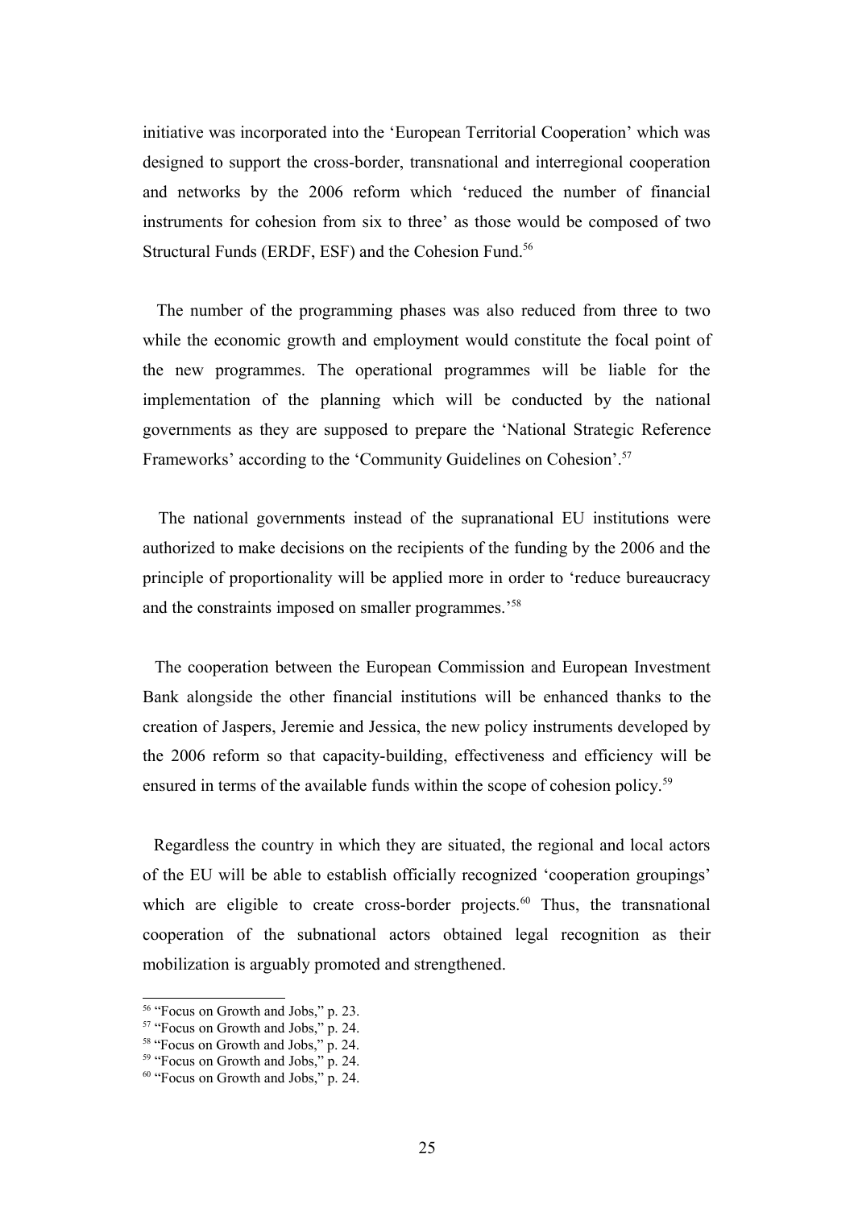initiative was incorporated into the 'European Territorial Cooperation' which was designed to support the cross-border, transnational and interregional cooperation and networks by the 2006 reform which 'reduced the number of financial instruments for cohesion from six to three' as those would be composed of two Structural Funds (ERDF, ESF) and the Cohesion Fund.[56]

The number of the programming phases was also reduced from three to two while the economic growth and employment would constitute the focal point of the new programmes. The operational programmes will be liable for the implementation of the planning which will be conducted by the national governments as they are supposed to prepare the 'National Strategic Reference Frameworks' according to the 'Community Guidelines on Cohesion'.[57]

The national governments instead of the supranational EU institutions were authorized to make decisions on the recipients of the funding by the 2006 and the principle of proportionality will be applied more in order to 'reduce bureaucracy and the constraints imposed on smaller programmes.'[58]

The cooperation between the European Commission and European Investment Bank alongside the other financial institutions will be enhanced thanks to the creation of Jaspers, Jeremie and Jessica, the new policy instruments developed by the 2006 reform so that capacity-building, effectiveness and efficiency will be ensured in terms of the available funds within the scope of cohesion policy.[59]

Regardless the country in which they are situated, the regional and local actors of the EU will be able to establish officially recognized 'cooperation groupings' which are eligible to create cross-border projects.[60] Thus, the transnational cooperation of the subnational actors obtained legal recognition as their mobilization is arguably promoted and strengthened.

[56] "Focus on Growth and Jobs," p. 23.
[57] "Focus on Growth and Jobs," p. 24.
[58] "Focus on Growth and Jobs," p. 24.
[59] "Focus on Growth and Jobs," p. 24.
[60] "Focus on Growth and Jobs," p. 24.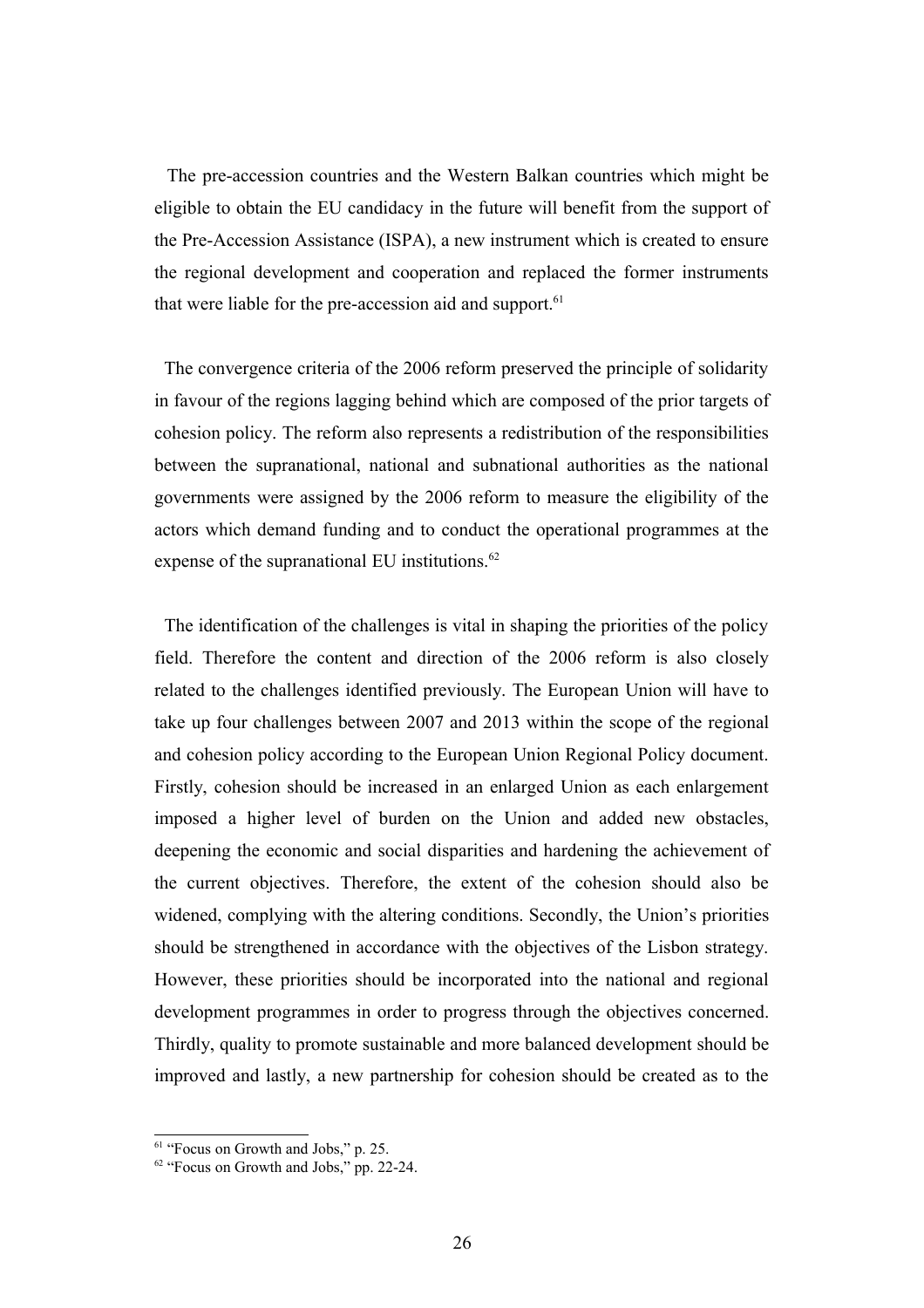The pre-accession countries and the Western Balkan countries which might be eligible to obtain the EU candidacy in the future will benefit from the support of the Pre-Accession Assistance (ISPA), a new instrument which is created to ensure the regional development and cooperation and replaced the former instruments that were liable for the pre-accession aid and support.[61]

The convergence criteria of the 2006 reform preserved the principle of solidarity in favour of the regions lagging behind which are composed of the prior targets of cohesion policy. The reform also represents a redistribution of the responsibilities between the supranational, national and subnational authorities as the national governments were assigned by the 2006 reform to measure the eligibility of the actors which demand funding and to conduct the operational programmes at the expense of the supranational EU institutions.[62]

The identification of the challenges is vital in shaping the priorities of the policy field. Therefore the content and direction of the 2006 reform is also closely related to the challenges identified previously. The European Union will have to take up four challenges between 2007 and 2013 within the scope of the regional and cohesion policy according to the European Union Regional Policy document. Firstly, cohesion should be increased in an enlarged Union as each enlargement imposed a higher level of burden on the Union and added new obstacles, deepening the economic and social disparities and hardening the achievement of the current objectives. Therefore, the extent of the cohesion should also be widened, complying with the altering conditions. Secondly, the Union's priorities should be strengthened in accordance with the objectives of the Lisbon strategy. However, these priorities should be incorporated into the national and regional development programmes in order to progress through the objectives concerned. Thirdly, quality to promote sustainable and more balanced development should be improved and lastly, a new partnership for cohesion should be created as to the

[61] "Focus on Growth and Jobs," p. 25.

[62] "Focus on Growth and Jobs," pp. 22-24.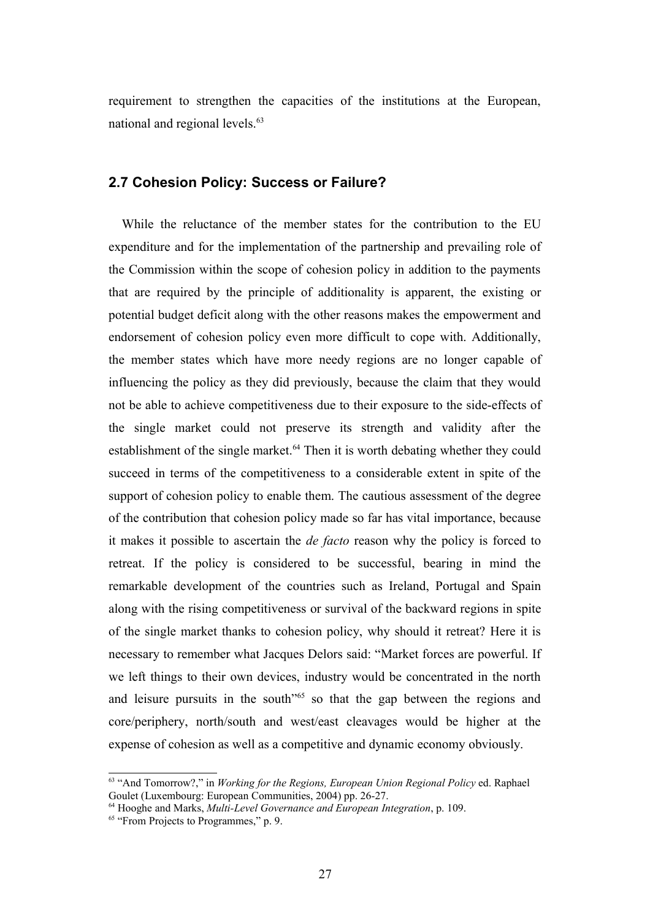requirement to strengthen the capacities of the institutions at the European, national and regional levels.[63]

## 2.7 Cohesion Policy: Success or Failure?

While the reluctance of the member states for the contribution to the EU expenditure and for the implementation of the partnership and prevailing role of the Commission within the scope of cohesion policy in addition to the payments that are required by the principle of additionality is apparent, the existing or potential budget deficit along with the other reasons makes the empowerment and endorsement of cohesion policy even more difficult to cope with. Additionally, the member states which have more needy regions are no longer capable of influencing the policy as they did previously, because the claim that they would not be able to achieve competitiveness due to their exposure to the side-effects of the single market could not preserve its strength and validity after the establishment of the single market.[64] Then it is worth debating whether they could succeed in terms of the competitiveness to a considerable extent in spite of the support of cohesion policy to enable them. The cautious assessment of the degree of the contribution that cohesion policy made so far has vital importance, because it makes it possible to ascertain the *de facto* reason why the policy is forced to retreat. If the policy is considered to be successful, bearing in mind the remarkable development of the countries such as Ireland, Portugal and Spain along with the rising competitiveness or survival of the backward regions in spite of the single market thanks to cohesion policy, why should it retreat? Here it is necessary to remember what Jacques Delors said: "Market forces are powerful. If we left things to their own devices, industry would be concentrated in the north and leisure pursuits in the south"[65] so that the gap between the regions and core/periphery, north/south and west/east cleavages would be higher at the expense of cohesion as well as a competitive and dynamic economy obviously.

---

[63] "And Tomorrow?," in *Working for the Regions, European Union Regional Policy* ed. Raphael Goulet (Luxembourg: European Communities, 2004) pp. 26-27.

[64] Hooghe and Marks, *Multi-Level Governance and European Integration*, p. 109.

[65] "From Projects to Programmes," p. 9.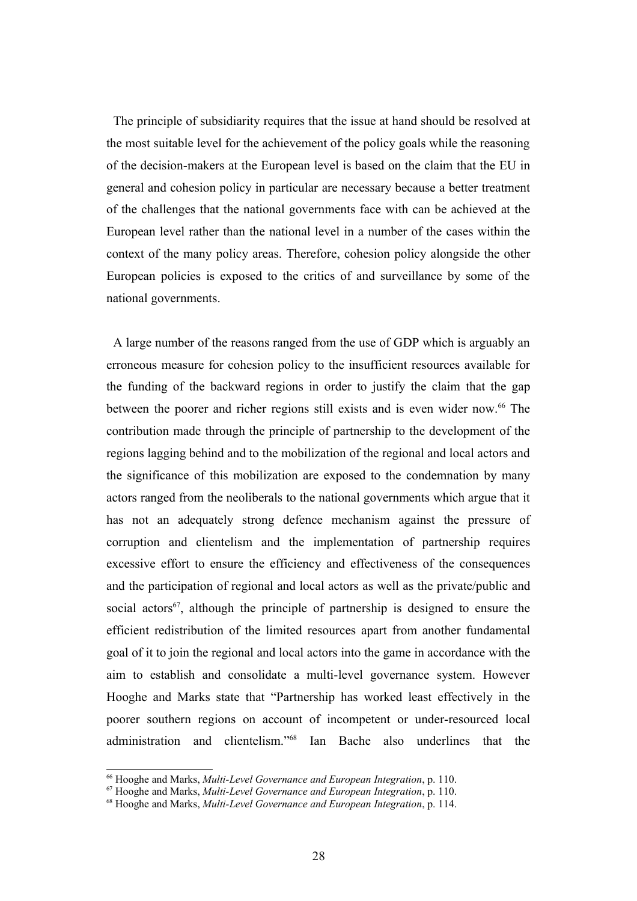The principle of subsidiarity requires that the issue at hand should be resolved at the most suitable level for the achievement of the policy goals while the reasoning of the decision-makers at the European level is based on the claim that the EU in general and cohesion policy in particular are necessary because a better treatment of the challenges that the national governments face with can be achieved at the European level rather than the national level in a number of the cases within the context of the many policy areas. Therefore, cohesion policy alongside the other European policies is exposed to the critics of and surveillance by some of the national governments.

A large number of the reasons ranged from the use of GDP which is arguably an erroneous measure for cohesion policy to the insufficient resources available for the funding of the backward regions in order to justify the claim that the gap between the poorer and richer regions still exists and is even wider now.[66] The contribution made through the principle of partnership to the development of the regions lagging behind and to the mobilization of the regional and local actors and the significance of this mobilization are exposed to the condemnation by many actors ranged from the neoliberals to the national governments which argue that it has not an adequately strong defence mechanism against the pressure of corruption and clientelism and the implementation of partnership requires excessive effort to ensure the efficiency and effectiveness of the consequences and the participation of regional and local actors as well as the private/public and social actors[67], although the principle of partnership is designed to ensure the efficient redistribution of the limited resources apart from another fundamental goal of it to join the regional and local actors into the game in accordance with the aim to establish and consolidate a multi-level governance system. However Hooghe and Marks state that "Partnership has worked least effectively in the poorer southern regions on account of incompetent or under-resourced local administration and clientelism."[68] Ian Bache also underlines that the

[66] Hooghe and Marks, *Multi-Level Governance and European Integration*, p. 110.
[67] Hooghe and Marks, *Multi-Level Governance and European Integration*, p. 110.
[68] Hooghe and Marks, *Multi-Level Governance and European Integration*, p. 114.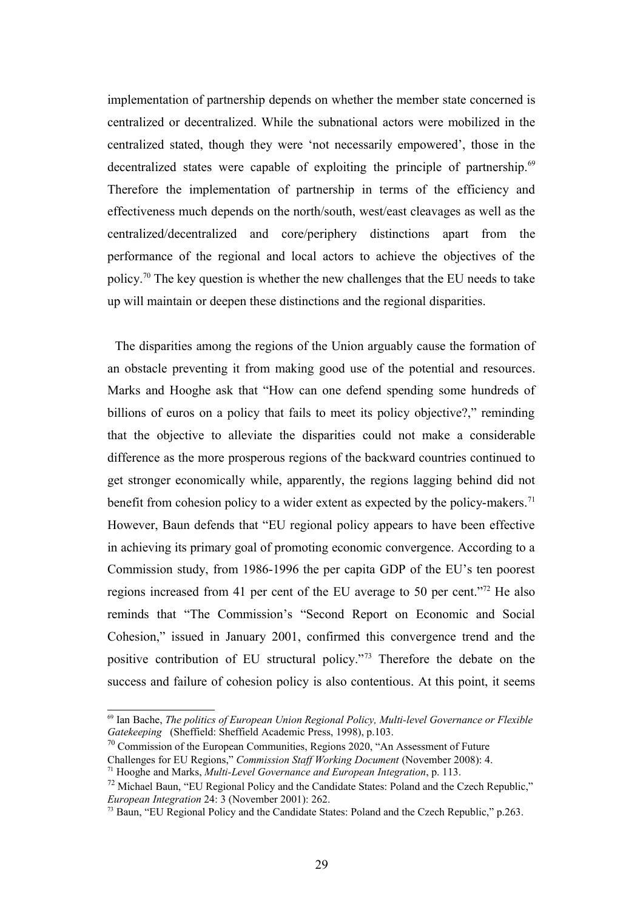implementation of partnership depends on whether the member state concerned is centralized or decentralized. While the subnational actors were mobilized in the centralized stated, though they were 'not necessarily empowered', those in the decentralized states were capable of exploiting the principle of partnership.[69] Therefore the implementation of partnership in terms of the efficiency and effectiveness much depends on the north/south, west/east cleavages as well as the centralized/decentralized and core/periphery distinctions apart from the performance of the regional and local actors to achieve the objectives of the policy.[70] The key question is whether the new challenges that the EU needs to take up will maintain or deepen these distinctions and the regional disparities.

The disparities among the regions of the Union arguably cause the formation of an obstacle preventing it from making good use of the potential and resources. Marks and Hooghe ask that "How can one defend spending some hundreds of billions of euros on a policy that fails to meet its policy objective?," reminding that the objective to alleviate the disparities could not make a considerable difference as the more prosperous regions of the backward countries continued to get stronger economically while, apparently, the regions lagging behind did not benefit from cohesion policy to a wider extent as expected by the policy-makers.[71] However, Baun defends that "EU regional policy appears to have been effective in achieving its primary goal of promoting economic convergence. According to a Commission study, from 1986-1996 the per capita GDP of the EU's ten poorest regions increased from 41 per cent of the EU average to 50 per cent."[72] He also reminds that "The Commission's "Second Report on Economic and Social Cohesion," issued in January 2001, confirmed this convergence trend and the positive contribution of EU structural policy."[73] Therefore the debate on the success and failure of cohesion policy is also contentious. At this point, it seems

---

[69] Ian Bache, *The politics of European Union Regional Policy, Multi-level Governance or Flexible Gatekeeping* (Sheffield: Sheffield Academic Press, 1998), p.103.

[70] Commission of the European Communities, Regions 2020, "An Assessment of Future Challenges for EU Regions," *Commission Staff Working Document* (November 2008): 4.

[71] Hooghe and Marks, *Multi-Level Governance and European Integration*, p. 113.

[72] Michael Baun, "EU Regional Policy and the Candidate States: Poland and the Czech Republic," *European Integration* 24: 3 (November 2001): 262.

[73] Baun, "EU Regional Policy and the Candidate States: Poland and the Czech Republic," p.263.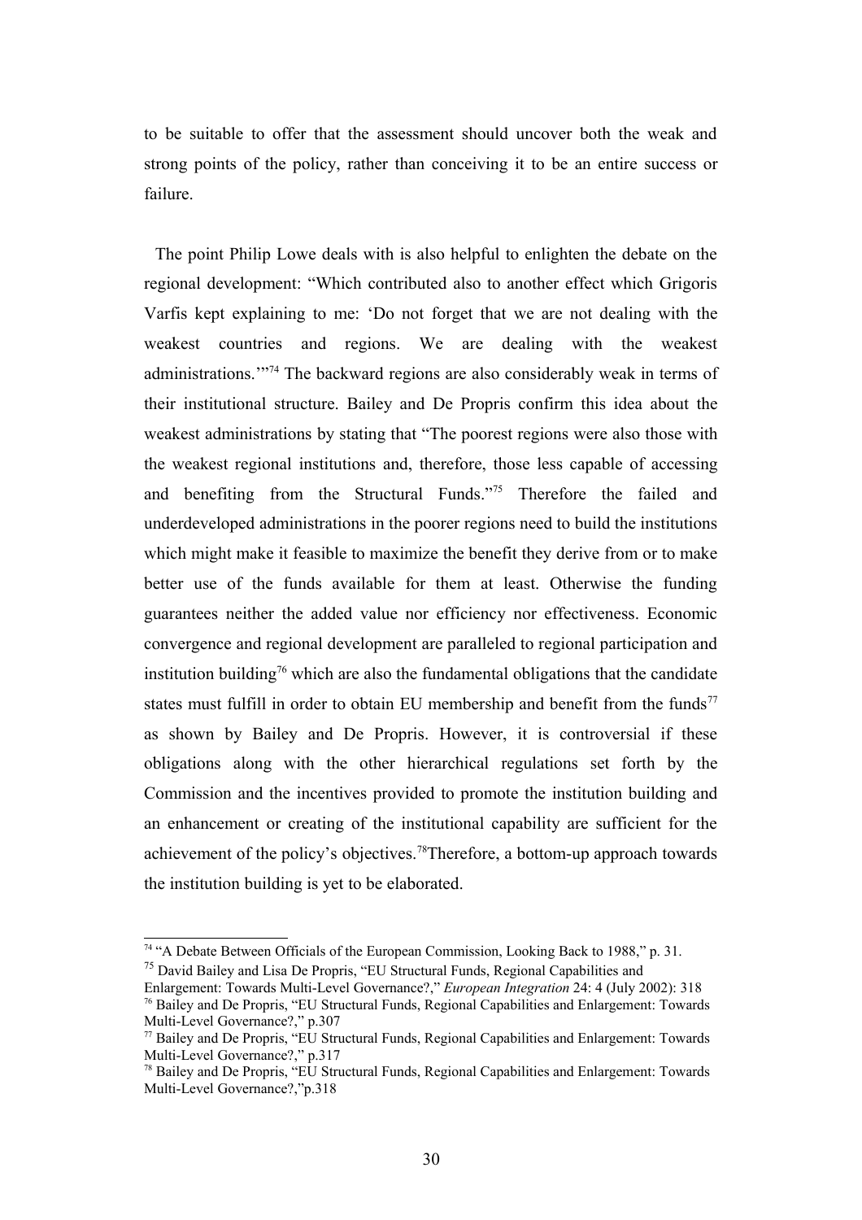to be suitable to offer that the assessment should uncover both the weak and strong points of the policy, rather than conceiving it to be an entire success or failure.

The point Philip Lowe deals with is also helpful to enlighten the debate on the regional development: "Which contributed also to another effect which Grigoris Varfis kept explaining to me: 'Do not forget that we are not dealing with the weakest countries and regions. We are dealing with the weakest administrations.'"[74] The backward regions are also considerably weak in terms of their institutional structure. Bailey and De Propris confirm this idea about the weakest administrations by stating that "The poorest regions were also those with the weakest regional institutions and, therefore, those less capable of accessing and benefiting from the Structural Funds."[75] Therefore the failed and underdeveloped administrations in the poorer regions need to build the institutions which might make it feasible to maximize the benefit they derive from or to make better use of the funds available for them at least. Otherwise the funding guarantees neither the added value nor efficiency nor effectiveness. Economic convergence and regional development are paralleled to regional participation and institution building[76] which are also the fundamental obligations that the candidate states must fulfill in order to obtain EU membership and benefit from the funds[77] as shown by Bailey and De Propris. However, it is controversial if these obligations along with the other hierarchical regulations set forth by the Commission and the incentives provided to promote the institution building and an enhancement or creating of the institutional capability are sufficient for the achievement of the policy's objectives.[78]Therefore, a bottom-up approach towards the institution building is yet to be elaborated.

---

[74] "A Debate Between Officials of the European Commission, Looking Back to 1988," p. 31.

[75] David Bailey and Lisa De Propris, "EU Structural Funds, Regional Capabilities and Enlargement: Towards Multi-Level Governance?," *European Integration* 24: 4 (July 2002): 318

[76] Bailey and De Propris, "EU Structural Funds, Regional Capabilities and Enlargement: Towards Multi-Level Governance?," p.307

[77] Bailey and De Propris, "EU Structural Funds, Regional Capabilities and Enlargement: Towards Multi-Level Governance?," p.317

[78] Bailey and De Propris, "EU Structural Funds, Regional Capabilities and Enlargement: Towards Multi-Level Governance?,"p.318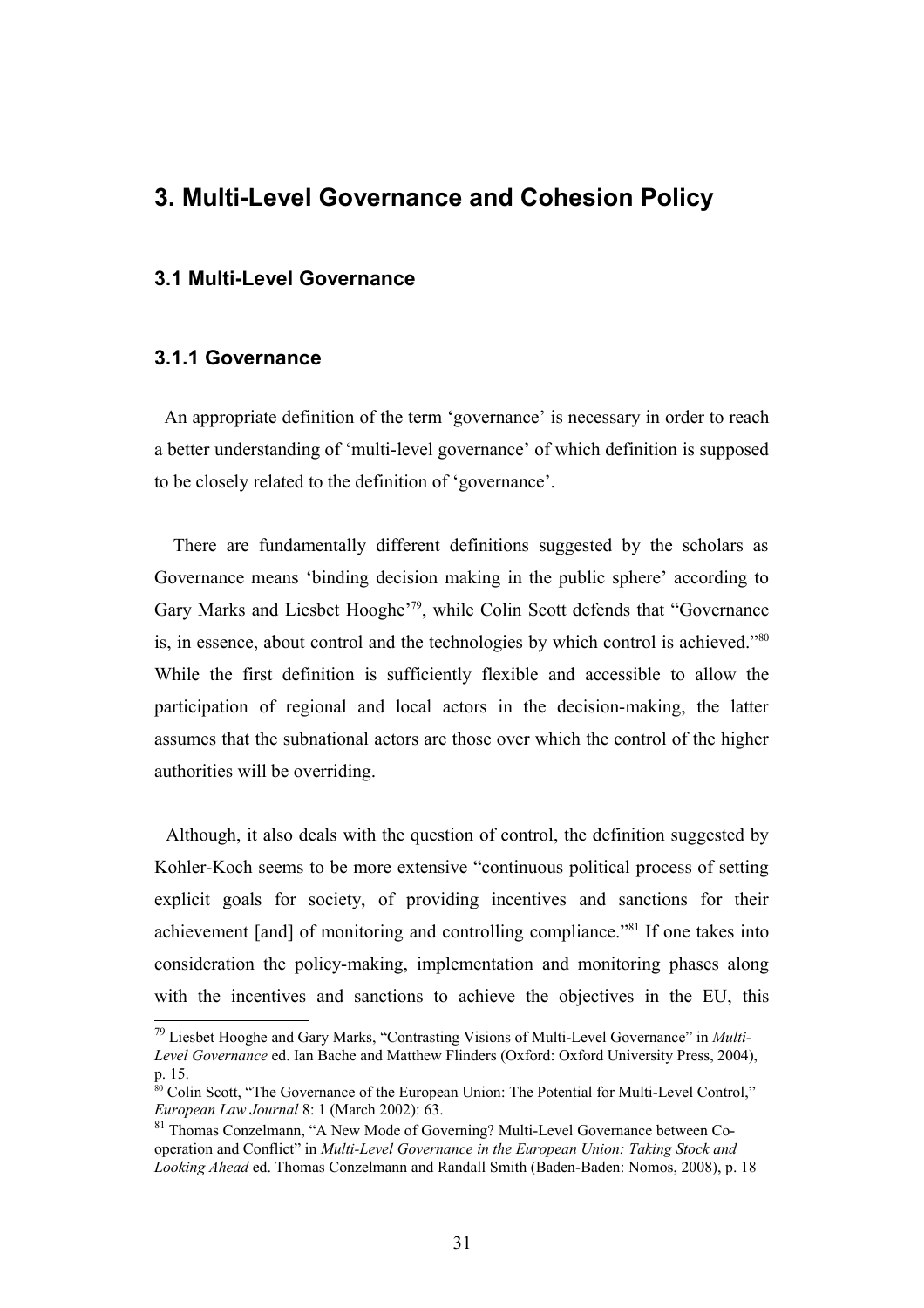## 3. Multi-Level Governance and Cohesion Policy

### 3.1 Multi-Level Governance

#### 3.1.1 Governance

An appropriate definition of the term 'governance' is necessary in order to reach a better understanding of 'multi-level governance' of which definition is supposed to be closely related to the definition of 'governance'.

There are fundamentally different definitions suggested by the scholars as Governance means 'binding decision making in the public sphere' according to Gary Marks and Liesbet Hooghe'[79], while Colin Scott defends that "Governance is, in essence, about control and the technologies by which control is achieved."[80] While the first definition is sufficiently flexible and accessible to allow the participation of regional and local actors in the decision-making, the latter assumes that the subnational actors are those over which the control of the higher authorities will be overriding.

Although, it also deals with the question of control, the definition suggested by Kohler-Koch seems to be more extensive "continuous political process of setting explicit goals for society, of providing incentives and sanctions for their achievement [and] of monitoring and controlling compliance."[81] If one takes into consideration the policy-making, implementation and monitoring phases along with the incentives and sanctions to achieve the objectives in the EU, this

---

[79] Liesbet Hooghe and Gary Marks, "Contrasting Visions of Multi-Level Governance" in *Multi-Level Governance* ed. Ian Bache and Matthew Flinders (Oxford: Oxford University Press, 2004), p. 15.

[80] Colin Scott, "The Governance of the European Union: The Potential for Multi-Level Control," *European Law Journal* 8: 1 (March 2002): 63.

[81] Thomas Conzelmann, "A New Mode of Governing? Multi-Level Governance between Co-operation and Conflict" in *Multi-Level Governance in the European Union: Taking Stock and Looking Ahead* ed. Thomas Conzelmann and Randall Smith (Baden-Baden: Nomos, 2008), p. 18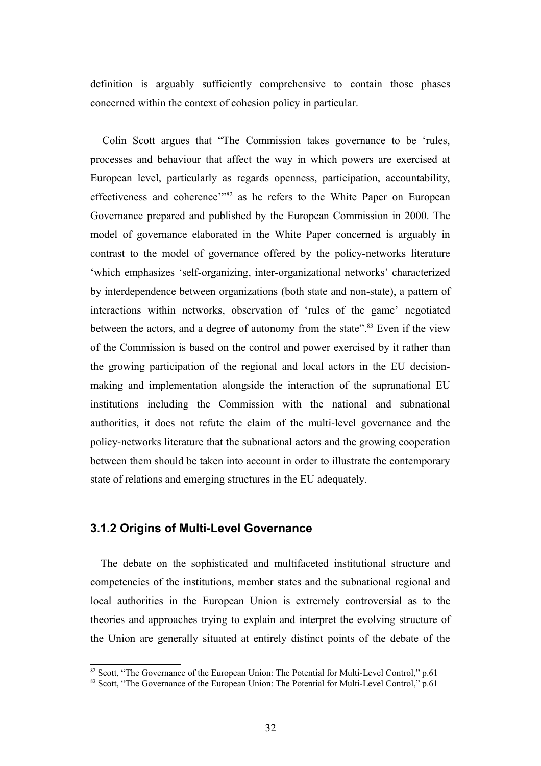definition is arguably sufficiently comprehensive to contain those phases concerned within the context of cohesion policy in particular.

Colin Scott argues that "The Commission takes governance to be 'rules, processes and behaviour that affect the way in which powers are exercised at European level, particularly as regards openness, participation, accountability, effectiveness and coherence'"[82] as he refers to the White Paper on European Governance prepared and published by the European Commission in 2000. The model of governance elaborated in the White Paper concerned is arguably in contrast to the model of governance offered by the policy-networks literature 'which emphasizes 'self-organizing, inter-organizational networks' characterized by interdependence between organizations (both state and non-state), a pattern of interactions within networks, observation of 'rules of the game' negotiated between the actors, and a degree of autonomy from the state".[83] Even if the view of the Commission is based on the control and power exercised by it rather than the growing participation of the regional and local actors in the EU decision-making and implementation alongside the interaction of the supranational EU institutions including the Commission with the national and subnational authorities, it does not refute the claim of the multi-level governance and the policy-networks literature that the subnational actors and the growing cooperation between them should be taken into account in order to illustrate the contemporary state of relations and emerging structures in the EU adequately.

### 3.1.2 Origins of Multi-Level Governance

The debate on the sophisticated and multifaceted institutional structure and competencies of the institutions, member states and the subnational regional and local authorities in the European Union is extremely controversial as to the theories and approaches trying to explain and interpret the evolving structure of the Union are generally situated at entirely distinct points of the debate of the

---

[82] Scott, "The Governance of the European Union: The Potential for Multi-Level Control," p.61

[83] Scott, "The Governance of the European Union: The Potential for Multi-Level Control," p.61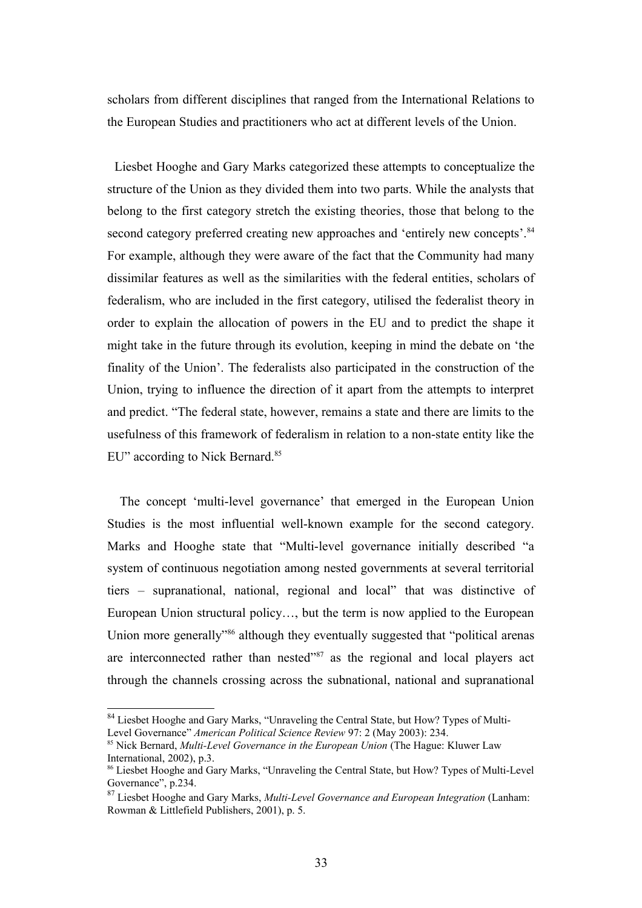scholars from different disciplines that ranged from the International Relations to the European Studies and practitioners who act at different levels of the Union.

Liesbet Hooghe and Gary Marks categorized these attempts to conceptualize the structure of the Union as they divided them into two parts. While the analysts that belong to the first category stretch the existing theories, those that belong to the second category preferred creating new approaches and 'entirely new concepts'.[84] For example, although they were aware of the fact that the Community had many dissimilar features as well as the similarities with the federal entities, scholars of federalism, who are included in the first category, utilised the federalist theory in order to explain the allocation of powers in the EU and to predict the shape it might take in the future through its evolution, keeping in mind the debate on 'the finality of the Union'. The federalists also participated in the construction of the Union, trying to influence the direction of it apart from the attempts to interpret and predict. "The federal state, however, remains a state and there are limits to the usefulness of this framework of federalism in relation to a non-state entity like the EU" according to Nick Bernard.[85]

The concept 'multi-level governance' that emerged in the European Union Studies is the most influential well-known example for the second category. Marks and Hooghe state that "Multi-level governance initially described "a system of continuous negotiation among nested governments at several territorial tiers – supranational, national, regional and local" that was distinctive of European Union structural policy…, but the term is now applied to the European Union more generally"[86] although they eventually suggested that "political arenas are interconnected rather than nested"[87] as the regional and local players act through the channels crossing across the subnational, national and supranational

---

[84] Liesbet Hooghe and Gary Marks, "Unraveling the Central State, but How? Types of Multi-Level Governance" *American Political Science Review* 97: 2 (May 2003): 234.

[85] Nick Bernard, *Multi-Level Governance in the European Union* (The Hague: Kluwer Law International, 2002), p.3.

[86] Liesbet Hooghe and Gary Marks, "Unraveling the Central State, but How? Types of Multi-Level Governance", p.234.

[87] Liesbet Hooghe and Gary Marks, *Multi-Level Governance and European Integration* (Lanham: Rowman & Littlefield Publishers, 2001), p. 5.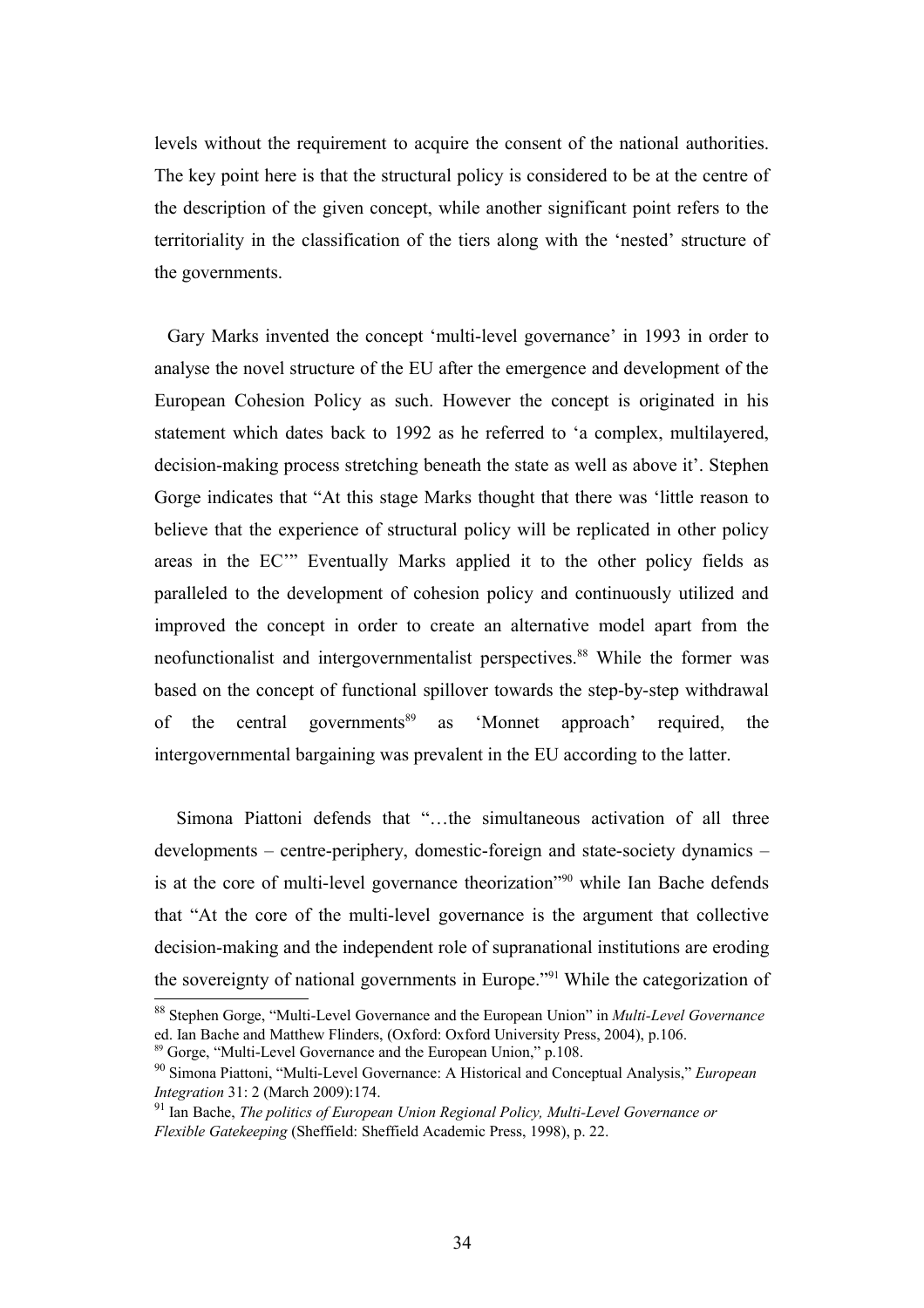levels without the requirement to acquire the consent of the national authorities. The key point here is that the structural policy is considered to be at the centre of the description of the given concept, while another significant point refers to the territoriality in the classification of the tiers along with the 'nested' structure of the governments.

Gary Marks invented the concept 'multi-level governance' in 1993 in order to analyse the novel structure of the EU after the emergence and development of the European Cohesion Policy as such. However the concept is originated in his statement which dates back to 1992 as he referred to 'a complex, multilayered, decision-making process stretching beneath the state as well as above it'. Stephen Gorge indicates that "At this stage Marks thought that there was 'little reason to believe that the experience of structural policy will be replicated in other policy areas in the EC'" Eventually Marks applied it to the other policy fields as paralleled to the development of cohesion policy and continuously utilized and improved the concept in order to create an alternative model apart from the neofunctionalist and intergovernmentalist perspectives.[88] While the former was based on the concept of functional spillover towards the step-by-step withdrawal of the central governments[89] as 'Monnet approach' required, the intergovernmental bargaining was prevalent in the EU according to the latter.

Simona Piattoni defends that "…the simultaneous activation of all three developments – centre-periphery, domestic-foreign and state-society dynamics – is at the core of multi-level governance theorization"[90] while Ian Bache defends that "At the core of the multi-level governance is the argument that collective decision-making and the independent role of supranational institutions are eroding the sovereignty of national governments in Europe."[91] While the categorization of

[88] Stephen Gorge, "Multi-Level Governance and the European Union" in *Multi-Level Governance* ed. Ian Bache and Matthew Flinders, (Oxford: Oxford University Press, 2004), p.106.

[89] Gorge, "Multi-Level Governance and the European Union," p.108.

[90] Simona Piattoni, "Multi-Level Governance: A Historical and Conceptual Analysis," *European Integration* 31: 2 (March 2009):174.

[91] Ian Bache, *The politics of European Union Regional Policy, Multi-Level Governance or Flexible Gatekeeping* (Sheffield: Sheffield Academic Press, 1998), p. 22.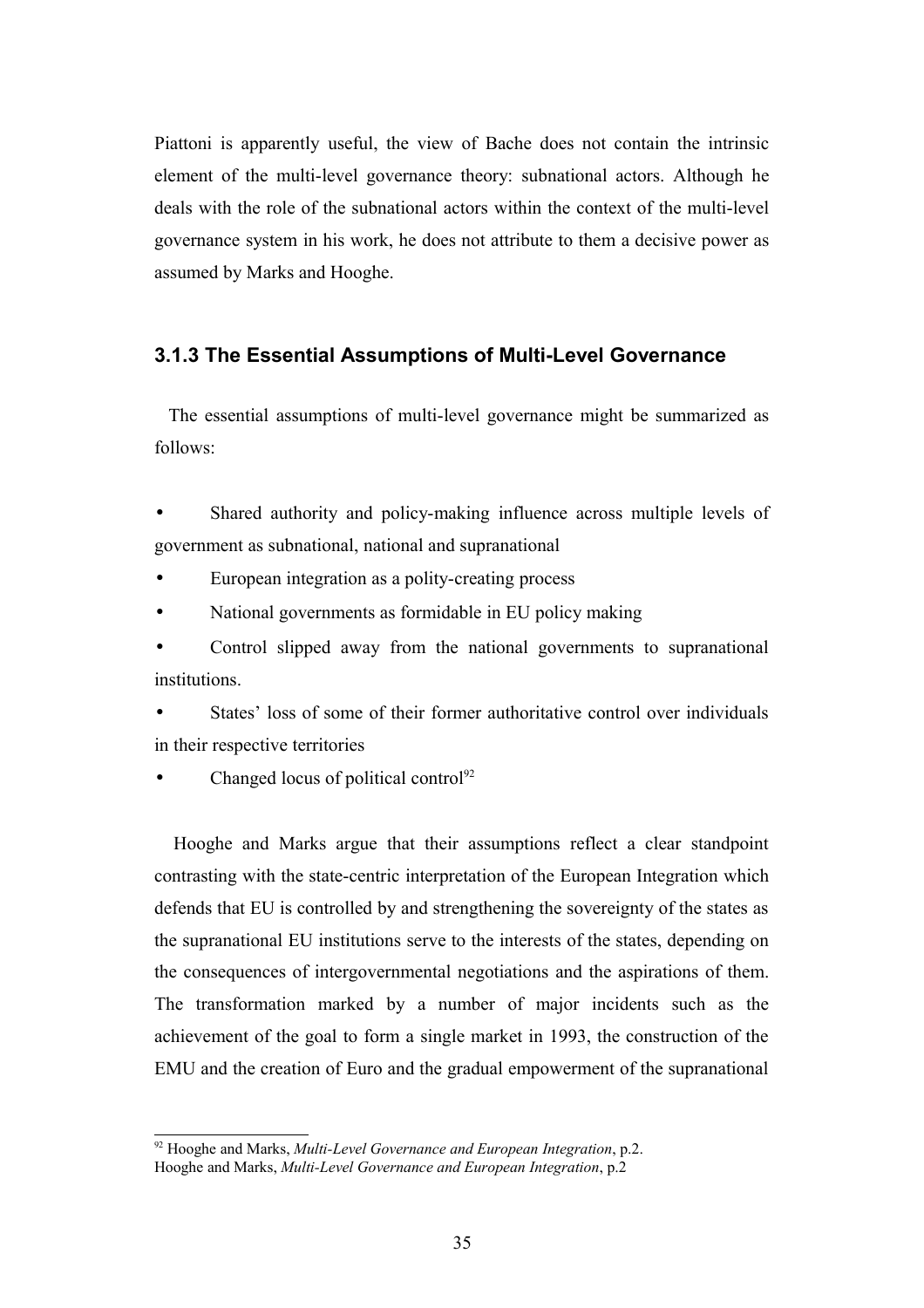Piattoni is apparently useful, the view of Bache does not contain the intrinsic element of the multi-level governance theory: subnational actors. Although he deals with the role of the subnational actors within the context of the multi-level governance system in his work, he does not attribute to them a decisive power as assumed by Marks and Hooghe.

### 3.1.3 The Essential Assumptions of Multi-Level Governance

The essential assumptions of multi-level governance might be summarized as follows:

- Shared authority and policy-making influence across multiple levels of government as subnational, national and supranational
- European integration as a polity-creating process
- National governments as formidable in EU policy making
- Control slipped away from the national governments to supranational institutions.
- States' loss of some of their former authoritative control over individuals in their respective territories
- Changed locus of political control[92]

Hooghe and Marks argue that their assumptions reflect a clear standpoint contrasting with the state-centric interpretation of the European Integration which defends that EU is controlled by and strengthening the sovereignty of the states as the supranational EU institutions serve to the interests of the states, depending on the consequences of intergovernmental negotiations and the aspirations of them. The transformation marked by a number of major incidents such as the achievement of the goal to form a single market in 1993, the construction of the EMU and the creation of Euro and the gradual empowerment of the supranational

---

[92] Hooghe and Marks, *Multi-Level Governance and European Integration*, p.2.
Hooghe and Marks, *Multi-Level Governance and European Integration*, p.2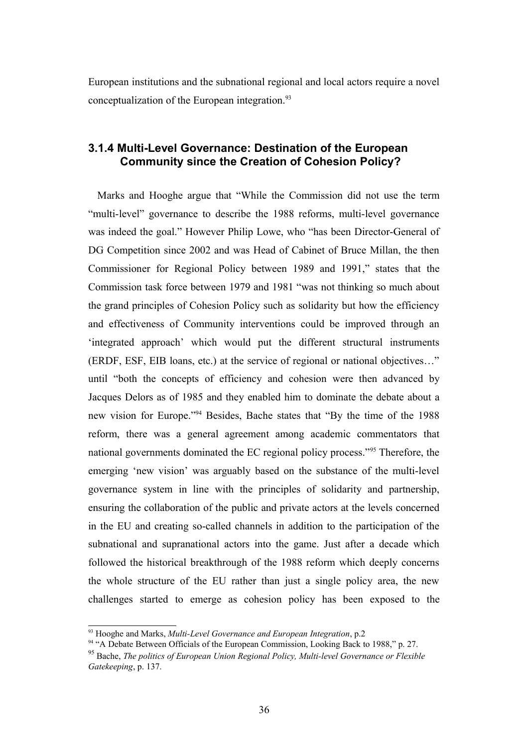European institutions and the subnational regional and local actors require a novel conceptualization of the European integration.[93]

### 3.1.4 Multi-Level Governance: Destination of the European Community since the Creation of Cohesion Policy?

Marks and Hooghe argue that "While the Commission did not use the term "multi-level" governance to describe the 1988 reforms, multi-level governance was indeed the goal." However Philip Lowe, who "has been Director-General of DG Competition since 2002 and was Head of Cabinet of Bruce Millan, the then Commissioner for Regional Policy between 1989 and 1991," states that the Commission task force between 1979 and 1981 "was not thinking so much about the grand principles of Cohesion Policy such as solidarity but how the efficiency and effectiveness of Community interventions could be improved through an 'integrated approach' which would put the different structural instruments (ERDF, ESF, EIB loans, etc.) at the service of regional or national objectives…" until "both the concepts of efficiency and cohesion were then advanced by Jacques Delors as of 1985 and they enabled him to dominate the debate about a new vision for Europe."[94] Besides, Bache states that "By the time of the 1988 reform, there was a general agreement among academic commentators that national governments dominated the EC regional policy process."[95] Therefore, the emerging 'new vision' was arguably based on the substance of the multi-level governance system in line with the principles of solidarity and partnership, ensuring the collaboration of the public and private actors at the levels concerned in the EU and creating so-called channels in addition to the participation of the subnational and supranational actors into the game. Just after a decade which followed the historical breakthrough of the 1988 reform which deeply concerns the whole structure of the EU rather than just a single policy area, the new challenges started to emerge as cohesion policy has been exposed to the

---

[93] Hooghe and Marks, *Multi-Level Governance and European Integration*, p.2

[94] "A Debate Between Officials of the European Commission, Looking Back to 1988," p. 27.

[95] Bache, *The politics of European Union Regional Policy, Multi-level Governance or Flexible Gatekeeping*, p. 137.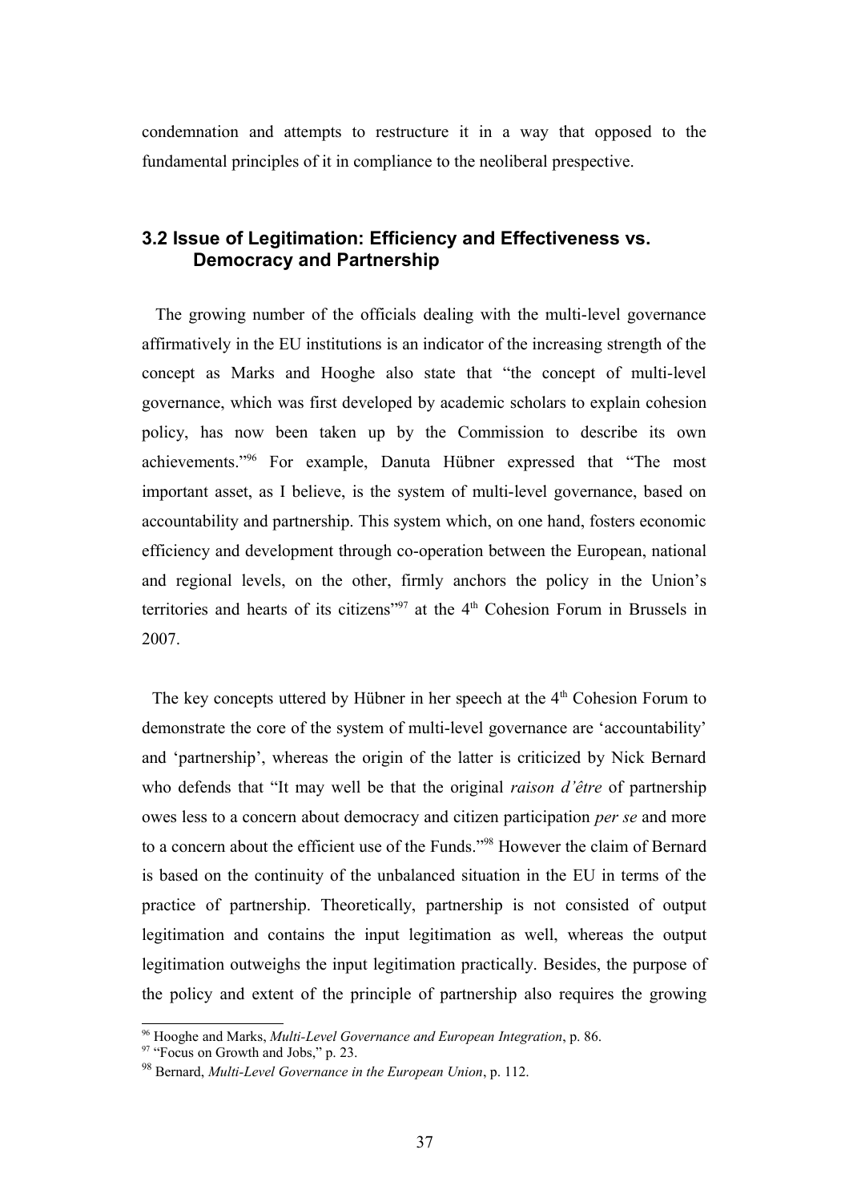condemnation and attempts to restructure it in a way that opposed to the fundamental principles of it in compliance to the neoliberal prespective.

### 3.2 Issue of Legitimation: Efficiency and Effectiveness vs. Democracy and Partnership

The growing number of the officials dealing with the multi-level governance affirmatively in the EU institutions is an indicator of the increasing strength of the concept as Marks and Hooghe also state that "the concept of multi-level governance, which was first developed by academic scholars to explain cohesion policy, has now been taken up by the Commission to describe its own achievements."[96] For example, Danuta Hübner expressed that "The most important asset, as I believe, is the system of multi-level governance, based on accountability and partnership. This system which, on one hand, fosters economic efficiency and development through co-operation between the European, national and regional levels, on the other, firmly anchors the policy in the Union's territories and hearts of its citizens"[97] at the 4th Cohesion Forum in Brussels in 2007.

The key concepts uttered by Hübner in her speech at the 4th Cohesion Forum to demonstrate the core of the system of multi-level governance are 'accountability' and 'partnership', whereas the origin of the latter is criticized by Nick Bernard who defends that "It may well be that the original *raison d'être* of partnership owes less to a concern about democracy and citizen participation *per se* and more to a concern about the efficient use of the Funds."[98] However the claim of Bernard is based on the continuity of the unbalanced situation in the EU in terms of the practice of partnership. Theoretically, partnership is not consisted of output legitimation and contains the input legitimation as well, whereas the output legitimation outweighs the input legitimation practically. Besides, the purpose of the policy and extent of the principle of partnership also requires the growing

[96] Hooghe and Marks, *Multi-Level Governance and European Integration*, p. 86.

[97] "Focus on Growth and Jobs," p. 23.

[98] Bernard, *Multi-Level Governance in the European Union*, p. 112.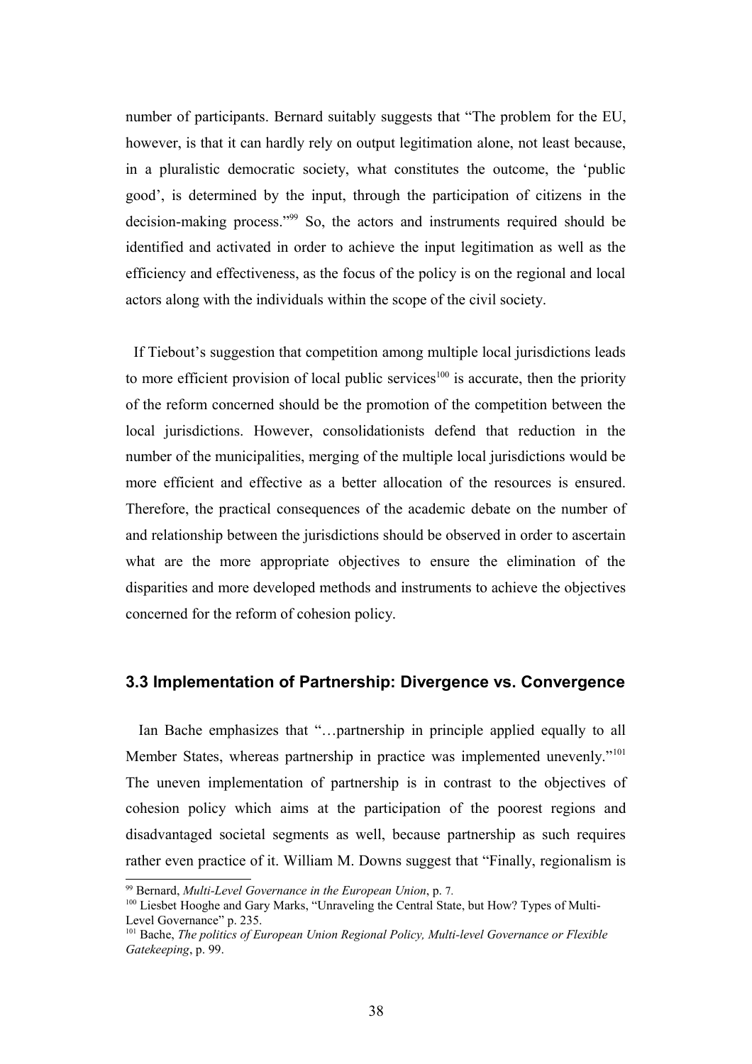number of participants. Bernard suitably suggests that "The problem for the EU, however, is that it can hardly rely on output legitimation alone, not least because, in a pluralistic democratic society, what constitutes the outcome, the 'public good', is determined by the input, through the participation of citizens in the decision-making process."[99] So, the actors and instruments required should be identified and activated in order to achieve the input legitimation as well as the efficiency and effectiveness, as the focus of the policy is on the regional and local actors along with the individuals within the scope of the civil society.

If Tiebout's suggestion that competition among multiple local jurisdictions leads to more efficient provision of local public services[100] is accurate, then the priority of the reform concerned should be the promotion of the competition between the local jurisdictions. However, consolidationists defend that reduction in the number of the municipalities, merging of the multiple local jurisdictions would be more efficient and effective as a better allocation of the resources is ensured. Therefore, the practical consequences of the academic debate on the number of and relationship between the jurisdictions should be observed in order to ascertain what are the more appropriate objectives to ensure the elimination of the disparities and more developed methods and instruments to achieve the objectives concerned for the reform of cohesion policy.

### 3.3 Implementation of Partnership: Divergence vs. Convergence

Ian Bache emphasizes that "…partnership in principle applied equally to all Member States, whereas partnership in practice was implemented unevenly."[101] The uneven implementation of partnership is in contrast to the objectives of cohesion policy which aims at the participation of the poorest regions and disadvantaged societal segments as well, because partnership as such requires rather even practice of it. William M. Downs suggest that "Finally, regionalism is

---

[99] Bernard, *Multi-Level Governance in the European Union*, p. 7.

[100] Liesbet Hooghe and Gary Marks, "Unraveling the Central State, but How? Types of Multi-Level Governance" p. 235.

[101] Bache, *The politics of European Union Regional Policy, Multi-level Governance or Flexible Gatekeeping*, p. 99.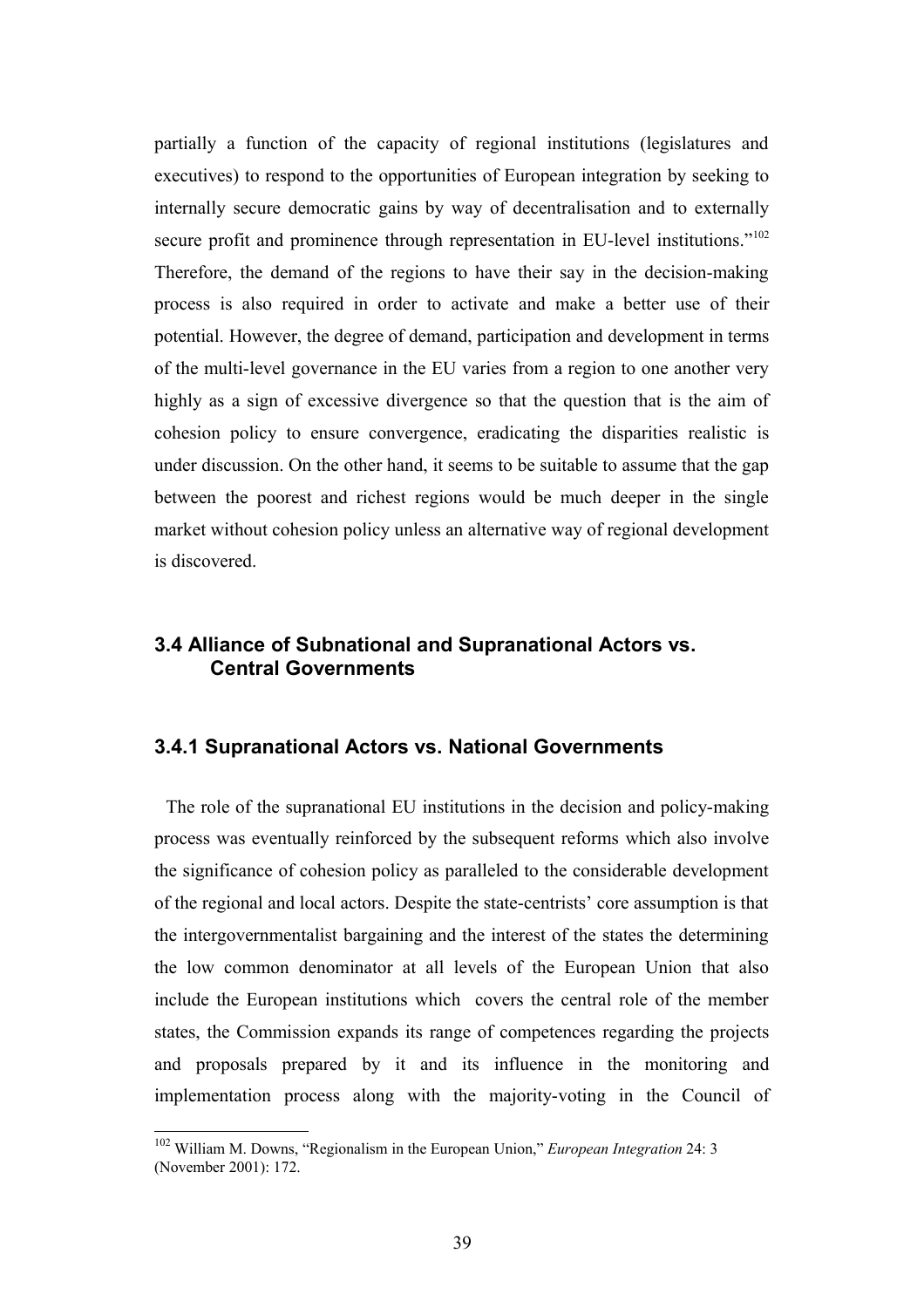partially a function of the capacity of regional institutions (legislatures and executives) to respond to the opportunities of European integration by seeking to internally secure democratic gains by way of decentralisation and to externally secure profit and prominence through representation in EU-level institutions."[102] Therefore, the demand of the regions to have their say in the decision-making process is also required in order to activate and make a better use of their potential. However, the degree of demand, participation and development in terms of the multi-level governance in the EU varies from a region to one another very highly as a sign of excessive divergence so that the question that is the aim of cohesion policy to ensure convergence, eradicating the disparities realistic is under discussion. On the other hand, it seems to be suitable to assume that the gap between the poorest and richest regions would be much deeper in the single market without cohesion policy unless an alternative way of regional development is discovered.

## 3.4 Alliance of Subnational and Supranational Actors vs. Central Governments

### 3.4.1 Supranational Actors vs. National Governments

The role of the supranational EU institutions in the decision and policy-making process was eventually reinforced by the subsequent reforms which also involve the significance of cohesion policy as paralleled to the considerable development of the regional and local actors. Despite the state-centrists' core assumption is that the intergovernmentalist bargaining and the interest of the states the determining the low common denominator at all levels of the European Union that also include the European institutions which covers the central role of the member states, the Commission expands its range of competences regarding the projects and proposals prepared by it and its influence in the monitoring and implementation process along with the majority-voting in the Council of

---

[102] William M. Downs, "Regionalism in the European Union," *European Integration* 24: 3 (November 2001): 172.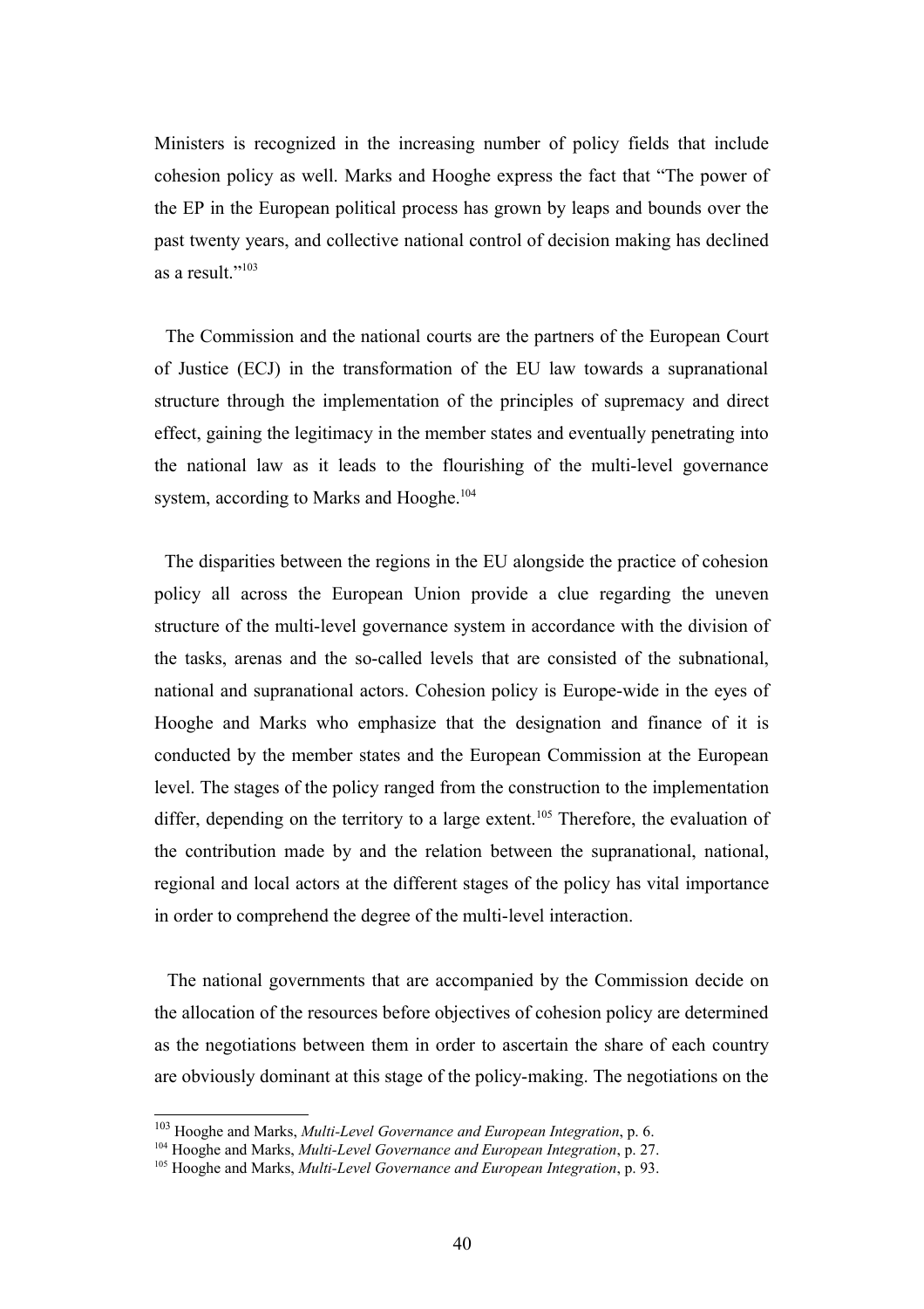Ministers is recognized in the increasing number of policy fields that include cohesion policy as well. Marks and Hooghe express the fact that "The power of the EP in the European political process has grown by leaps and bounds over the past twenty years, and collective national control of decision making has declined as a result."[103]

The Commission and the national courts are the partners of the European Court of Justice (ECJ) in the transformation of the EU law towards a supranational structure through the implementation of the principles of supremacy and direct effect, gaining the legitimacy in the member states and eventually penetrating into the national law as it leads to the flourishing of the multi-level governance system, according to Marks and Hooghe.[104]

The disparities between the regions in the EU alongside the practice of cohesion policy all across the European Union provide a clue regarding the uneven structure of the multi-level governance system in accordance with the division of the tasks, arenas and the so-called levels that are consisted of the subnational, national and supranational actors. Cohesion policy is Europe-wide in the eyes of Hooghe and Marks who emphasize that the designation and finance of it is conducted by the member states and the European Commission at the European level. The stages of the policy ranged from the construction to the implementation differ, depending on the territory to a large extent.[105] Therefore, the evaluation of the contribution made by and the relation between the supranational, national, regional and local actors at the different stages of the policy has vital importance in order to comprehend the degree of the multi-level interaction.

The national governments that are accompanied by the Commission decide on the allocation of the resources before objectives of cohesion policy are determined as the negotiations between them in order to ascertain the share of each country are obviously dominant at this stage of the policy-making. The negotiations on the

---

[103] Hooghe and Marks, *Multi-Level Governance and European Integration*, p. 6.
[104] Hooghe and Marks, *Multi-Level Governance and European Integration*, p. 27.
[105] Hooghe and Marks, *Multi-Level Governance and European Integration*, p. 93.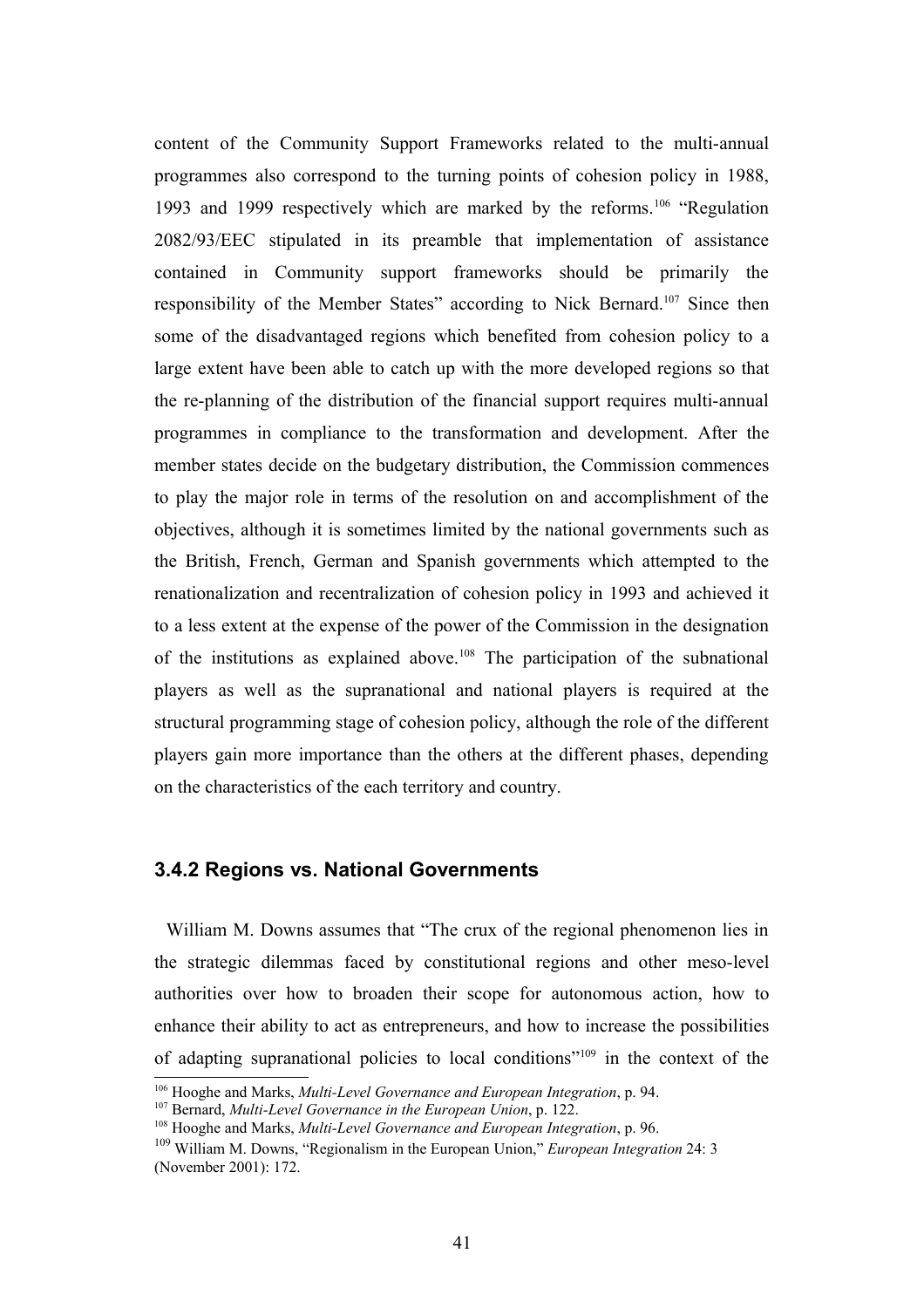content of the Community Support Frameworks related to the multi-annual programmes also correspond to the turning points of cohesion policy in 1988, 1993 and 1999 respectively which are marked by the reforms.[106] "Regulation 2082/93/EEC stipulated in its preamble that implementation of assistance contained in Community support frameworks should be primarily the responsibility of the Member States" according to Nick Bernard.[107] Since then some of the disadvantaged regions which benefited from cohesion policy to a large extent have been able to catch up with the more developed regions so that the re-planning of the distribution of the financial support requires multi-annual programmes in compliance to the transformation and development. After the member states decide on the budgetary distribution, the Commission commences to play the major role in terms of the resolution on and accomplishment of the objectives, although it is sometimes limited by the national governments such as the British, French, German and Spanish governments which attempted to the renationalization and recentralization of cohesion policy in 1993 and achieved it to a less extent at the expense of the power of the Commission in the designation of the institutions as explained above.[108] The participation of the subnational players as well as the supranational and national players is required at the structural programming stage of cohesion policy, although the role of the different players gain more importance than the others at the different phases, depending on the characteristics of the each territory and country.

### 3.4.2 Regions vs. National Governments

William M. Downs assumes that "The crux of the regional phenomenon lies in the strategic dilemmas faced by constitutional regions and other meso-level authorities over how to broaden their scope for autonomous action, how to enhance their ability to act as entrepreneurs, and how to increase the possibilities of adapting supranational policies to local conditions"[109] in the context of the

[106] Hooghe and Marks, *Multi-Level Governance and European Integration*, p. 94.

[107] Bernard, *Multi-Level Governance in the European Union*, p. 122.

[108] Hooghe and Marks, *Multi-Level Governance and European Integration*, p. 96.

[109] William M. Downs, "Regionalism in the European Union," *European Integration* 24: 3 (November 2001): 172.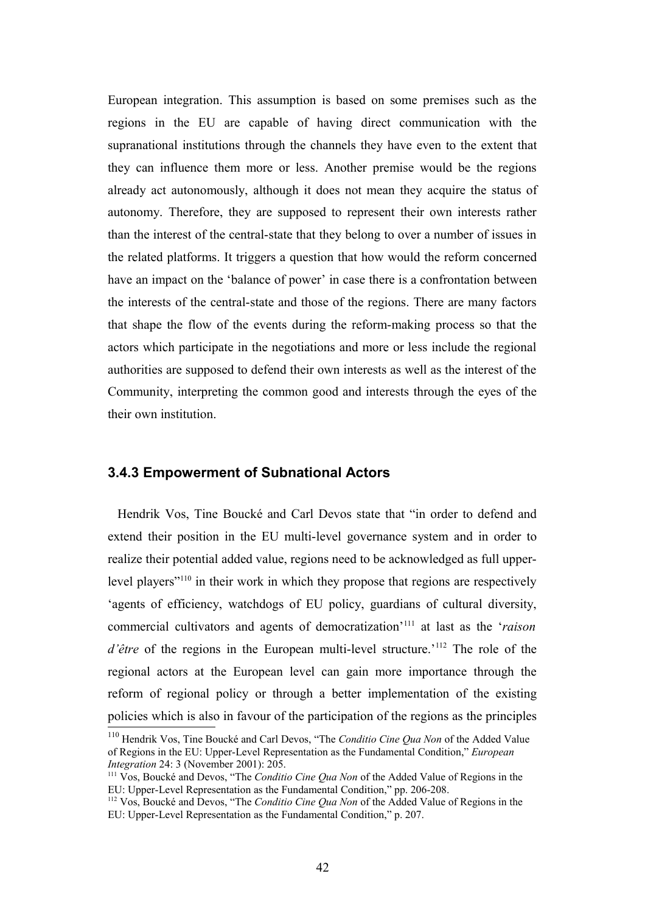European integration. This assumption is based on some premises such as the regions in the EU are capable of having direct communication with the supranational institutions through the channels they have even to the extent that they can influence them more or less. Another premise would be the regions already act autonomously, although it does not mean they acquire the status of autonomy. Therefore, they are supposed to represent their own interests rather than the interest of the central-state that they belong to over a number of issues in the related platforms. It triggers a question that how would the reform concerned have an impact on the 'balance of power' in case there is a confrontation between the interests of the central-state and those of the regions. There are many factors that shape the flow of the events during the reform-making process so that the actors which participate in the negotiations and more or less include the regional authorities are supposed to defend their own interests as well as the interest of the Community, interpreting the common good and interests through the eyes of the their own institution.

### 3.4.3 Empowerment of Subnational Actors

Hendrik Vos, Tine Boucké and Carl Devos state that "in order to defend and extend their position in the EU multi-level governance system and in order to realize their potential added value, regions need to be acknowledged as full upper-level players"[110] in their work in which they propose that regions are respectively 'agents of efficiency, watchdogs of EU policy, guardians of cultural diversity, commercial cultivators and agents of democratization'[111] at last as the '*raison d'être* of the regions in the European multi-level structure.'[112] The role of the regional actors at the European level can gain more importance through the reform of regional policy or through a better implementation of the existing policies which is also in favour of the participation of the regions as the principles

[110] Hendrik Vos, Tine Boucké and Carl Devos, "The *Conditio Cine Qua Non* of the Added Value of Regions in the EU: Upper-Level Representation as the Fundamental Condition," *European Integration* 24: 3 (November 2001): 205.

[111] Vos, Boucké and Devos, "The *Conditio Cine Qua Non* of the Added Value of Regions in the EU: Upper-Level Representation as the Fundamental Condition," pp. 206-208.

[112] Vos, Boucké and Devos, "The *Conditio Cine Qua Non* of the Added Value of Regions in the EU: Upper-Level Representation as the Fundamental Condition," p. 207.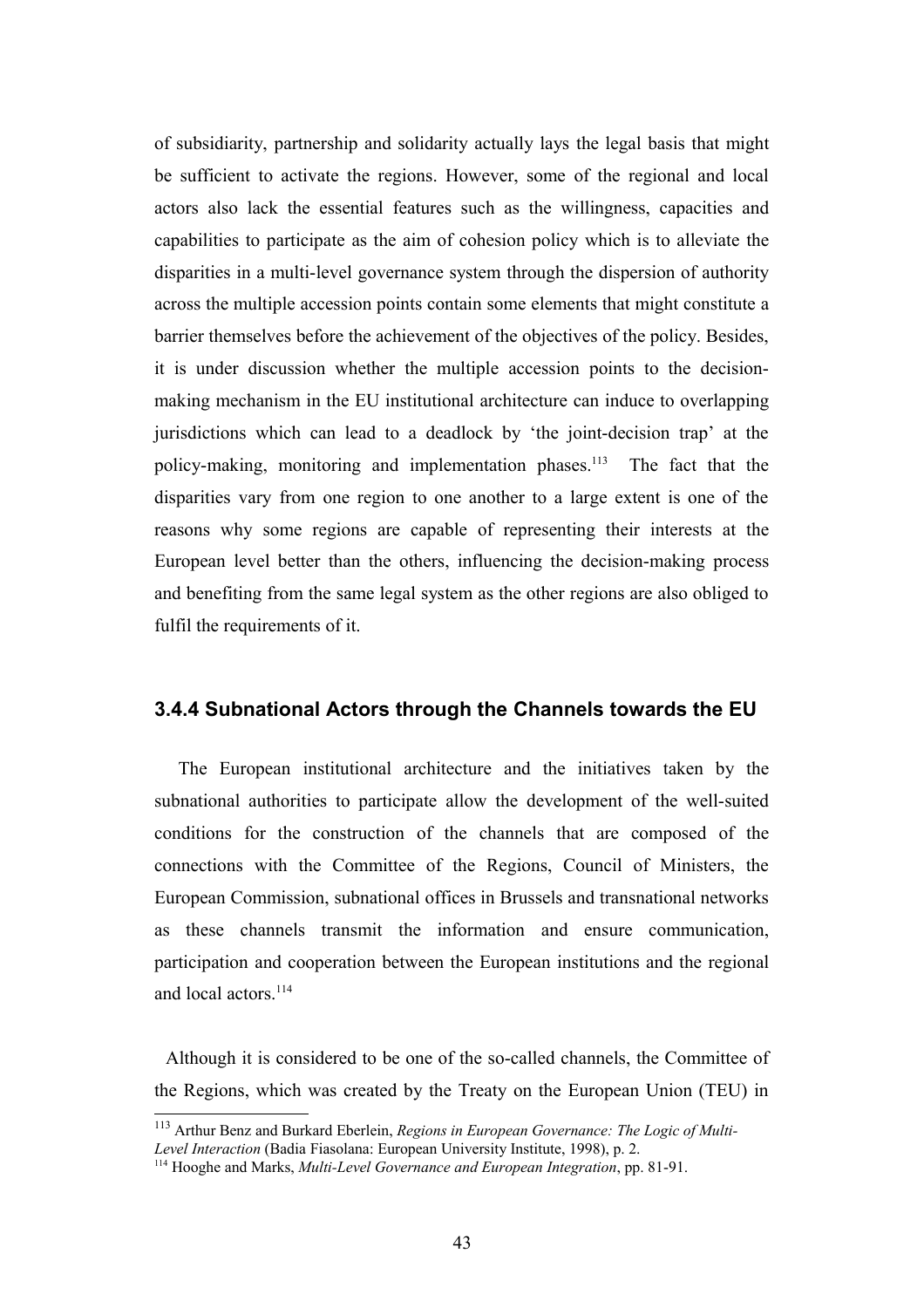of subsidiarity, partnership and solidarity actually lays the legal basis that might be sufficient to activate the regions. However, some of the regional and local actors also lack the essential features such as the willingness, capacities and capabilities to participate as the aim of cohesion policy which is to alleviate the disparities in a multi-level governance system through the dispersion of authority across the multiple accession points contain some elements that might constitute a barrier themselves before the achievement of the objectives of the policy. Besides, it is under discussion whether the multiple accession points to the decision-making mechanism in the EU institutional architecture can induce to overlapping jurisdictions which can lead to a deadlock by 'the joint-decision trap' at the policy-making, monitoring and implementation phases.[113] The fact that the disparities vary from one region to one another to a large extent is one of the reasons why some regions are capable of representing their interests at the European level better than the others, influencing the decision-making process and benefiting from the same legal system as the other regions are also obliged to fulfil the requirements of it.

### 3.4.4 Subnational Actors through the Channels towards the EU

The European institutional architecture and the initiatives taken by the subnational authorities to participate allow the development of the well-suited conditions for the construction of the channels that are composed of the connections with the Committee of the Regions, Council of Ministers, the European Commission, subnational offices in Brussels and transnational networks as these channels transmit the information and ensure communication, participation and cooperation between the European institutions and the regional and local actors.[114]

Although it is considered to be one of the so-called channels, the Committee of the Regions, which was created by the Treaty on the European Union (TEU) in

---

[113] Arthur Benz and Burkard Eberlein, *Regions in European Governance: The Logic of Multi-Level Interaction* (Badia Fiasolana: European University Institute, 1998), p. 2.

[114] Hooghe and Marks, *Multi-Level Governance and European Integration*, pp. 81-91.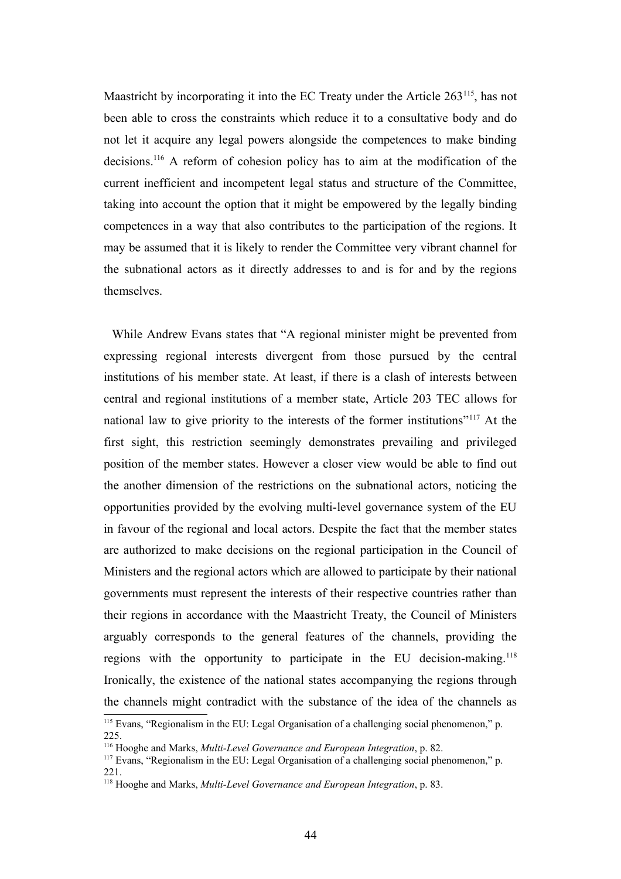Maastricht by incorporating it into the EC Treaty under the Article 263[115], has not been able to cross the constraints which reduce it to a consultative body and do not let it acquire any legal powers alongside the competences to make binding decisions.[116] A reform of cohesion policy has to aim at the modification of the current inefficient and incompetent legal status and structure of the Committee, taking into account the option that it might be empowered by the legally binding competences in a way that also contributes to the participation of the regions. It may be assumed that it is likely to render the Committee very vibrant channel for the subnational actors as it directly addresses to and is for and by the regions themselves.

While Andrew Evans states that "A regional minister might be prevented from expressing regional interests divergent from those pursued by the central institutions of his member state. At least, if there is a clash of interests between central and regional institutions of a member state, Article 203 TEC allows for national law to give priority to the interests of the former institutions"[117] At the first sight, this restriction seemingly demonstrates prevailing and privileged position of the member states. However a closer view would be able to find out the another dimension of the restrictions on the subnational actors, noticing the opportunities provided by the evolving multi-level governance system of the EU in favour of the regional and local actors. Despite the fact that the member states are authorized to make decisions on the regional participation in the Council of Ministers and the regional actors which are allowed to participate by their national governments must represent the interests of their respective countries rather than their regions in accordance with the Maastricht Treaty, the Council of Ministers arguably corresponds to the general features of the channels, providing the regions with the opportunity to participate in the EU decision-making.[118] Ironically, the existence of the national states accompanying the regions through the channels might contradict with the substance of the idea of the channels as

---

[115] Evans, "Regionalism in the EU: Legal Organisation of a challenging social phenomenon," p. 225.

[116] Hooghe and Marks, *Multi-Level Governance and European Integration*, p. 82.

[117] Evans, "Regionalism in the EU: Legal Organisation of a challenging social phenomenon," p. 221.

[118] Hooghe and Marks, *Multi-Level Governance and European Integration*, p. 83.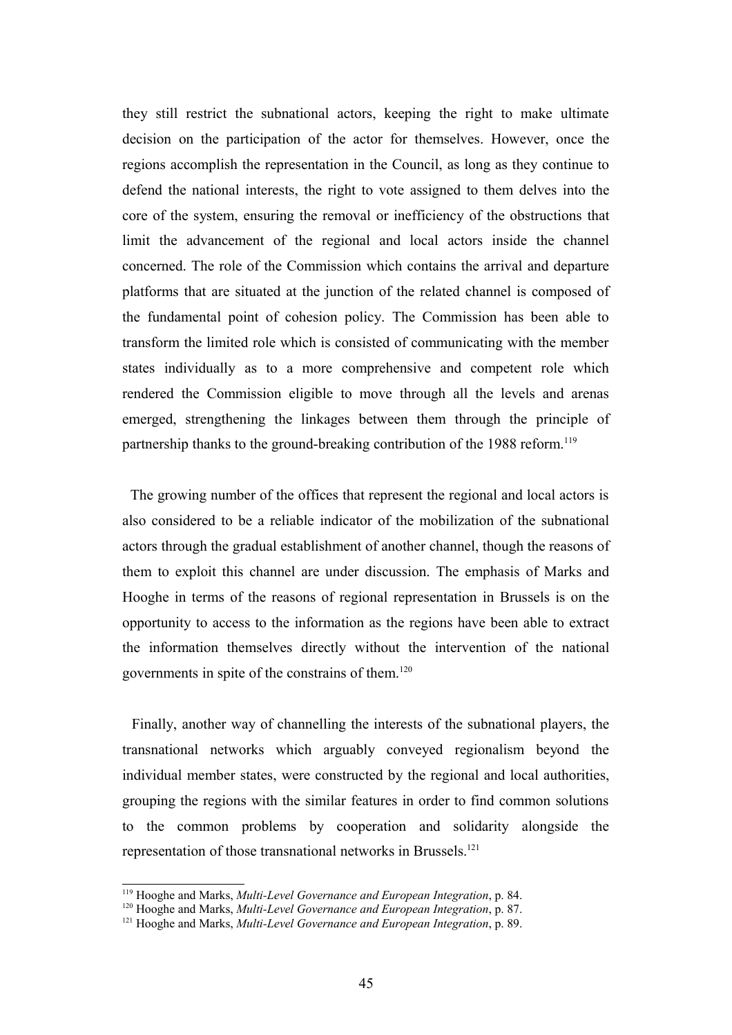they still restrict the subnational actors, keeping the right to make ultimate decision on the participation of the actor for themselves. However, once the regions accomplish the representation in the Council, as long as they continue to defend the national interests, the right to vote assigned to them delves into the core of the system, ensuring the removal or inefficiency of the obstructions that limit the advancement of the regional and local actors inside the channel concerned. The role of the Commission which contains the arrival and departure platforms that are situated at the junction of the related channel is composed of the fundamental point of cohesion policy. The Commission has been able to transform the limited role which is consisted of communicating with the member states individually as to a more comprehensive and competent role which rendered the Commission eligible to move through all the levels and arenas emerged, strengthening the linkages between them through the principle of partnership thanks to the ground-breaking contribution of the 1988 reform.[119]

The growing number of the offices that represent the regional and local actors is also considered to be a reliable indicator of the mobilization of the subnational actors through the gradual establishment of another channel, though the reasons of them to exploit this channel are under discussion. The emphasis of Marks and Hooghe in terms of the reasons of regional representation in Brussels is on the opportunity to access to the information as the regions have been able to extract the information themselves directly without the intervention of the national governments in spite of the constrains of them.[120]

Finally, another way of channelling the interests of the subnational players, the transnational networks which arguably conveyed regionalism beyond the individual member states, were constructed by the regional and local authorities, grouping the regions with the similar features in order to find common solutions to the common problems by cooperation and solidarity alongside the representation of those transnational networks in Brussels.[121]

---

[119] Hooghe and Marks, *Multi-Level Governance and European Integration*, p. 84.
[120] Hooghe and Marks, *Multi-Level Governance and European Integration*, p. 87.
[121] Hooghe and Marks, *Multi-Level Governance and European Integration*, p. 89.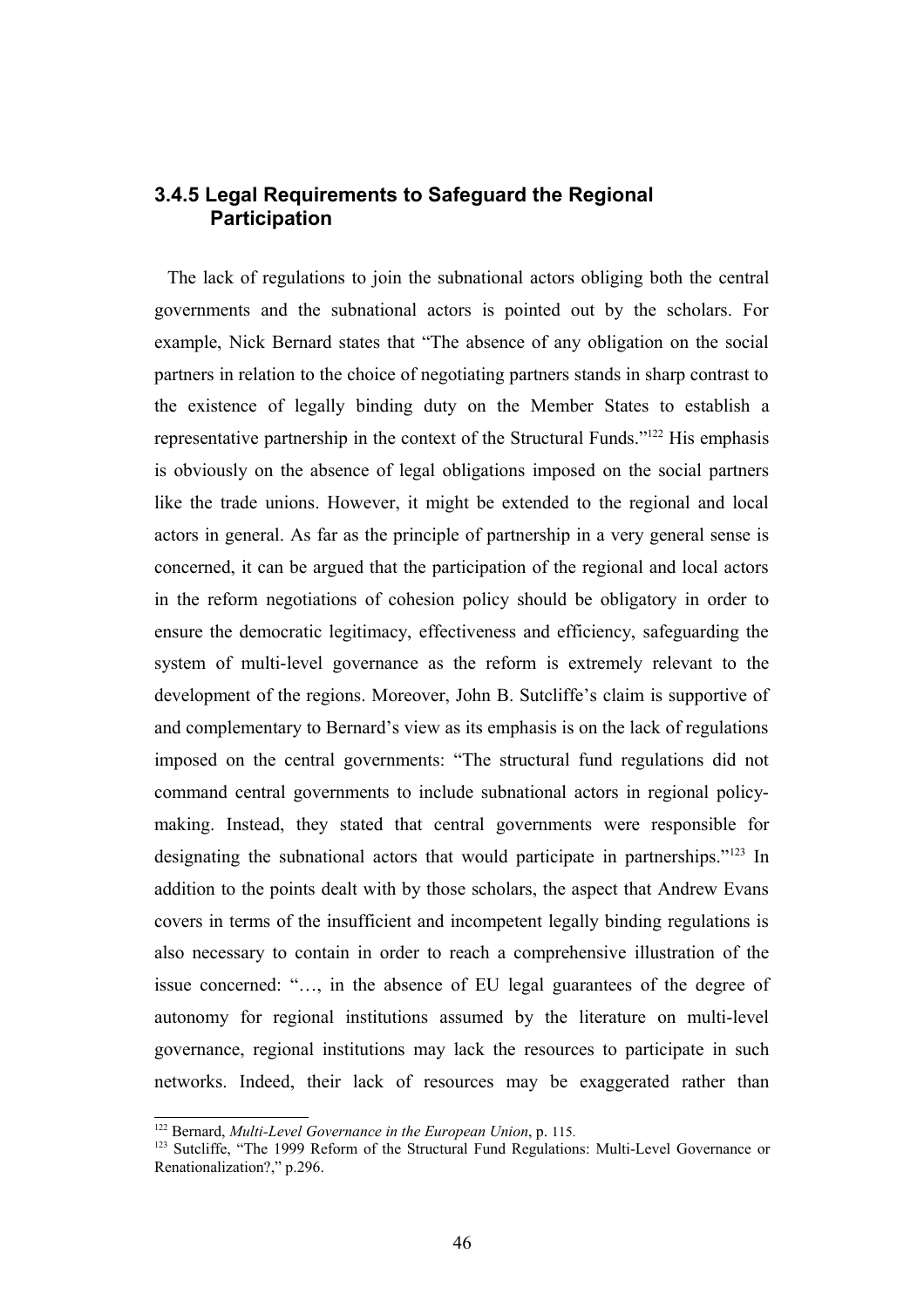### 3.4.5 Legal Requirements to Safeguard the Regional Participation

The lack of regulations to join the subnational actors obliging both the central governments and the subnational actors is pointed out by the scholars. For example, Nick Bernard states that "The absence of any obligation on the social partners in relation to the choice of negotiating partners stands in sharp contrast to the existence of legally binding duty on the Member States to establish a representative partnership in the context of the Structural Funds."[122] His emphasis is obviously on the absence of legal obligations imposed on the social partners like the trade unions. However, it might be extended to the regional and local actors in general. As far as the principle of partnership in a very general sense is concerned, it can be argued that the participation of the regional and local actors in the reform negotiations of cohesion policy should be obligatory in order to ensure the democratic legitimacy, effectiveness and efficiency, safeguarding the system of multi-level governance as the reform is extremely relevant to the development of the regions. Moreover, John B. Sutcliffe's claim is supportive of and complementary to Bernard's view as its emphasis is on the lack of regulations imposed on the central governments: "The structural fund regulations did not command central governments to include subnational actors in regional policy-making. Instead, they stated that central governments were responsible for designating the subnational actors that would participate in partnerships."[123] In addition to the points dealt with by those scholars, the aspect that Andrew Evans covers in terms of the insufficient and incompetent legally binding regulations is also necessary to contain in order to reach a comprehensive illustration of the issue concerned: "…, in the absence of EU legal guarantees of the degree of autonomy for regional institutions assumed by the literature on multi-level governance, regional institutions may lack the resources to participate in such networks. Indeed, their lack of resources may be exaggerated rather than

---

[122] Bernard, *Multi-Level Governance in the European Union*, p. 115.

[123] Sutcliffe, "The 1999 Reform of the Structural Fund Regulations: Multi-Level Governance or Renationalization?," p.296.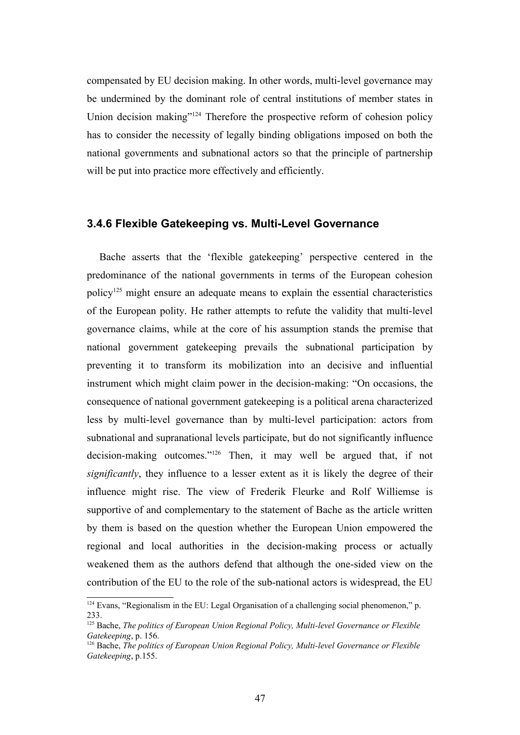compensated by EU decision making. In other words, multi-level governance may be undermined by the dominant role of central institutions of member states in Union decision making"[124] Therefore the prospective reform of cohesion policy has to consider the necessity of legally binding obligations imposed on both the national governments and subnational actors so that the principle of partnership will be put into practice more effectively and efficiently.

### 3.4.6 Flexible Gatekeeping vs. Multi-Level Governance

Bache asserts that the 'flexible gatekeeping' perspective centered in the predominance of the national governments in terms of the European cohesion policy[125] might ensure an adequate means to explain the essential characteristics of the European polity. He rather attempts to refute the validity that multi-level governance claims, while at the core of his assumption stands the premise that national government gatekeeping prevails the subnational participation by preventing it to transform its mobilization into an decisive and influential instrument which might claim power in the decision-making: "On occasions, the consequence of national government gatekeeping is a political arena characterized less by multi-level governance than by multi-level participation: actors from subnational and supranational levels participate, but do not significantly influence decision-making outcomes."[126] Then, it may well be argued that, if not *significantly*, they influence to a lesser extent as it is likely the degree of their influence might rise. The view of Frederik Fleurke and Rolf Williemse is supportive of and complementary to the statement of Bache as the article written by them is based on the question whether the European Union empowered the regional and local authorities in the decision-making process or actually weakened them as the authors defend that although the one-sided view on the contribution of the EU to the role of the sub-national actors is widespread, the EU

---

[124] Evans, "Regionalism in the EU: Legal Organisation of a challenging social phenomenon," p. 233.

[125] Bache, *The politics of European Union Regional Policy, Multi-level Governance or Flexible Gatekeeping*, p. 156.

[126] Bache, *The politics of European Union Regional Policy, Multi-level Governance or Flexible Gatekeeping*, p.155.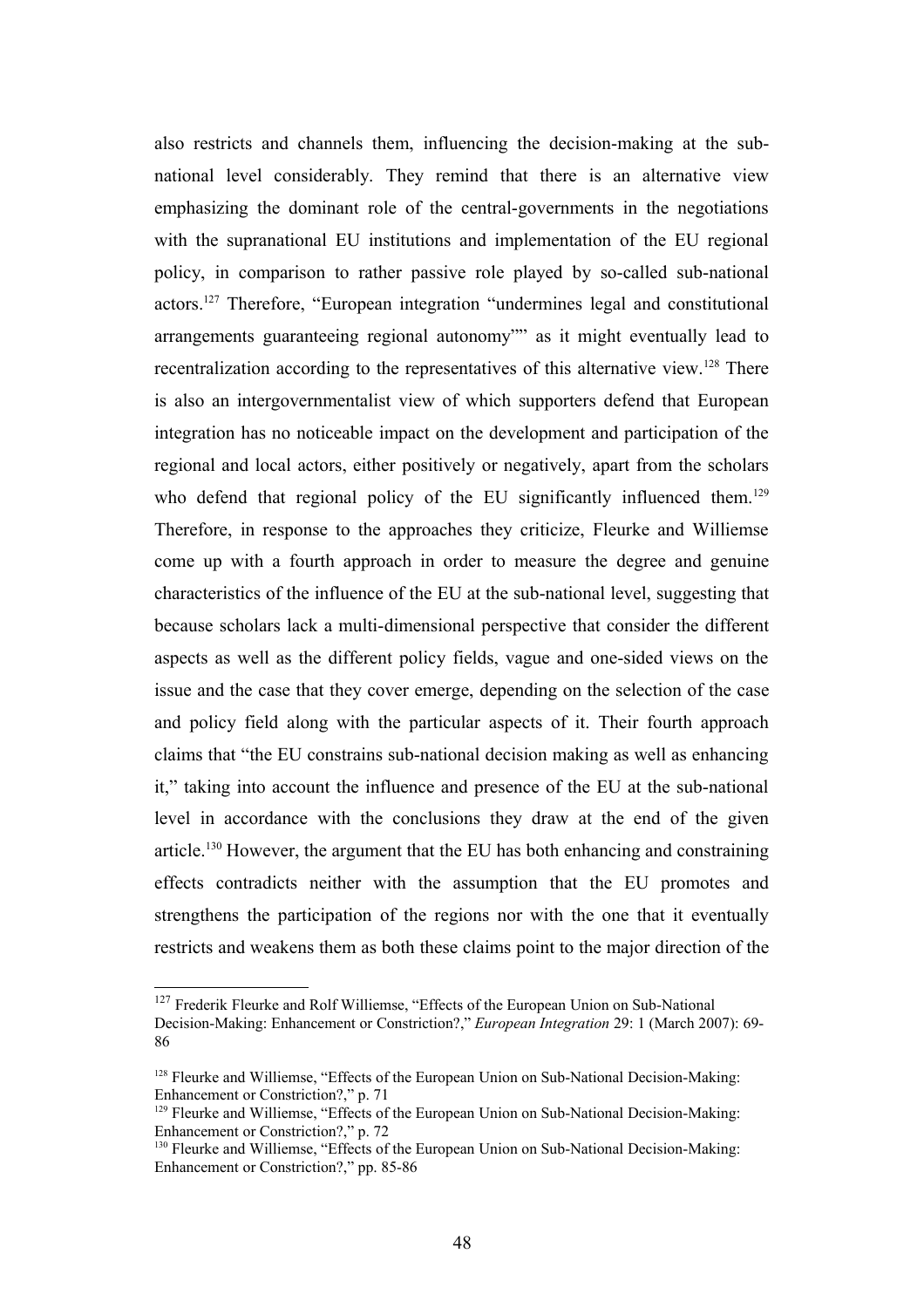also restricts and channels them, influencing the decision-making at the sub-national level considerably. They remind that there is an alternative view emphasizing the dominant role of the central-governments in the negotiations with the supranational EU institutions and implementation of the EU regional policy, in comparison to rather passive role played by so-called sub-national actors.[127] Therefore, "European integration "undermines legal and constitutional arrangements guaranteeing regional autonomy"" as it might eventually lead to recentralization according to the representatives of this alternative view.[128] There is also an intergovernmentalist view of which supporters defend that European integration has no noticeable impact on the development and participation of the regional and local actors, either positively or negatively, apart from the scholars who defend that regional policy of the EU significantly influenced them.[129] Therefore, in response to the approaches they criticize, Fleurke and Williemse come up with a fourth approach in order to measure the degree and genuine characteristics of the influence of the EU at the sub-national level, suggesting that because scholars lack a multi-dimensional perspective that consider the different aspects as well as the different policy fields, vague and one-sided views on the issue and the case that they cover emerge, depending on the selection of the case and policy field along with the particular aspects of it. Their fourth approach claims that "the EU constrains sub-national decision making as well as enhancing it," taking into account the influence and presence of the EU at the sub-national level in accordance with the conclusions they draw at the end of the given article.[130] However, the argument that the EU has both enhancing and constraining effects contradicts neither with the assumption that the EU promotes and strengthens the participation of the regions nor with the one that it eventually restricts and weakens them as both these claims point to the major direction of the

---

[127] Frederik Fleurke and Rolf Williemse, "Effects of the European Union on Sub-National Decision-Making: Enhancement or Constriction?," *European Integration* 29: 1 (March 2007): 69-86

[128] Fleurke and Williemse, "Effects of the European Union on Sub-National Decision-Making: Enhancement or Constriction?," p. 71

[129] Fleurke and Williemse, "Effects of the European Union on Sub-National Decision-Making: Enhancement or Constriction?," p. 72

[130] Fleurke and Williemse, "Effects of the European Union on Sub-National Decision-Making: Enhancement or Constriction?," pp. 85-86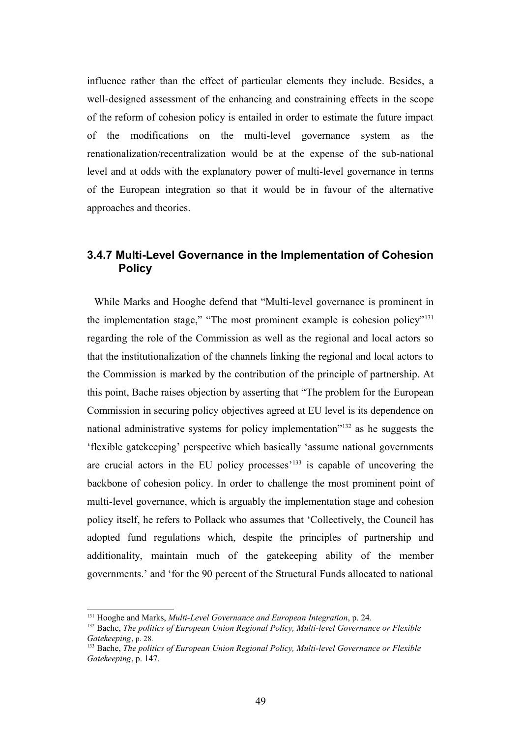influence rather than the effect of particular elements they include. Besides, a well-designed assessment of the enhancing and constraining effects in the scope of the reform of cohesion policy is entailed in order to estimate the future impact of the modifications on the multi-level governance system as the renationalization/recentralization would be at the expense of the sub-national level and at odds with the explanatory power of multi-level governance in terms of the European integration so that it would be in favour of the alternative approaches and theories.

### 3.4.7 Multi-Level Governance in the Implementation of Cohesion Policy

While Marks and Hooghe defend that "Multi-level governance is prominent in the implementation stage," "The most prominent example is cohesion policy"[131] regarding the role of the Commission as well as the regional and local actors so that the institutionalization of the channels linking the regional and local actors to the Commission is marked by the contribution of the principle of partnership. At this point, Bache raises objection by asserting that "The problem for the European Commission in securing policy objectives agreed at EU level is its dependence on national administrative systems for policy implementation"[132] as he suggests the 'flexible gatekeeping' perspective which basically 'assume national governments are crucial actors in the EU policy processes'[133] is capable of uncovering the backbone of cohesion policy. In order to challenge the most prominent point of multi-level governance, which is arguably the implementation stage and cohesion policy itself, he refers to Pollack who assumes that 'Collectively, the Council has adopted fund regulations which, despite the principles of partnership and additionality, maintain much of the gatekeeping ability of the member governments.' and 'for the 90 percent of the Structural Funds allocated to national

---

[131] Hooghe and Marks, *Multi-Level Governance and European Integration*, p. 24.

[132] Bache, *The politics of European Union Regional Policy, Multi-level Governance or Flexible Gatekeeping*, p. 28.

[133] Bache, *The politics of European Union Regional Policy, Multi-level Governance or Flexible Gatekeeping*, p. 147.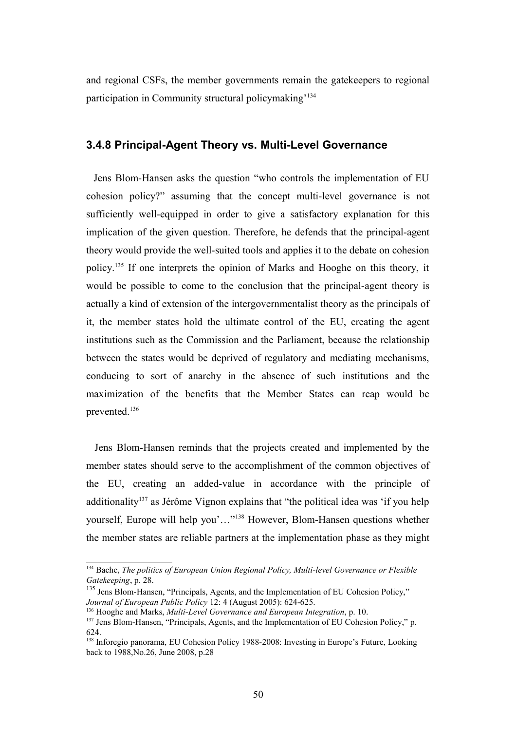and regional CSFs, the member governments remain the gatekeepers to regional participation in Community structural policymaking'[134]

### 3.4.8 Principal-Agent Theory vs. Multi-Level Governance

Jens Blom-Hansen asks the question "who controls the implementation of EU cohesion policy?" assuming that the concept multi-level governance is not sufficiently well-equipped in order to give a satisfactory explanation for this implication of the given question. Therefore, he defends that the principal-agent theory would provide the well-suited tools and applies it to the debate on cohesion policy.[135] If one interprets the opinion of Marks and Hooghe on this theory, it would be possible to come to the conclusion that the principal-agent theory is actually a kind of extension of the intergovernmentalist theory as the principals of it, the member states hold the ultimate control of the EU, creating the agent institutions such as the Commission and the Parliament, because the relationship between the states would be deprived of regulatory and mediating mechanisms, conducing to sort of anarchy in the absence of such institutions and the maximization of the benefits that the Member States can reap would be prevented.[136]

Jens Blom-Hansen reminds that the projects created and implemented by the member states should serve to the accomplishment of the common objectives of the EU, creating an added-value in accordance with the principle of additionality[137] as Jérôme Vignon explains that "the political idea was 'if you help yourself, Europe will help you'…"[138] However, Blom-Hansen questions whether the member states are reliable partners at the implementation phase as they might

---

[134] Bache, *The politics of European Union Regional Policy, Multi-level Governance or Flexible Gatekeeping*, p. 28.

[135] Jens Blom-Hansen, "Principals, Agents, and the Implementation of EU Cohesion Policy," *Journal of European Public Policy* 12: 4 (August 2005): 624-625.

[136] Hooghe and Marks, *Multi-Level Governance and European Integration*, p. 10.

[137] Jens Blom-Hansen, "Principals, Agents, and the Implementation of EU Cohesion Policy," p. 624.

[138] Inforegio panorama, EU Cohesion Policy 1988-2008: Investing in Europe's Future, Looking back to 1988,No.26, June 2008, p.28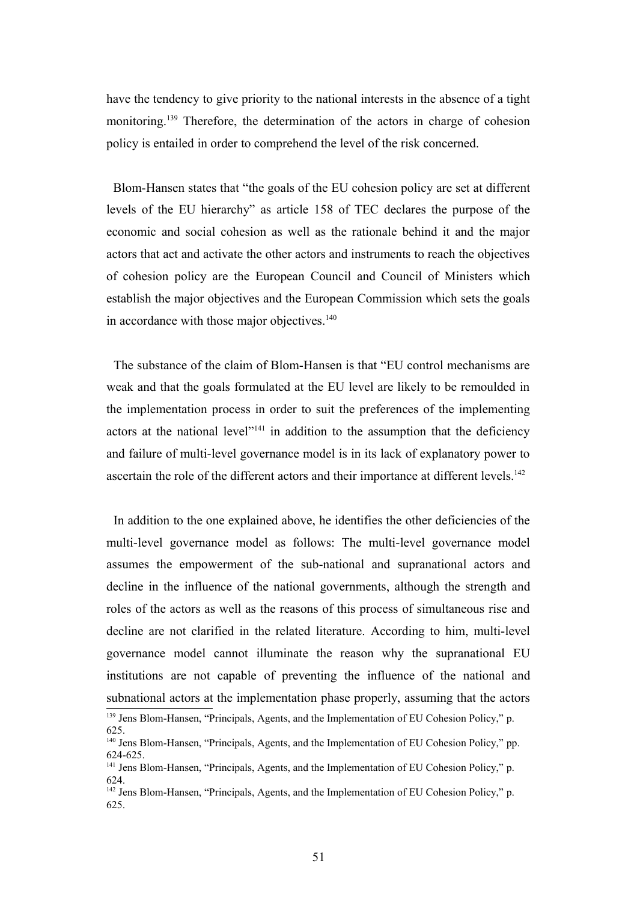have the tendency to give priority to the national interests in the absence of a tight monitoring.[139] Therefore, the determination of the actors in charge of cohesion policy is entailed in order to comprehend the level of the risk concerned.

Blom-Hansen states that "the goals of the EU cohesion policy are set at different levels of the EU hierarchy" as article 158 of TEC declares the purpose of the economic and social cohesion as well as the rationale behind it and the major actors that act and activate the other actors and instruments to reach the objectives of cohesion policy are the European Council and Council of Ministers which establish the major objectives and the European Commission which sets the goals in accordance with those major objectives.[140]

The substance of the claim of Blom-Hansen is that "EU control mechanisms are weak and that the goals formulated at the EU level are likely to be remoulded in the implementation process in order to suit the preferences of the implementing actors at the national level"[141] in addition to the assumption that the deficiency and failure of multi-level governance model is in its lack of explanatory power to ascertain the role of the different actors and their importance at different levels.[142]

In addition to the one explained above, he identifies the other deficiencies of the multi-level governance model as follows: The multi-level governance model assumes the empowerment of the sub-national and supranational actors and decline in the influence of the national governments, although the strength and roles of the actors as well as the reasons of this process of simultaneous rise and decline are not clarified in the related literature. According to him, multi-level governance model cannot illuminate the reason why the supranational EU institutions are not capable of preventing the influence of the national and subnational actors at the implementation phase properly, assuming that the actors

---

[139] Jens Blom-Hansen, "Principals, Agents, and the Implementation of EU Cohesion Policy," p. 625.

[140] Jens Blom-Hansen, "Principals, Agents, and the Implementation of EU Cohesion Policy," pp. 624-625.

[141] Jens Blom-Hansen, "Principals, Agents, and the Implementation of EU Cohesion Policy," p. 624.

[142] Jens Blom-Hansen, "Principals, Agents, and the Implementation of EU Cohesion Policy," p. 625.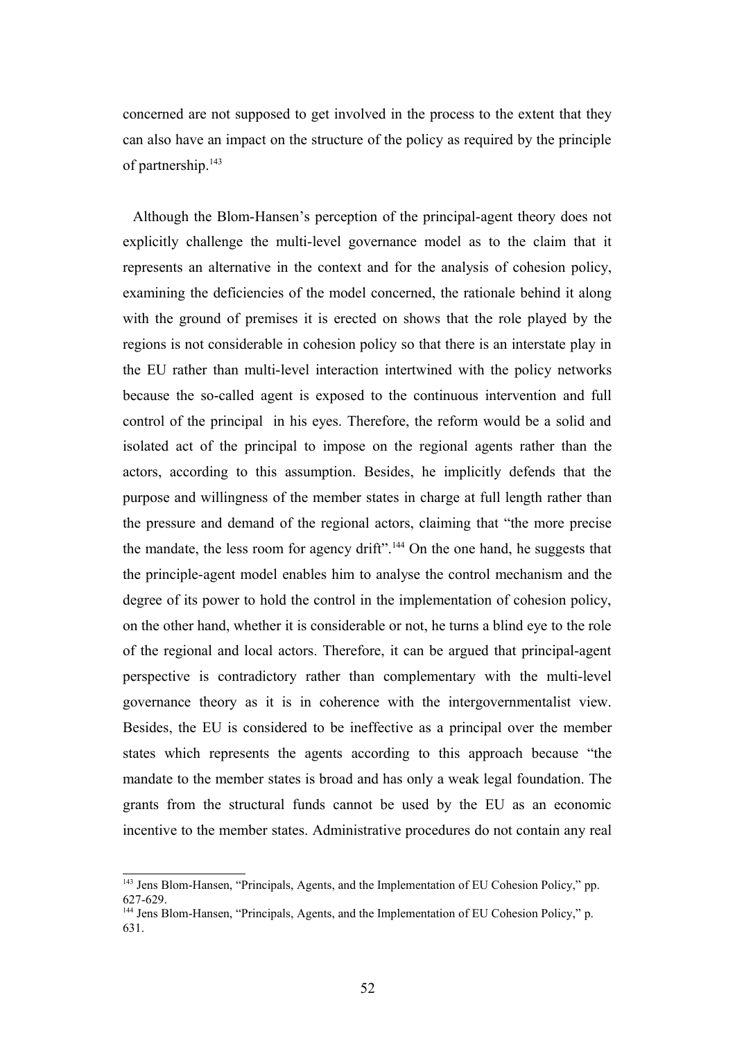concerned are not supposed to get involved in the process to the extent that they can also have an impact on the structure of the policy as required by the principle of partnership.[143]

Although the Blom-Hansen's perception of the principal-agent theory does not explicitly challenge the multi-level governance model as to the claim that it represents an alternative in the context and for the analysis of cohesion policy, examining the deficiencies of the model concerned, the rationale behind it along with the ground of premises it is erected on shows that the role played by the regions is not considerable in cohesion policy so that there is an interstate play in the EU rather than multi-level interaction intertwined with the policy networks because the so-called agent is exposed to the continuous intervention and full control of the principal in his eyes. Therefore, the reform would be a solid and isolated act of the principal to impose on the regional agents rather than the actors, according to this assumption. Besides, he implicitly defends that the purpose and willingness of the member states in charge at full length rather than the pressure and demand of the regional actors, claiming that "the more precise the mandate, the less room for agency drift".[144] On the one hand, he suggests that the principle-agent model enables him to analyse the control mechanism and the degree of its power to hold the control in the implementation of cohesion policy, on the other hand, whether it is considerable or not, he turns a blind eye to the role of the regional and local actors. Therefore, it can be argued that principal-agent perspective is contradictory rather than complementary with the multi-level governance theory as it is in coherence with the intergovernmentalist view. Besides, the EU is considered to be ineffective as a principal over the member states which represents the agents according to this approach because "the mandate to the member states is broad and has only a weak legal foundation. The grants from the structural funds cannot be used by the EU as an economic incentive to the member states. Administrative procedures do not contain any real

---

[143] Jens Blom-Hansen, "Principals, Agents, and the Implementation of EU Cohesion Policy," pp. 627-629.

[144] Jens Blom-Hansen, "Principals, Agents, and the Implementation of EU Cohesion Policy," p. 631.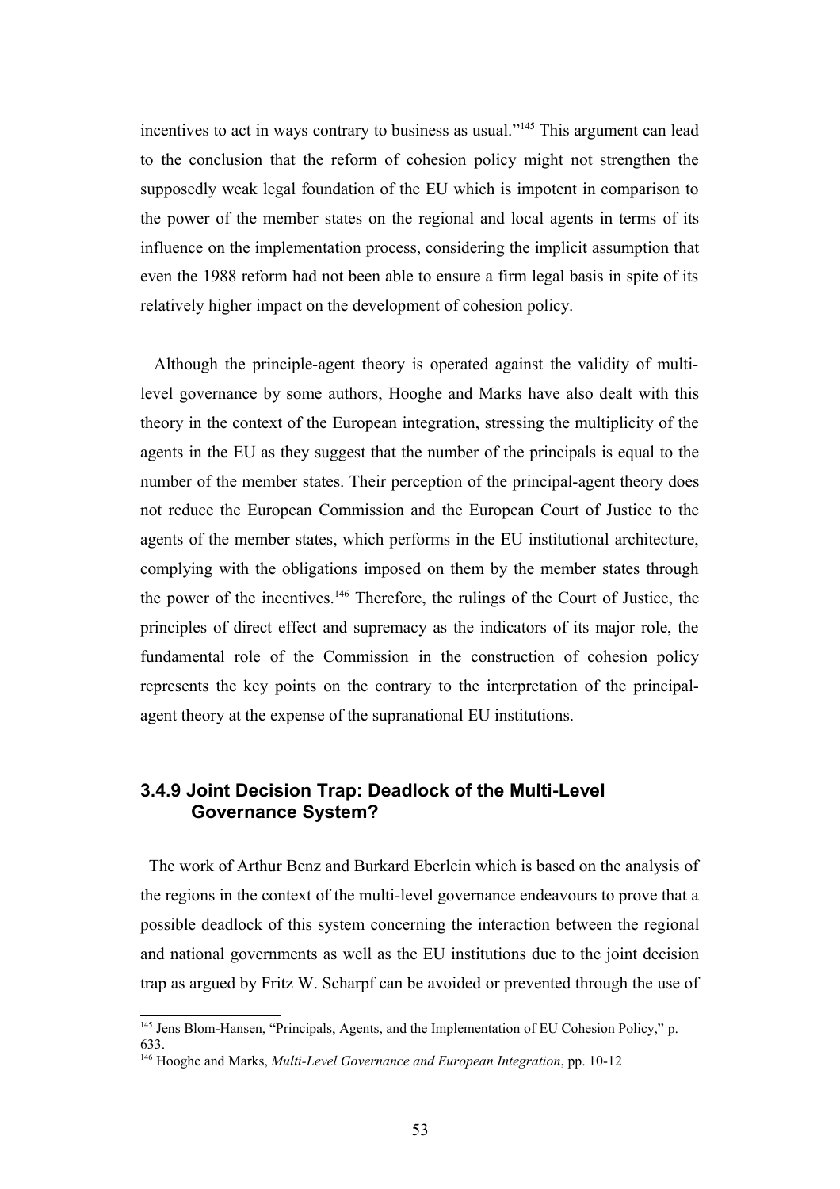incentives to act in ways contrary to business as usual."[145] This argument can lead to the conclusion that the reform of cohesion policy might not strengthen the supposedly weak legal foundation of the EU which is impotent in comparison to the power of the member states on the regional and local agents in terms of its influence on the implementation process, considering the implicit assumption that even the 1988 reform had not been able to ensure a firm legal basis in spite of its relatively higher impact on the development of cohesion policy.

Although the principle-agent theory is operated against the validity of multi-level governance by some authors, Hooghe and Marks have also dealt with this theory in the context of the European integration, stressing the multiplicity of the agents in the EU as they suggest that the number of the principals is equal to the number of the member states. Their perception of the principal-agent theory does not reduce the European Commission and the European Court of Justice to the agents of the member states, which performs in the EU institutional architecture, complying with the obligations imposed on them by the member states through the power of the incentives.[146] Therefore, the rulings of the Court of Justice, the principles of direct effect and supremacy as the indicators of its major role, the fundamental role of the Commission in the construction of cohesion policy represents the key points on the contrary to the interpretation of the principal-agent theory at the expense of the supranational EU institutions.

### 3.4.9 Joint Decision Trap: Deadlock of the Multi-Level Governance System?

The work of Arthur Benz and Burkard Eberlein which is based on the analysis of the regions in the context of the multi-level governance endeavours to prove that a possible deadlock of this system concerning the interaction between the regional and national governments as well as the EU institutions due to the joint decision trap as argued by Fritz W. Scharpf can be avoided or prevented through the use of

---

[145] Jens Blom-Hansen, "Principals, Agents, and the Implementation of EU Cohesion Policy," p. 633.

[146] Hooghe and Marks, *Multi-Level Governance and European Integration*, pp. 10-12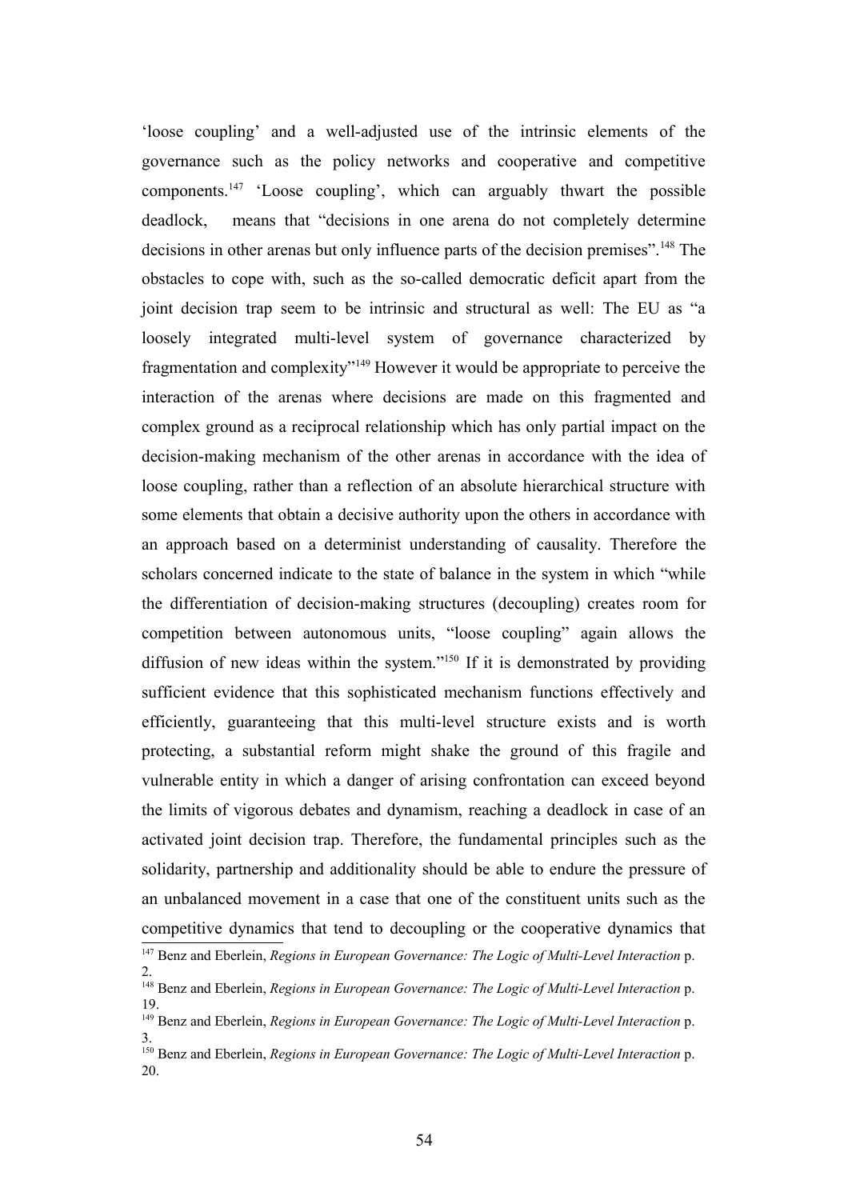'loose coupling' and a well-adjusted use of the intrinsic elements of the governance such as the policy networks and cooperative and competitive components.[147] 'Loose coupling', which can arguably thwart the possible deadlock, means that "decisions in one arena do not completely determine decisions in other arenas but only influence parts of the decision premises".[148] The obstacles to cope with, such as the so-called democratic deficit apart from the joint decision trap seem to be intrinsic and structural as well: The EU as "a loosely integrated multi-level system of governance characterized by fragmentation and complexity"[149] However it would be appropriate to perceive the interaction of the arenas where decisions are made on this fragmented and complex ground as a reciprocal relationship which has only partial impact on the decision-making mechanism of the other arenas in accordance with the idea of loose coupling, rather than a reflection of an absolute hierarchical structure with some elements that obtain a decisive authority upon the others in accordance with an approach based on a determinist understanding of causality. Therefore the scholars concerned indicate to the state of balance in the system in which "while the differentiation of decision-making structures (decoupling) creates room for competition between autonomous units, "loose coupling" again allows the diffusion of new ideas within the system."[150] If it is demonstrated by providing sufficient evidence that this sophisticated mechanism functions effectively and efficiently, guaranteeing that this multi-level structure exists and is worth protecting, a substantial reform might shake the ground of this fragile and vulnerable entity in which a danger of arising confrontation can exceed beyond the limits of vigorous debates and dynamism, reaching a deadlock in case of an activated joint decision trap. Therefore, the fundamental principles such as the solidarity, partnership and additionality should be able to endure the pressure of an unbalanced movement in a case that one of the constituent units such as the competitive dynamics that tend to decoupling or the cooperative dynamics that

---

[147] Benz and Eberlein, *Regions in European Governance: The Logic of Multi-Level Interaction* p. 2.

[148] Benz and Eberlein, *Regions in European Governance: The Logic of Multi-Level Interaction* p. 19.

[149] Benz and Eberlein, *Regions in European Governance: The Logic of Multi-Level Interaction* p. 3.

[150] Benz and Eberlein, *Regions in European Governance: The Logic of Multi-Level Interaction* p. 20.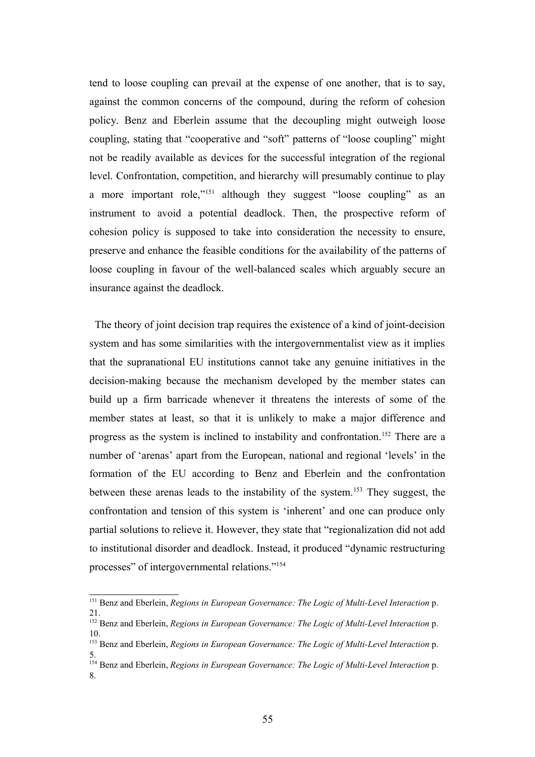tend to loose coupling can prevail at the expense of one another, that is to say, against the common concerns of the compound, during the reform of cohesion policy. Benz and Eberlein assume that the decoupling might outweigh loose coupling, stating that "cooperative and "soft" patterns of "loose coupling" might not be readily available as devices for the successful integration of the regional level. Confrontation, competition, and hierarchy will presumably continue to play a more important role,"[151] although they suggest "loose coupling" as an instrument to avoid a potential deadlock. Then, the prospective reform of cohesion policy is supposed to take into consideration the necessity to ensure, preserve and enhance the feasible conditions for the availability of the patterns of loose coupling in favour of the well-balanced scales which arguably secure an insurance against the deadlock.

The theory of joint decision trap requires the existence of a kind of joint-decision system and has some similarities with the intergovernmentalist view as it implies that the supranational EU institutions cannot take any genuine initiatives in the decision-making because the mechanism developed by the member states can build up a firm barricade whenever it threatens the interests of some of the member states at least, so that it is unlikely to make a major difference and progress as the system is inclined to instability and confrontation.[152] There are a number of 'arenas' apart from the European, national and regional 'levels' in the formation of the EU according to Benz and Eberlein and the confrontation between these arenas leads to the instability of the system.[153] They suggest, the confrontation and tension of this system is 'inherent' and one can produce only partial solutions to relieve it. However, they state that "regionalization did not add to institutional disorder and deadlock. Instead, it produced "dynamic restructuring processes" of intergovernmental relations."[154]

---

[151] Benz and Eberlein, *Regions in European Governance: The Logic of Multi-Level Interaction* p. 21.

[152] Benz and Eberlein, *Regions in European Governance: The Logic of Multi-Level Interaction* p. 10.

[153] Benz and Eberlein, *Regions in European Governance: The Logic of Multi-Level Interaction* p. 5.

[154] Benz and Eberlein, *Regions in European Governance: The Logic of Multi-Level Interaction* p. 8.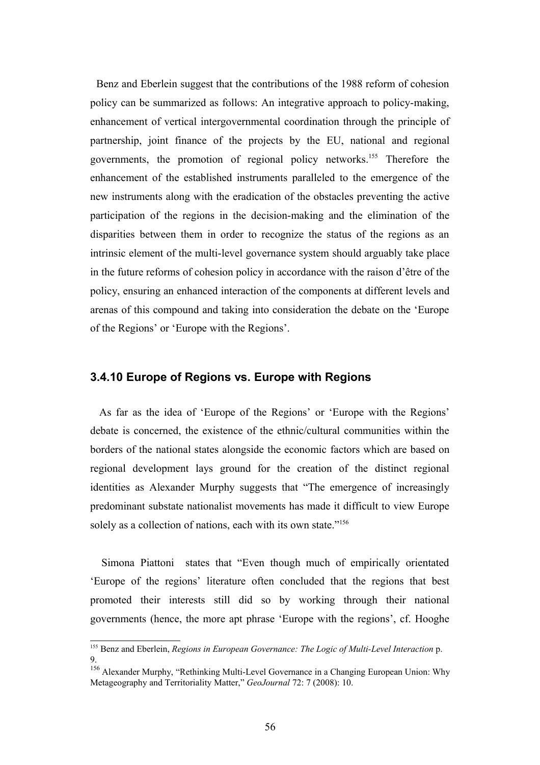Benz and Eberlein suggest that the contributions of the 1988 reform of cohesion policy can be summarized as follows: An integrative approach to policy-making, enhancement of vertical intergovernmental coordination through the principle of partnership, joint finance of the projects by the EU, national and regional governments, the promotion of regional policy networks.[155] Therefore the enhancement of the established instruments paralleled to the emergence of the new instruments along with the eradication of the obstacles preventing the active participation of the regions in the decision-making and the elimination of the disparities between them in order to recognize the status of the regions as an intrinsic element of the multi-level governance system should arguably take place in the future reforms of cohesion policy in accordance with the raison d'être of the policy, ensuring an enhanced interaction of the components at different levels and arenas of this compound and taking into consideration the debate on the 'Europe of the Regions' or 'Europe with the Regions'.

### 3.4.10 Europe of Regions vs. Europe with Regions

As far as the idea of 'Europe of the Regions' or 'Europe with the Regions' debate is concerned, the existence of the ethnic/cultural communities within the borders of the national states alongside the economic factors which are based on regional development lays ground for the creation of the distinct regional identities as Alexander Murphy suggests that "The emergence of increasingly predominant substate nationalist movements has made it difficult to view Europe solely as a collection of nations, each with its own state."[156]

Simona Piattoni states that "Even though much of empirically orientated 'Europe of the regions' literature often concluded that the regions that best promoted their interests still did so by working through their national governments (hence, the more apt phrase 'Europe with the regions', cf. Hooghe

---

[155] Benz and Eberlein, *Regions in European Governance: The Logic of Multi-Level Interaction* p. 9.

[156] Alexander Murphy, "Rethinking Multi-Level Governance in a Changing European Union: Why Metageography and Territoriality Matter," *GeoJournal* 72: 7 (2008): 10.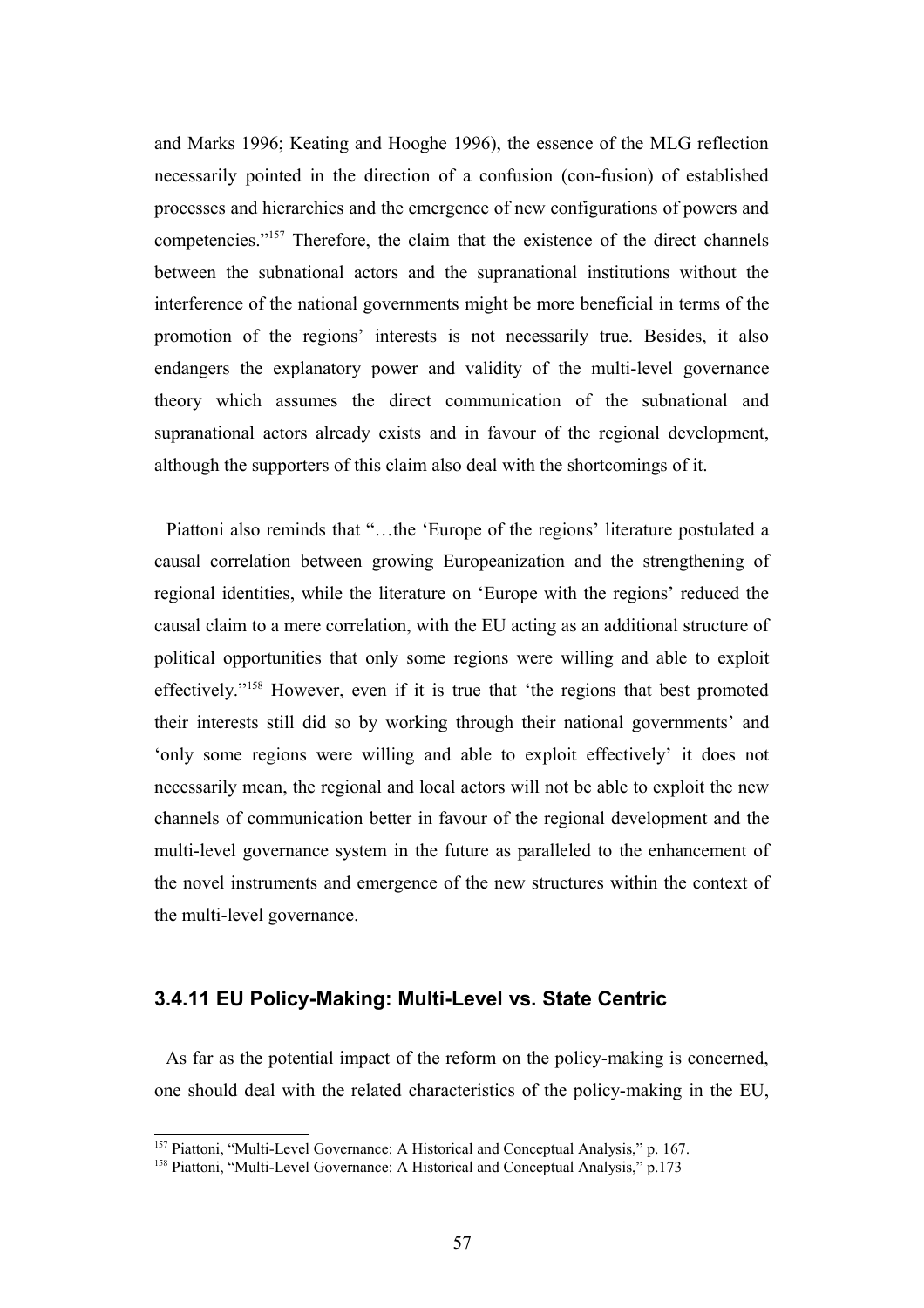and Marks 1996; Keating and Hooghe 1996), the essence of the MLG reflection necessarily pointed in the direction of a confusion (con-fusion) of established processes and hierarchies and the emergence of new configurations of powers and competencies."[157] Therefore, the claim that the existence of the direct channels between the subnational actors and the supranational institutions without the interference of the national governments might be more beneficial in terms of the promotion of the regions' interests is not necessarily true. Besides, it also endangers the explanatory power and validity of the multi-level governance theory which assumes the direct communication of the subnational and supranational actors already exists and in favour of the regional development, although the supporters of this claim also deal with the shortcomings of it.

Piattoni also reminds that "…the 'Europe of the regions' literature postulated a causal correlation between growing Europeanization and the strengthening of regional identities, while the literature on 'Europe with the regions' reduced the causal claim to a mere correlation, with the EU acting as an additional structure of political opportunities that only some regions were willing and able to exploit effectively."[158] However, even if it is true that 'the regions that best promoted their interests still did so by working through their national governments' and 'only some regions were willing and able to exploit effectively' it does not necessarily mean, the regional and local actors will not be able to exploit the new channels of communication better in favour of the regional development and the multi-level governance system in the future as paralleled to the enhancement of the novel instruments and emergence of the new structures within the context of the multi-level governance.

### 3.4.11 EU Policy-Making: Multi-Level vs. State Centric

As far as the potential impact of the reform on the policy-making is concerned, one should deal with the related characteristics of the policy-making in the EU,

[157] Piattoni, "Multi-Level Governance: A Historical and Conceptual Analysis," p. 167.

[158] Piattoni, "Multi-Level Governance: A Historical and Conceptual Analysis," p.173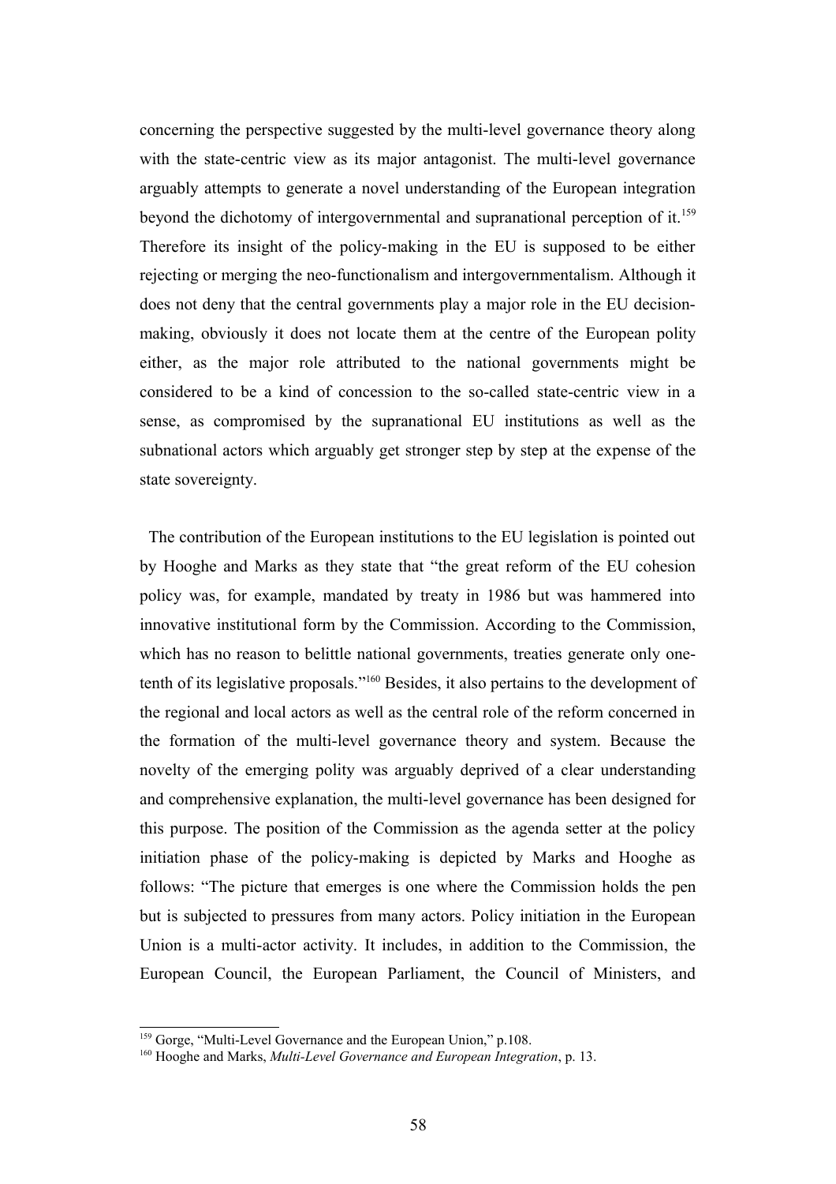concerning the perspective suggested by the multi-level governance theory along with the state-centric view as its major antagonist. The multi-level governance arguably attempts to generate a novel understanding of the European integration beyond the dichotomy of intergovernmental and supranational perception of it.[159] Therefore its insight of the policy-making in the EU is supposed to be either rejecting or merging the neo-functionalism and intergovernmentalism. Although it does not deny that the central governments play a major role in the EU decision-making, obviously it does not locate them at the centre of the European polity either, as the major role attributed to the national governments might be considered to be a kind of concession to the so-called state-centric view in a sense, as compromised by the supranational EU institutions as well as the subnational actors which arguably get stronger step by step at the expense of the state sovereignty.

The contribution of the European institutions to the EU legislation is pointed out by Hooghe and Marks as they state that "the great reform of the EU cohesion policy was, for example, mandated by treaty in 1986 but was hammered into innovative institutional form by the Commission. According to the Commission, which has no reason to belittle national governments, treaties generate only one-tenth of its legislative proposals."[160] Besides, it also pertains to the development of the regional and local actors as well as the central role of the reform concerned in the formation of the multi-level governance theory and system. Because the novelty of the emerging polity was arguably deprived of a clear understanding and comprehensive explanation, the multi-level governance has been designed for this purpose. The position of the Commission as the agenda setter at the policy initiation phase of the policy-making is depicted by Marks and Hooghe as follows: "The picture that emerges is one where the Commission holds the pen but is subjected to pressures from many actors. Policy initiation in the European Union is a multi-actor activity. It includes, in addition to the Commission, the European Council, the European Parliament, the Council of Ministers, and

---

[159] Gorge, "Multi-Level Governance and the European Union," p.108.

[160] Hooghe and Marks, *Multi-Level Governance and European Integration*, p. 13.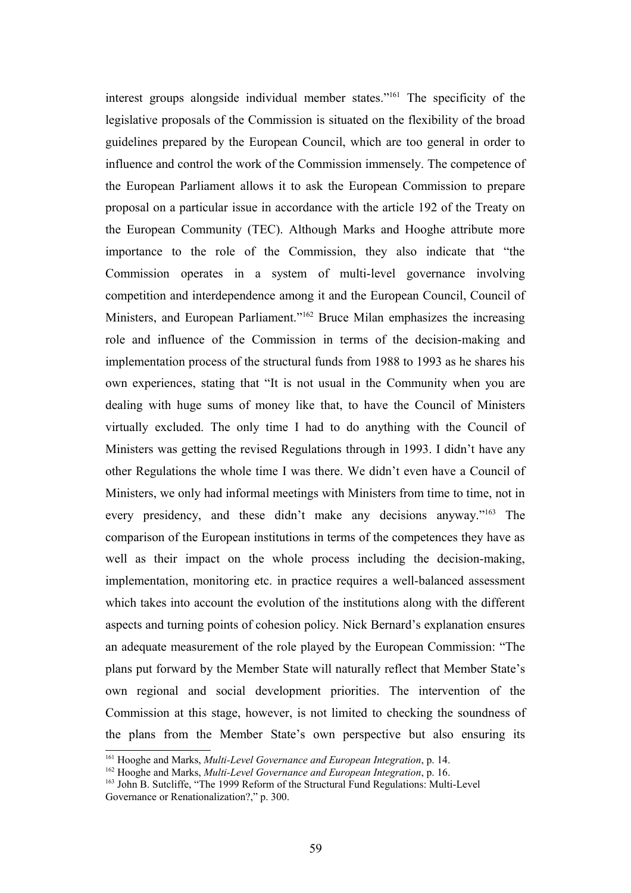interest groups alongside individual member states."[161] The specificity of the legislative proposals of the Commission is situated on the flexibility of the broad guidelines prepared by the European Council, which are too general in order to influence and control the work of the Commission immensely. The competence of the European Parliament allows it to ask the European Commission to prepare proposal on a particular issue in accordance with the article 192 of the Treaty on the European Community (TEC). Although Marks and Hooghe attribute more importance to the role of the Commission, they also indicate that "the Commission operates in a system of multi-level governance involving competition and interdependence among it and the European Council, Council of Ministers, and European Parliament."[162] Bruce Milan emphasizes the increasing role and influence of the Commission in terms of the decision-making and implementation process of the structural funds from 1988 to 1993 as he shares his own experiences, stating that "It is not usual in the Community when you are dealing with huge sums of money like that, to have the Council of Ministers virtually excluded. The only time I had to do anything with the Council of Ministers was getting the revised Regulations through in 1993. I didn't have any other Regulations the whole time I was there. We didn't even have a Council of Ministers, we only had informal meetings with Ministers from time to time, not in every presidency, and these didn't make any decisions anyway."[163] The comparison of the European institutions in terms of the competences they have as well as their impact on the whole process including the decision-making, implementation, monitoring etc. in practice requires a well-balanced assessment which takes into account the evolution of the institutions along with the different aspects and turning points of cohesion policy. Nick Bernard's explanation ensures an adequate measurement of the role played by the European Commission: "The plans put forward by the Member State will naturally reflect that Member State's own regional and social development priorities. The intervention of the Commission at this stage, however, is not limited to checking the soundness of the plans from the Member State's own perspective but also ensuring its

---

[161] Hooghe and Marks, *Multi-Level Governance and European Integration*, p. 14.

[162] Hooghe and Marks, *Multi-Level Governance and European Integration*, p. 16.

[163] John B. Sutcliffe, "The 1999 Reform of the Structural Fund Regulations: Multi-Level Governance or Renationalization?," p. 300.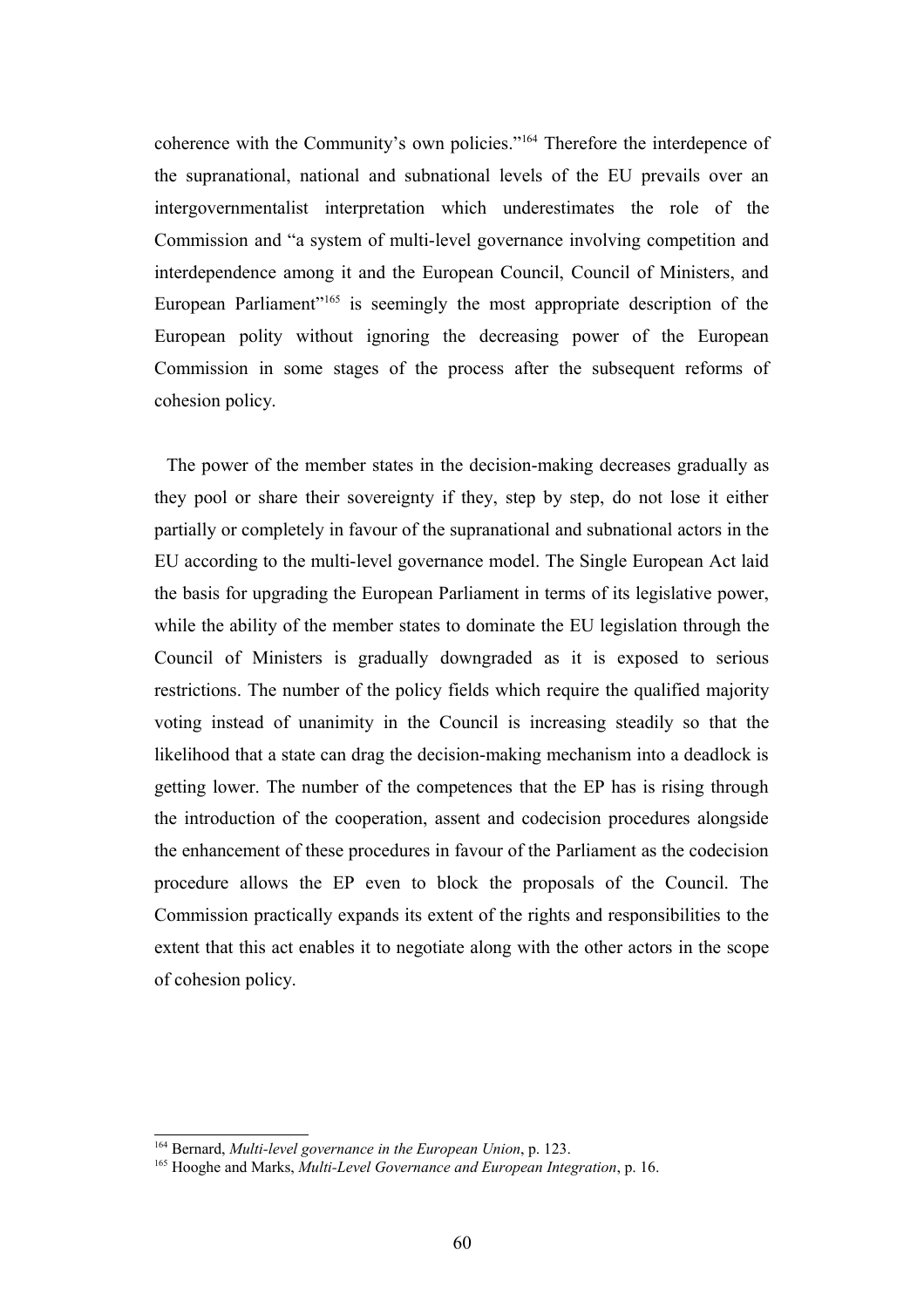coherence with the Community's own policies."[164] Therefore the interdepence of the supranational, national and subnational levels of the EU prevails over an intergovernmentalist interpretation which underestimates the role of the Commission and "a system of multi-level governance involving competition and interdependence among it and the European Council, Council of Ministers, and European Parliament"[165] is seemingly the most appropriate description of the European polity without ignoring the decreasing power of the European Commission in some stages of the process after the subsequent reforms of cohesion policy.

The power of the member states in the decision-making decreases gradually as they pool or share their sovereignty if they, step by step, do not lose it either partially or completely in favour of the supranational and subnational actors in the EU according to the multi-level governance model. The Single European Act laid the basis for upgrading the European Parliament in terms of its legislative power, while the ability of the member states to dominate the EU legislation through the Council of Ministers is gradually downgraded as it is exposed to serious restrictions. The number of the policy fields which require the qualified majority voting instead of unanimity in the Council is increasing steadily so that the likelihood that a state can drag the decision-making mechanism into a deadlock is getting lower. The number of the competences that the EP has is rising through the introduction of the cooperation, assent and codecision procedures alongside the enhancement of these procedures in favour of the Parliament as the codecision procedure allows the EP even to block the proposals of the Council. The Commission practically expands its extent of the rights and responsibilities to the extent that this act enables it to negotiate along with the other actors in the scope of cohesion policy.

---

[164] Bernard, *Multi-level governance in the European Union*, p. 123.

[165] Hooghe and Marks, *Multi-Level Governance and European Integration*, p. 16.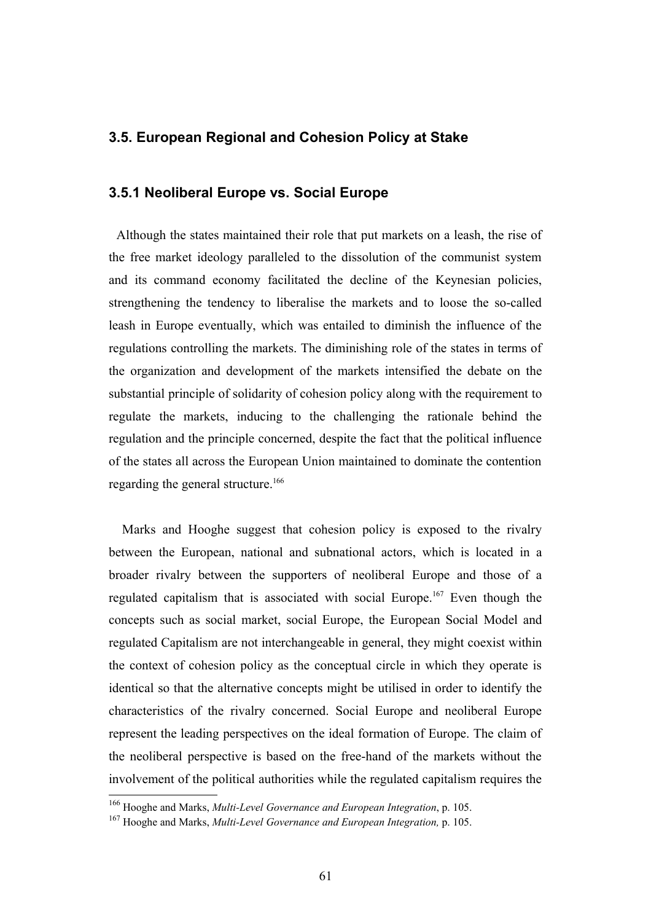## 3.5. European Regional and Cohesion Policy at Stake

### 3.5.1 Neoliberal Europe vs. Social Europe

Although the states maintained their role that put markets on a leash, the rise of the free market ideology paralleled to the dissolution of the communist system and its command economy facilitated the decline of the Keynesian policies, strengthening the tendency to liberalise the markets and to loose the so-called leash in Europe eventually, which was entailed to diminish the influence of the regulations controlling the markets. The diminishing role of the states in terms of the organization and development of the markets intensified the debate on the substantial principle of solidarity of cohesion policy along with the requirement to regulate the markets, inducing to the challenging the rationale behind the regulation and the principle concerned, despite the fact that the political influence of the states all across the European Union maintained to dominate the contention regarding the general structure.[166]

Marks and Hooghe suggest that cohesion policy is exposed to the rivalry between the European, national and subnational actors, which is located in a broader rivalry between the supporters of neoliberal Europe and those of a regulated capitalism that is associated with social Europe.[167] Even though the concepts such as social market, social Europe, the European Social Model and regulated Capitalism are not interchangeable in general, they might coexist within the context of cohesion policy as the conceptual circle in which they operate is identical so that the alternative concepts might be utilised in order to identify the characteristics of the rivalry concerned. Social Europe and neoliberal Europe represent the leading perspectives on the ideal formation of Europe. The claim of the neoliberal perspective is based on the free-hand of the markets without the involvement of the political authorities while the regulated capitalism requires the

---

[166] Hooghe and Marks, *Multi-Level Governance and European Integration*, p. 105.

[167] Hooghe and Marks, *Multi-Level Governance and European Integration,* p. 105.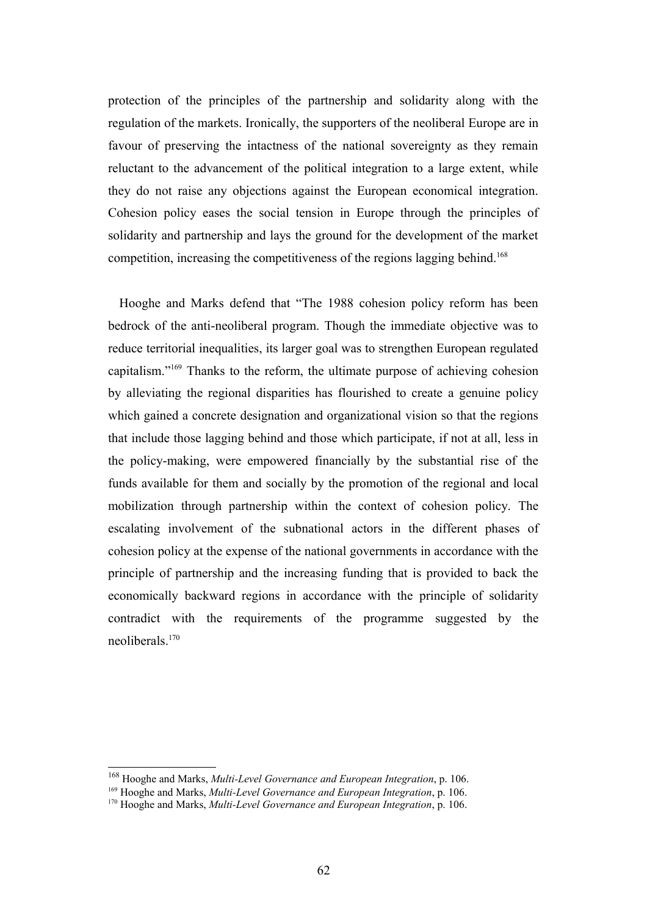protection of the principles of the partnership and solidarity along with the regulation of the markets. Ironically, the supporters of the neoliberal Europe are in favour of preserving the intactness of the national sovereignty as they remain reluctant to the advancement of the political integration to a large extent, while they do not raise any objections against the European economical integration. Cohesion policy eases the social tension in Europe through the principles of solidarity and partnership and lays the ground for the development of the market competition, increasing the competitiveness of the regions lagging behind.[168]

Hooghe and Marks defend that "The 1988 cohesion policy reform has been bedrock of the anti-neoliberal program. Though the immediate objective was to reduce territorial inequalities, its larger goal was to strengthen European regulated capitalism."[169] Thanks to the reform, the ultimate purpose of achieving cohesion by alleviating the regional disparities has flourished to create a genuine policy which gained a concrete designation and organizational vision so that the regions that include those lagging behind and those which participate, if not at all, less in the policy-making, were empowered financially by the substantial rise of the funds available for them and socially by the promotion of the regional and local mobilization through partnership within the context of cohesion policy. The escalating involvement of the subnational actors in the different phases of cohesion policy at the expense of the national governments in accordance with the principle of partnership and the increasing funding that is provided to back the economically backward regions in accordance with the principle of solidarity contradict with the requirements of the programme suggested by the neoliberals.[170]

---

[168] Hooghe and Marks, *Multi-Level Governance and European Integration*, p. 106.

[169] Hooghe and Marks, *Multi-Level Governance and European Integration*, p. 106.

[170] Hooghe and Marks, *Multi-Level Governance and European Integration*, p. 106.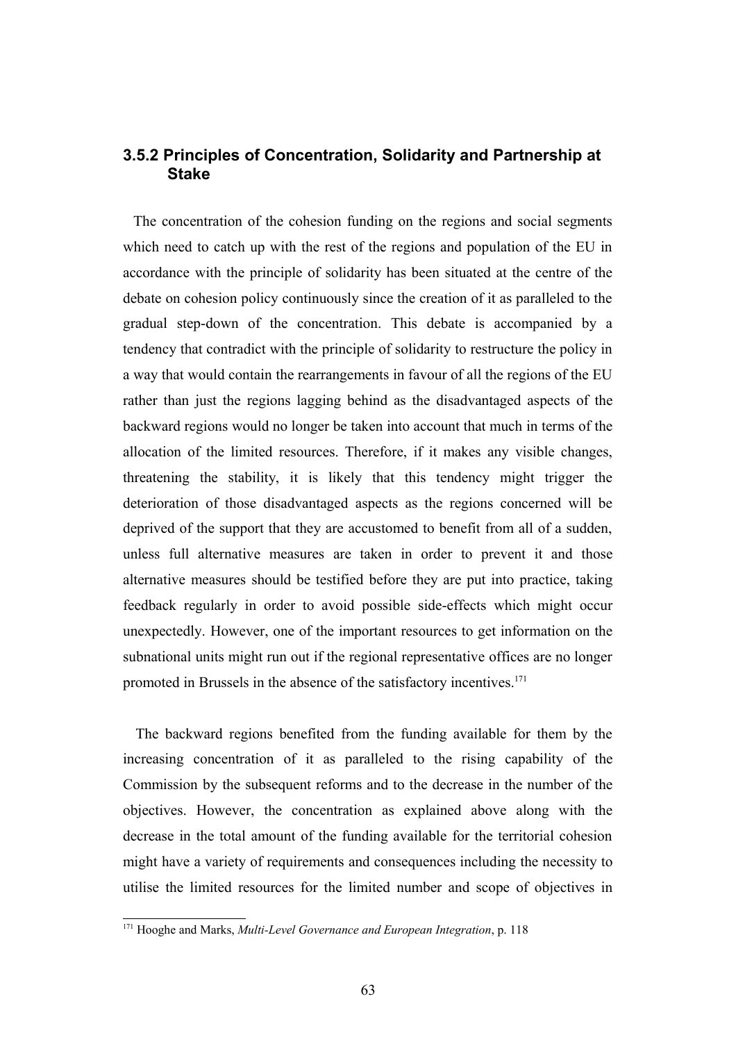### 3.5.2 Principles of Concentration, Solidarity and Partnership at Stake

The concentration of the cohesion funding on the regions and social segments which need to catch up with the rest of the regions and population of the EU in accordance with the principle of solidarity has been situated at the centre of the debate on cohesion policy continuously since the creation of it as paralleled to the gradual step-down of the concentration. This debate is accompanied by a tendency that contradict with the principle of solidarity to restructure the policy in a way that would contain the rearrangements in favour of all the regions of the EU rather than just the regions lagging behind as the disadvantaged aspects of the backward regions would no longer be taken into account that much in terms of the allocation of the limited resources. Therefore, if it makes any visible changes, threatening the stability, it is likely that this tendency might trigger the deterioration of those disadvantaged aspects as the regions concerned will be deprived of the support that they are accustomed to benefit from all of a sudden, unless full alternative measures are taken in order to prevent it and those alternative measures should be testified before they are put into practice, taking feedback regularly in order to avoid possible side-effects which might occur unexpectedly. However, one of the important resources to get information on the subnational units might run out if the regional representative offices are no longer promoted in Brussels in the absence of the satisfactory incentives.[171]

The backward regions benefited from the funding available for them by the increasing concentration of it as paralleled to the rising capability of the Commission by the subsequent reforms and to the decrease in the number of the objectives. However, the concentration as explained above along with the decrease in the total amount of the funding available for the territorial cohesion might have a variety of requirements and consequences including the necessity to utilise the limited resources for the limited number and scope of objectives in

[171] Hooghe and Marks, *Multi-Level Governance and European Integration*, p. 118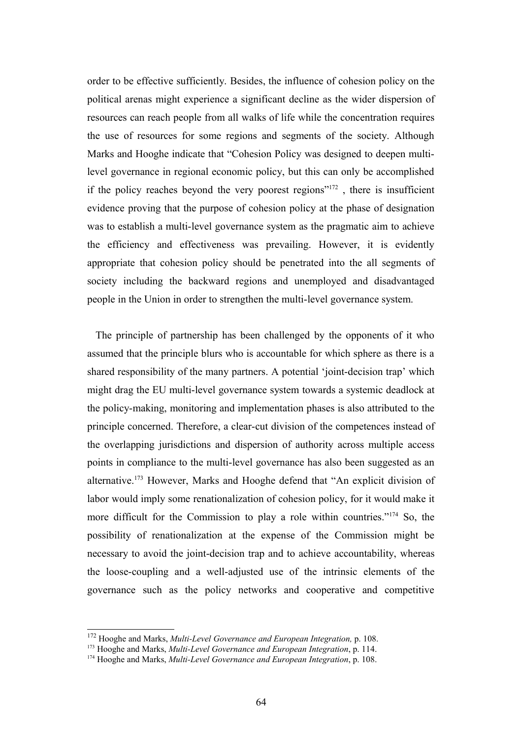order to be effective sufficiently. Besides, the influence of cohesion policy on the political arenas might experience a significant decline as the wider dispersion of resources can reach people from all walks of life while the concentration requires the use of resources for some regions and segments of the society. Although Marks and Hooghe indicate that "Cohesion Policy was designed to deepen multi-level governance in regional economic policy, but this can only be accomplished if the policy reaches beyond the very poorest regions"[172] , there is insufficient evidence proving that the purpose of cohesion policy at the phase of designation was to establish a multi-level governance system as the pragmatic aim to achieve the efficiency and effectiveness was prevailing. However, it is evidently appropriate that cohesion policy should be penetrated into the all segments of society including the backward regions and unemployed and disadvantaged people in the Union in order to strengthen the multi-level governance system.

The principle of partnership has been challenged by the opponents of it who assumed that the principle blurs who is accountable for which sphere as there is a shared responsibility of the many partners. A potential 'joint-decision trap' which might drag the EU multi-level governance system towards a systemic deadlock at the policy-making, monitoring and implementation phases is also attributed to the principle concerned. Therefore, a clear-cut division of the competences instead of the overlapping jurisdictions and dispersion of authority across multiple access points in compliance to the multi-level governance has also been suggested as an alternative.[173] However, Marks and Hooghe defend that "An explicit division of labor would imply some renationalization of cohesion policy, for it would make it more difficult for the Commission to play a role within countries."[174] So, the possibility of renationalization at the expense of the Commission might be necessary to avoid the joint-decision trap and to achieve accountability, whereas the loose-coupling and a well-adjusted use of the intrinsic elements of the governance such as the policy networks and cooperative and competitive

---

[172] Hooghe and Marks, *Multi-Level Governance and European Integration,* p. 108.
[173] Hooghe and Marks, *Multi-Level Governance and European Integration*, p. 114.
[174] Hooghe and Marks, *Multi-Level Governance and European Integration*, p. 108.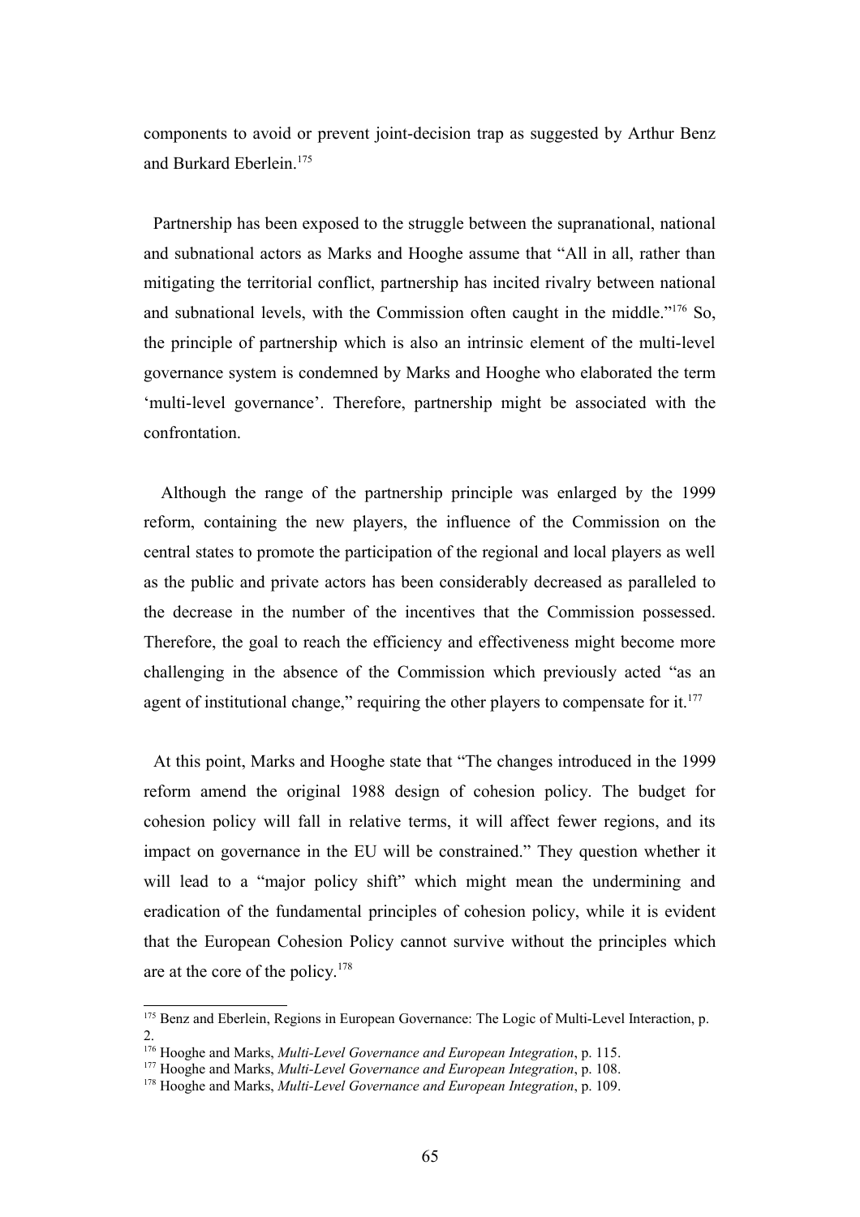components to avoid or prevent joint-decision trap as suggested by Arthur Benz and Burkard Eberlein.[175]

Partnership has been exposed to the struggle between the supranational, national and subnational actors as Marks and Hooghe assume that "All in all, rather than mitigating the territorial conflict, partnership has incited rivalry between national and subnational levels, with the Commission often caught in the middle."[176] So, the principle of partnership which is also an intrinsic element of the multi-level governance system is condemned by Marks and Hooghe who elaborated the term 'multi-level governance'. Therefore, partnership might be associated with the confrontation.

Although the range of the partnership principle was enlarged by the 1999 reform, containing the new players, the influence of the Commission on the central states to promote the participation of the regional and local players as well as the public and private actors has been considerably decreased as paralleled to the decrease in the number of the incentives that the Commission possessed. Therefore, the goal to reach the efficiency and effectiveness might become more challenging in the absence of the Commission which previously acted "as an agent of institutional change," requiring the other players to compensate for it.[177]

At this point, Marks and Hooghe state that "The changes introduced in the 1999 reform amend the original 1988 design of cohesion policy. The budget for cohesion policy will fall in relative terms, it will affect fewer regions, and its impact on governance in the EU will be constrained." They question whether it will lead to a "major policy shift" which might mean the undermining and eradication of the fundamental principles of cohesion policy, while it is evident that the European Cohesion Policy cannot survive without the principles which are at the core of the policy.[178]

---

[175] Benz and Eberlein, Regions in European Governance: The Logic of Multi-Level Interaction, p. 2.

[176] Hooghe and Marks, *Multi-Level Governance and European Integration*, p. 115.

[177] Hooghe and Marks, *Multi-Level Governance and European Integration*, p. 108.

[178] Hooghe and Marks, *Multi-Level Governance and European Integration*, p. 109.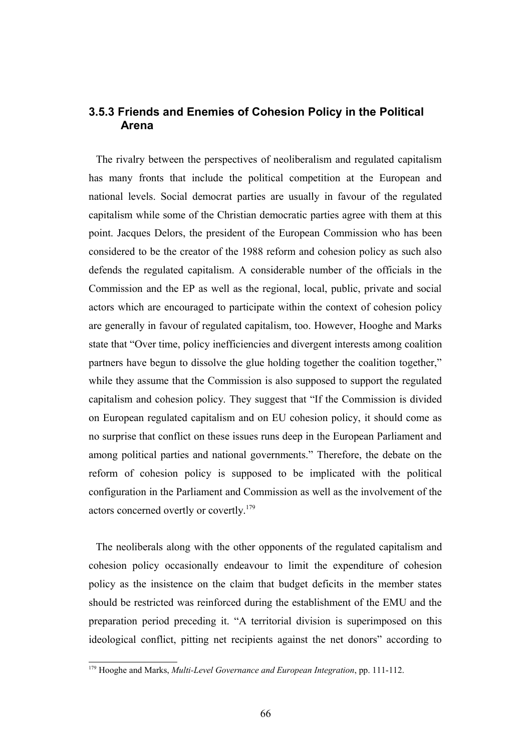### 3.5.3 Friends and Enemies of Cohesion Policy in the Political Arena

The rivalry between the perspectives of neoliberalism and regulated capitalism has many fronts that include the political competition at the European and national levels. Social democrat parties are usually in favour of the regulated capitalism while some of the Christian democratic parties agree with them at this point. Jacques Delors, the president of the European Commission who has been considered to be the creator of the 1988 reform and cohesion policy as such also defends the regulated capitalism. A considerable number of the officials in the Commission and the EP as well as the regional, local, public, private and social actors which are encouraged to participate within the context of cohesion policy are generally in favour of regulated capitalism, too. However, Hooghe and Marks state that "Over time, policy inefficiencies and divergent interests among coalition partners have begun to dissolve the glue holding together the coalition together," while they assume that the Commission is also supposed to support the regulated capitalism and cohesion policy. They suggest that "If the Commission is divided on European regulated capitalism and on EU cohesion policy, it should come as no surprise that conflict on these issues runs deep in the European Parliament and among political parties and national governments." Therefore, the debate on the reform of cohesion policy is supposed to be implicated with the political configuration in the Parliament and Commission as well as the involvement of the actors concerned overtly or covertly.[179]

The neoliberals along with the other opponents of the regulated capitalism and cohesion policy occasionally endeavour to limit the expenditure of cohesion policy as the insistence on the claim that budget deficits in the member states should be restricted was reinforced during the establishment of the EMU and the preparation period preceding it. "A territorial division is superimposed on this ideological conflict, pitting net recipients against the net donors" according to

[179] Hooghe and Marks, *Multi-Level Governance and European Integration*, pp. 111-112.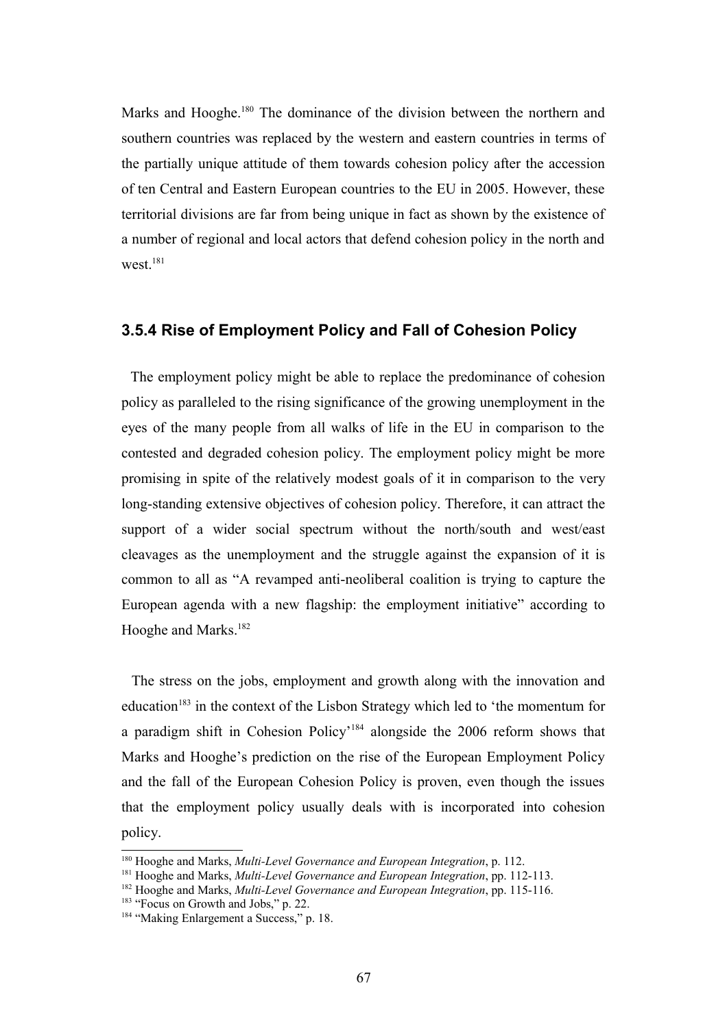Marks and Hooghe.[180] The dominance of the division between the northern and southern countries was replaced by the western and eastern countries in terms of the partially unique attitude of them towards cohesion policy after the accession of ten Central and Eastern European countries to the EU in 2005. However, these territorial divisions are far from being unique in fact as shown by the existence of a number of regional and local actors that defend cohesion policy in the north and west.[181]

### 3.5.4 Rise of Employment Policy and Fall of Cohesion Policy

The employment policy might be able to replace the predominance of cohesion policy as paralleled to the rising significance of the growing unemployment in the eyes of the many people from all walks of life in the EU in comparison to the contested and degraded cohesion policy. The employment policy might be more promising in spite of the relatively modest goals of it in comparison to the very long-standing extensive objectives of cohesion policy. Therefore, it can attract the support of a wider social spectrum without the north/south and west/east cleavages as the unemployment and the struggle against the expansion of it is common to all as "A revamped anti-neoliberal coalition is trying to capture the European agenda with a new flagship: the employment initiative" according to Hooghe and Marks.[182]

The stress on the jobs, employment and growth along with the innovation and education[183] in the context of the Lisbon Strategy which led to 'the momentum for a paradigm shift in Cohesion Policy'[184] alongside the 2006 reform shows that Marks and Hooghe's prediction on the rise of the European Employment Policy and the fall of the European Cohesion Policy is proven, even though the issues that the employment policy usually deals with is incorporated into cohesion policy.

---

[180] Hooghe and Marks, *Multi-Level Governance and European Integration*, p. 112.

[181] Hooghe and Marks, *Multi-Level Governance and European Integration*, pp. 112-113.

[182] Hooghe and Marks, *Multi-Level Governance and European Integration*, pp. 115-116.

[183] "Focus on Growth and Jobs," p. 22.

[184] "Making Enlargement a Success," p. 18.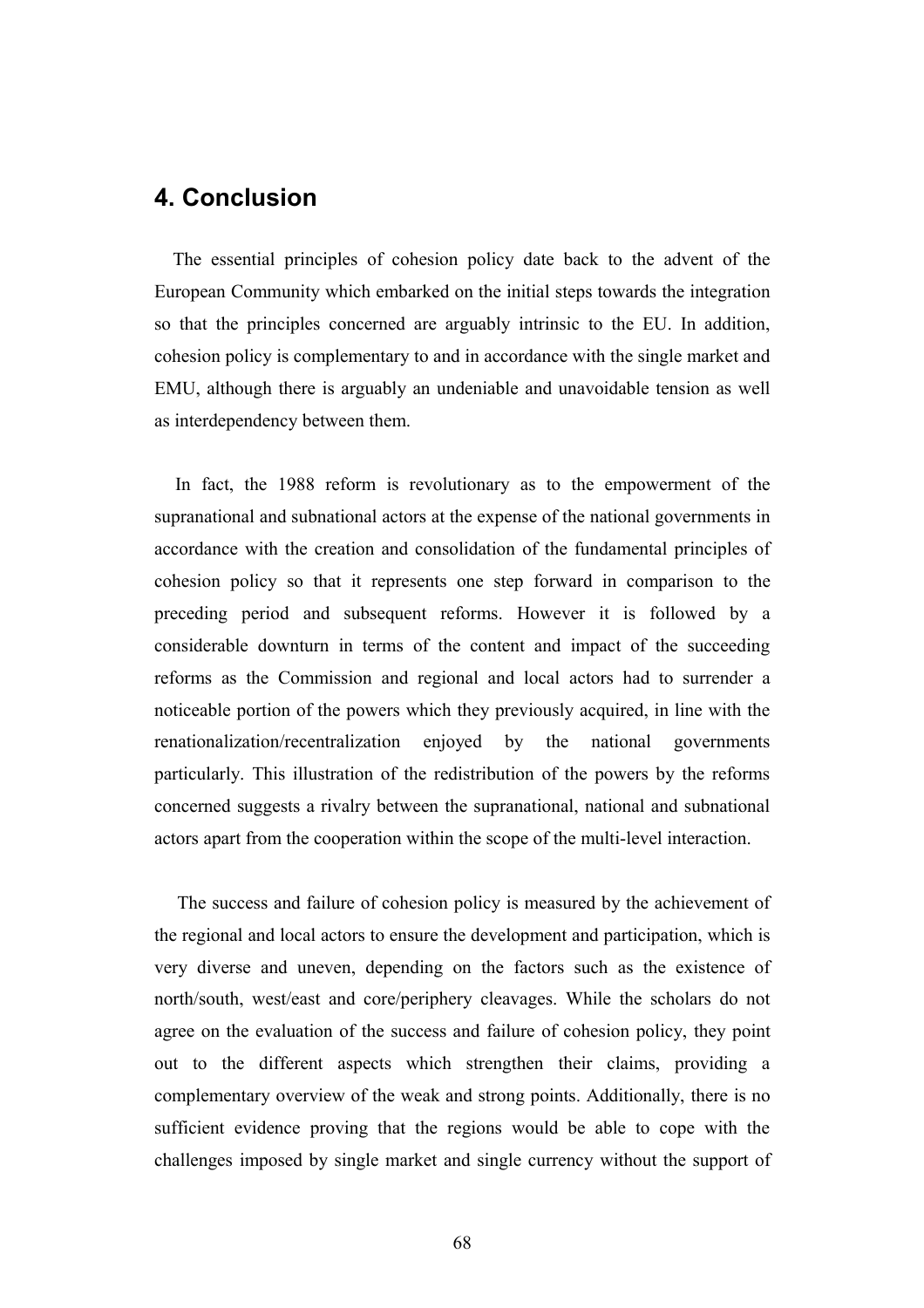## 4. Conclusion

The essential principles of cohesion policy date back to the advent of the European Community which embarked on the initial steps towards the integration so that the principles concerned are arguably intrinsic to the EU. In addition, cohesion policy is complementary to and in accordance with the single market and EMU, although there is arguably an undeniable and unavoidable tension as well as interdependency between them.

In fact, the 1988 reform is revolutionary as to the empowerment of the supranational and subnational actors at the expense of the national governments in accordance with the creation and consolidation of the fundamental principles of cohesion policy so that it represents one step forward in comparison to the preceding period and subsequent reforms. However it is followed by a considerable downturn in terms of the content and impact of the succeeding reforms as the Commission and regional and local actors had to surrender a noticeable portion of the powers which they previously acquired, in line with the renationalization/recentralization enjoyed by the national governments particularly. This illustration of the redistribution of the powers by the reforms concerned suggests a rivalry between the supranational, national and subnational actors apart from the cooperation within the scope of the multi-level interaction.

The success and failure of cohesion policy is measured by the achievement of the regional and local actors to ensure the development and participation, which is very diverse and uneven, depending on the factors such as the existence of north/south, west/east and core/periphery cleavages. While the scholars do not agree on the evaluation of the success and failure of cohesion policy, they point out to the different aspects which strengthen their claims, providing a complementary overview of the weak and strong points. Additionally, there is no sufficient evidence proving that the regions would be able to cope with the challenges imposed by single market and single currency without the support of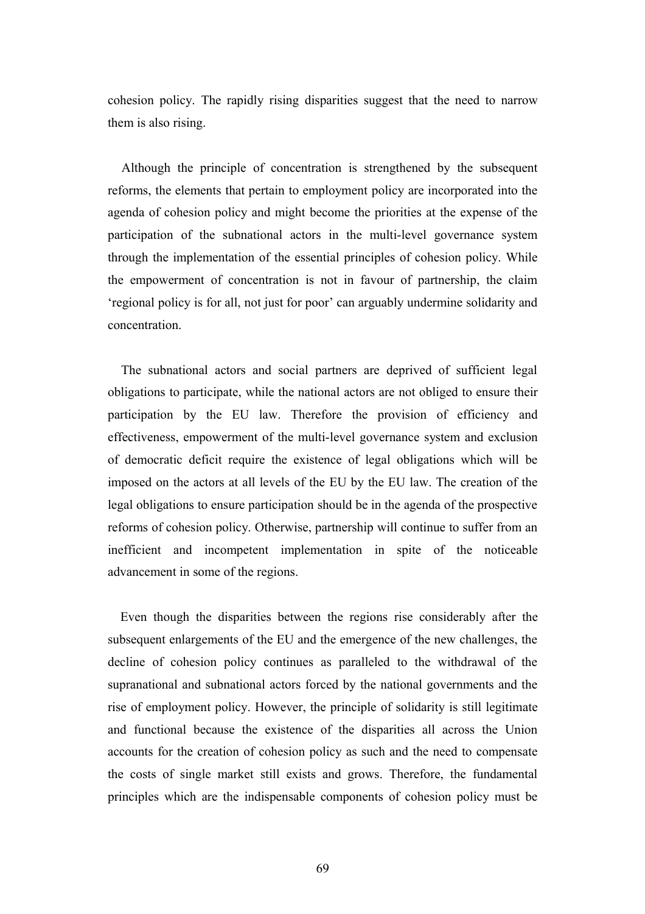cohesion policy. The rapidly rising disparities suggest that the need to narrow them is also rising.

Although the principle of concentration is strengthened by the subsequent reforms, the elements that pertain to employment policy are incorporated into the agenda of cohesion policy and might become the priorities at the expense of the participation of the subnational actors in the multi-level governance system through the implementation of the essential principles of cohesion policy. While the empowerment of concentration is not in favour of partnership, the claim 'regional policy is for all, not just for poor' can arguably undermine solidarity and concentration.

The subnational actors and social partners are deprived of sufficient legal obligations to participate, while the national actors are not obliged to ensure their participation by the EU law. Therefore the provision of efficiency and effectiveness, empowerment of the multi-level governance system and exclusion of democratic deficit require the existence of legal obligations which will be imposed on the actors at all levels of the EU by the EU law. The creation of the legal obligations to ensure participation should be in the agenda of the prospective reforms of cohesion policy. Otherwise, partnership will continue to suffer from an inefficient and incompetent implementation in spite of the noticeable advancement in some of the regions.

Even though the disparities between the regions rise considerably after the subsequent enlargements of the EU and the emergence of the new challenges, the decline of cohesion policy continues as paralleled to the withdrawal of the supranational and subnational actors forced by the national governments and the rise of employment policy. However, the principle of solidarity is still legitimate and functional because the existence of the disparities all across the Union accounts for the creation of cohesion policy as such and the need to compensate the costs of single market still exists and grows. Therefore, the fundamental principles which are the indispensable components of cohesion policy must be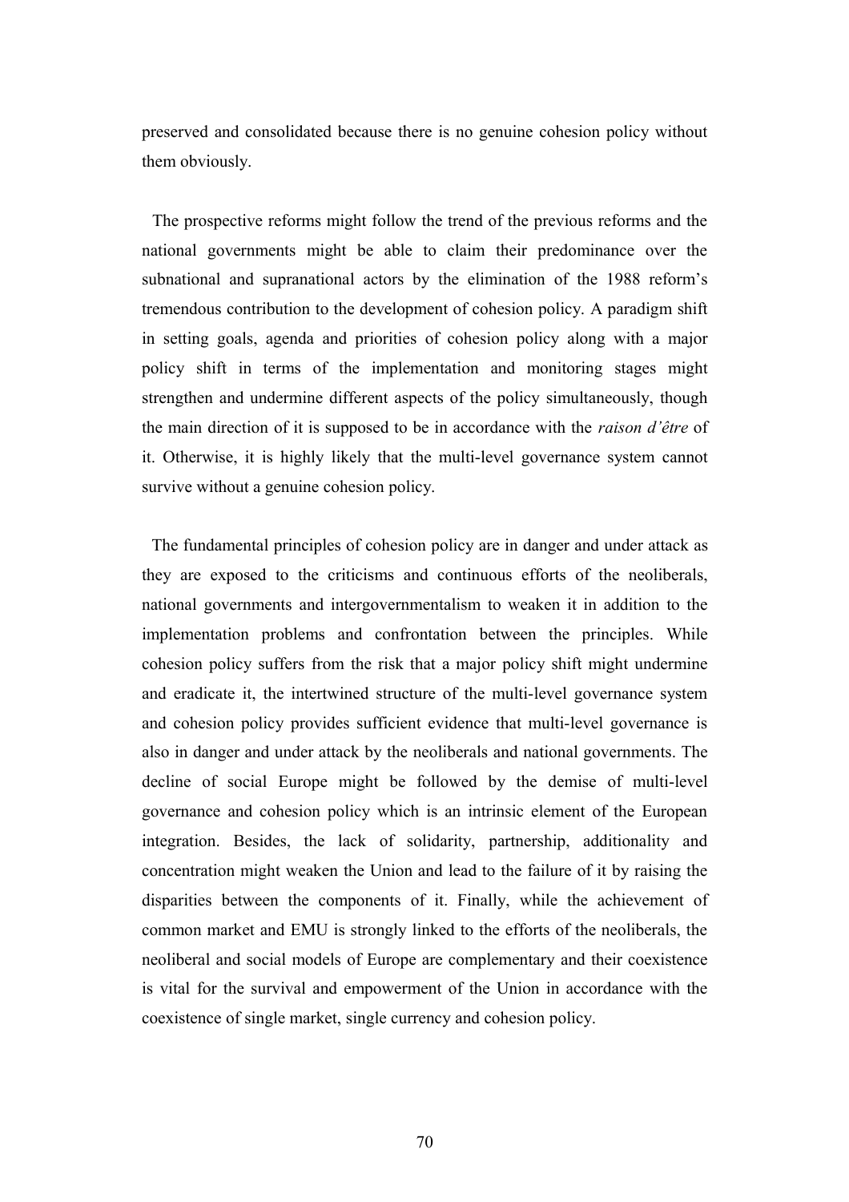preserved and consolidated because there is no genuine cohesion policy without them obviously.

The prospective reforms might follow the trend of the previous reforms and the national governments might be able to claim their predominance over the subnational and supranational actors by the elimination of the 1988 reform's tremendous contribution to the development of cohesion policy. A paradigm shift in setting goals, agenda and priorities of cohesion policy along with a major policy shift in terms of the implementation and monitoring stages might strengthen and undermine different aspects of the policy simultaneously, though the main direction of it is supposed to be in accordance with the *raison d'être* of it. Otherwise, it is highly likely that the multi-level governance system cannot survive without a genuine cohesion policy.

The fundamental principles of cohesion policy are in danger and under attack as they are exposed to the criticisms and continuous efforts of the neoliberals, national governments and intergovernmentalism to weaken it in addition to the implementation problems and confrontation between the principles. While cohesion policy suffers from the risk that a major policy shift might undermine and eradicate it, the intertwined structure of the multi-level governance system and cohesion policy provides sufficient evidence that multi-level governance is also in danger and under attack by the neoliberals and national governments. The decline of social Europe might be followed by the demise of multi-level governance and cohesion policy which is an intrinsic element of the European integration. Besides, the lack of solidarity, partnership, additionality and concentration might weaken the Union and lead to the failure of it by raising the disparities between the components of it. Finally, while the achievement of common market and EMU is strongly linked to the efforts of the neoliberals, the neoliberal and social models of Europe are complementary and their coexistence is vital for the survival and empowerment of the Union in accordance with the coexistence of single market, single currency and cohesion policy.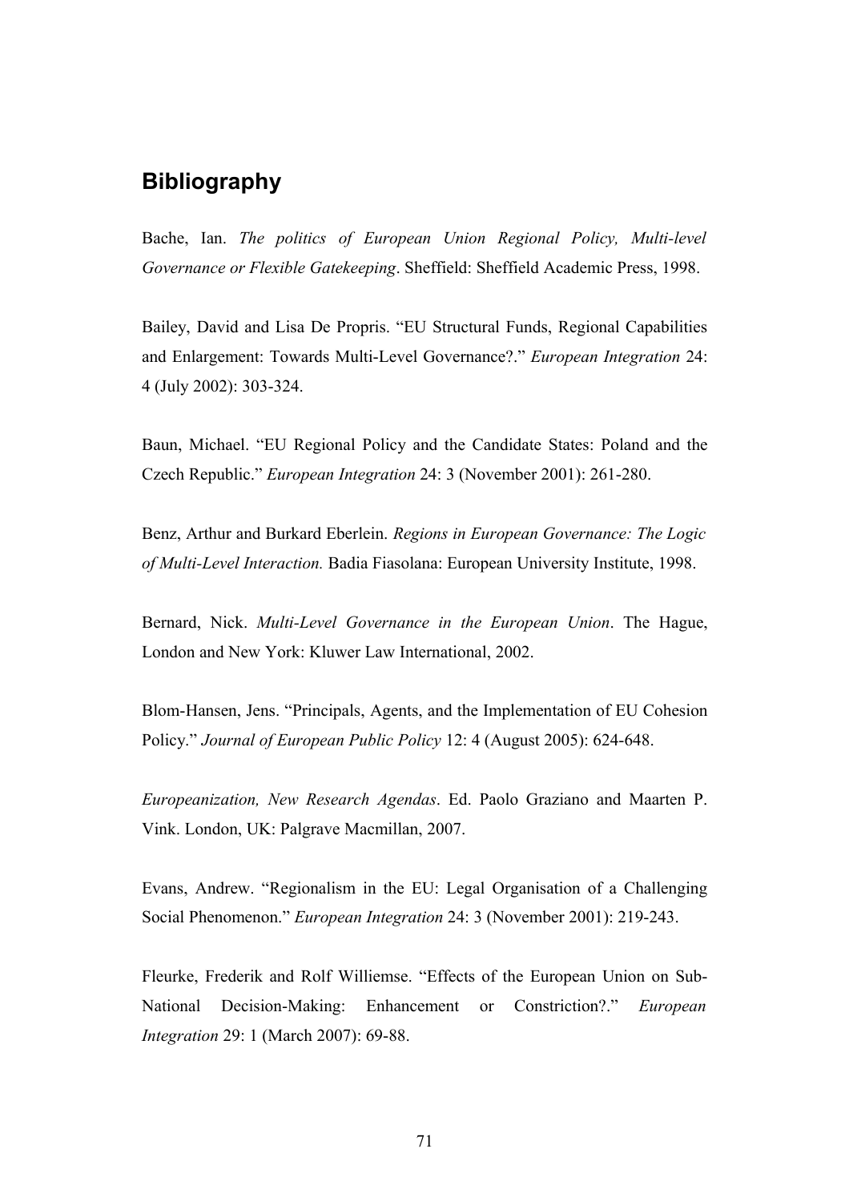## Bibliography

Bache, Ian. *The politics of European Union Regional Policy, Multi-level Governance or Flexible Gatekeeping*. Sheffield: Sheffield Academic Press, 1998.

Bailey, David and Lisa De Propris. "EU Structural Funds, Regional Capabilities and Enlargement: Towards Multi-Level Governance?." *European Integration* 24: 4 (July 2002): 303-324.

Baun, Michael. "EU Regional Policy and the Candidate States: Poland and the Czech Republic." *European Integration* 24: 3 (November 2001): 261-280.

Benz, Arthur and Burkard Eberlein. *Regions in European Governance: The Logic of Multi-Level Interaction.* Badia Fiasolana: European University Institute, 1998.

Bernard, Nick. *Multi-Level Governance in the European Union*. The Hague, London and New York: Kluwer Law International, 2002.

Blom-Hansen, Jens. "Principals, Agents, and the Implementation of EU Cohesion Policy." *Journal of European Public Policy* 12: 4 (August 2005): 624-648.

*Europeanization, New Research Agendas*. Ed. Paolo Graziano and Maarten P. Vink. London, UK: Palgrave Macmillan, 2007.

Evans, Andrew. "Regionalism in the EU: Legal Organisation of a Challenging Social Phenomenon." *European Integration* 24: 3 (November 2001): 219-243.

Fleurke, Frederik and Rolf Williemse. "Effects of the European Union on Sub-National Decision-Making: Enhancement or Constriction?." *European Integration* 29: 1 (March 2007): 69-88.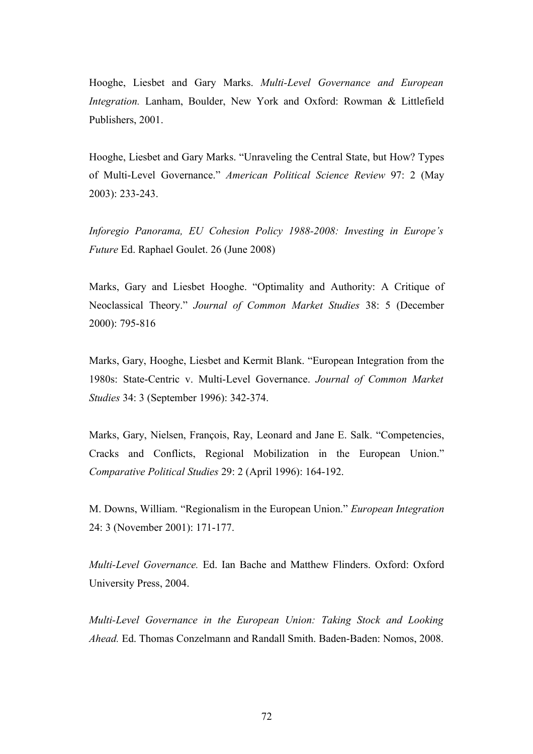Hooghe, Liesbet and Gary Marks. *Multi-Level Governance and European Integration.* Lanham, Boulder, New York and Oxford: Rowman & Littlefield Publishers, 2001.

Hooghe, Liesbet and Gary Marks. "Unraveling the Central State, but How? Types of Multi-Level Governance." *American Political Science Review* 97: 2 (May 2003): 233-243.

*Inforegio Panorama, EU Cohesion Policy 1988-2008: Investing in Europe's Future* Ed. Raphael Goulet. 26 (June 2008)

Marks, Gary and Liesbet Hooghe. "Optimality and Authority: A Critique of Neoclassical Theory." *Journal of Common Market Studies* 38: 5 (December 2000): 795-816

Marks, Gary, Hooghe, Liesbet and Kermit Blank. "European Integration from the 1980s: State-Centric v. Multi-Level Governance. *Journal of Common Market Studies* 34: 3 (September 1996): 342-374.

Marks, Gary, Nielsen, François, Ray, Leonard and Jane E. Salk. "Competencies, Cracks and Conflicts, Regional Mobilization in the European Union." *Comparative Political Studies* 29: 2 (April 1996): 164-192.

M. Downs, William. "Regionalism in the European Union." *European Integration* 24: 3 (November 2001): 171-177.

*Multi-Level Governance.* Ed. Ian Bache and Matthew Flinders. Oxford: Oxford University Press, 2004.

*Multi-Level Governance in the European Union: Taking Stock and Looking Ahead.* Ed. Thomas Conzelmann and Randall Smith. Baden-Baden: Nomos, 2008.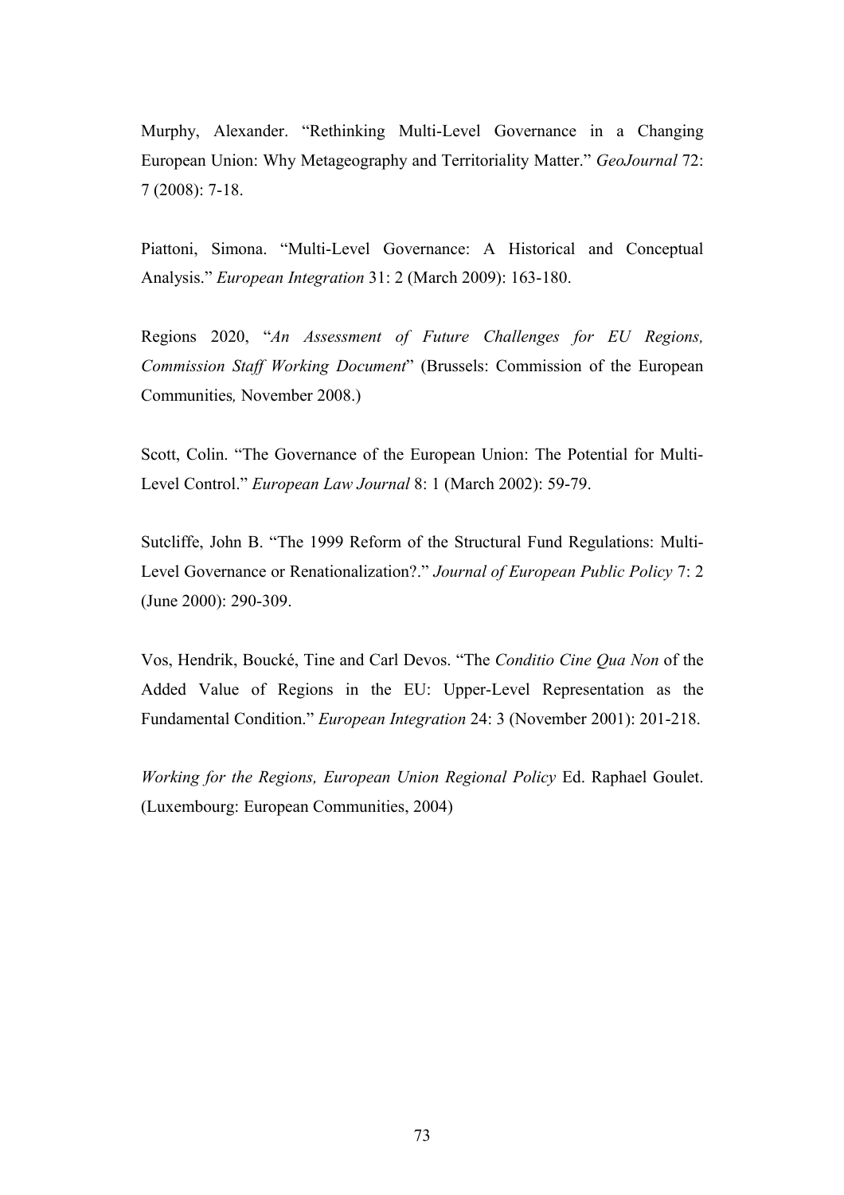Murphy, Alexander. "Rethinking Multi-Level Governance in a Changing European Union: Why Metageography and Territoriality Matter." *GeoJournal* 72: 7 (2008): 7-18.

Piattoni, Simona. "Multi-Level Governance: A Historical and Conceptual Analysis." *European Integration* 31: 2 (March 2009): 163-180.

Regions 2020, "*An Assessment of Future Challenges for EU Regions, Commission Staff Working Document*" (Brussels: Commission of the European Communities*,* November 2008.)

Scott, Colin. "The Governance of the European Union: The Potential for Multi-Level Control." *European Law Journal* 8: 1 (March 2002): 59-79.

Sutcliffe, John B. "The 1999 Reform of the Structural Fund Regulations: Multi-Level Governance or Renationalization?." *Journal of European Public Policy* 7: 2 (June 2000): 290-309.

Vos, Hendrik, Boucké, Tine and Carl Devos. "The *Conditio Cine Qua Non* of the Added Value of Regions in the EU: Upper-Level Representation as the Fundamental Condition." *European Integration* 24: 3 (November 2001): 201-218.

*Working for the Regions, European Union Regional Policy* Ed. Raphael Goulet. (Luxembourg: European Communities, 2004)